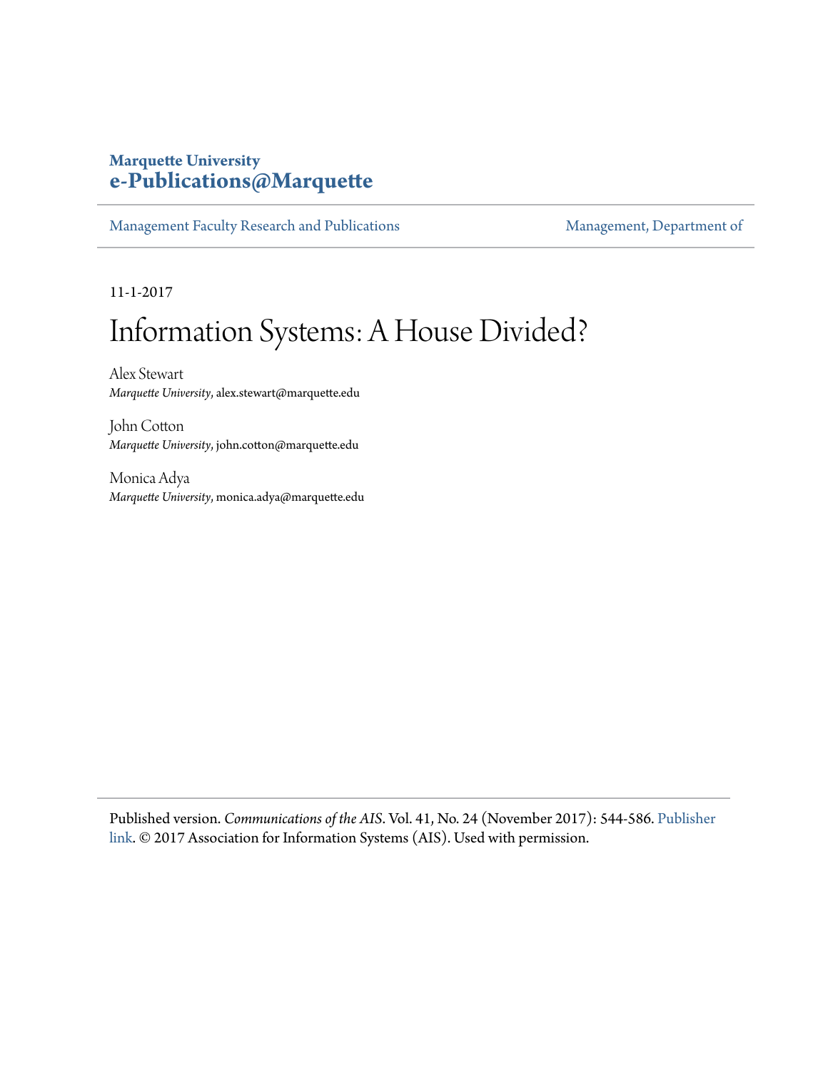**Marquette University**
**e-Publications@Marquette**

Management Faculty Research and Publications | Management, Department of

11-1-2017

# Information Systems: A House Divided?

Alex Stewart
*Marquette University*, alex.stewart@marquette.edu

John Cotton
*Marquette University*, john.cotton@marquette.edu

Monica Adya
*Marquette University*, monica.adya@marquette.edu

Published version. *Communications of the AIS*. Vol. 41, No. 24 (November 2017): 544-586. Publisher link. © 2017 Association for Information Systems (AIS). Used with permission.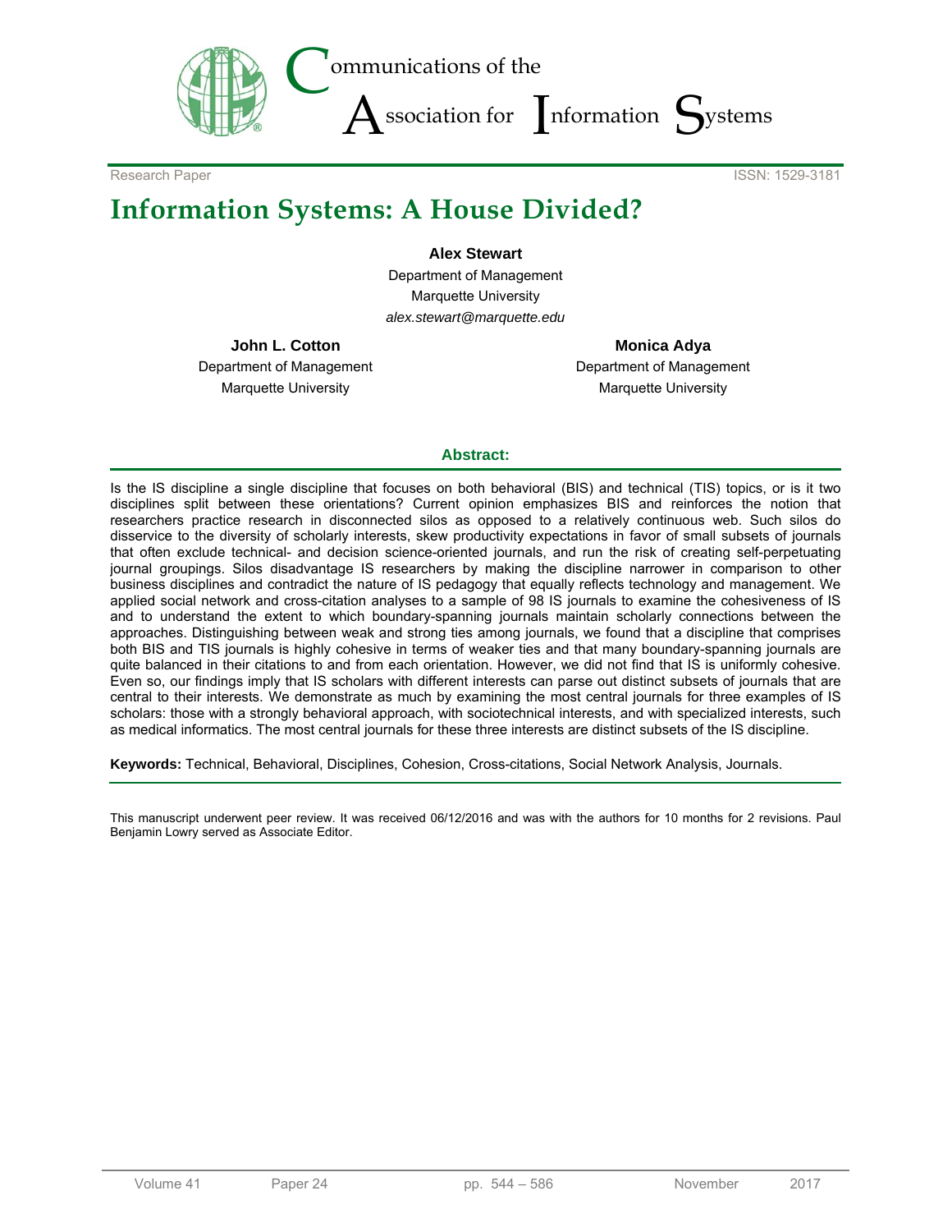# Information Systems: A House Divided?

**Alex Stewart**
Department of Management
Marquette University
*alex.stewart@marquette.edu*

**John L. Cotton**
Department of Management
Marquette University

**Monica Adya**
Department of Management
Marquette University

## Abstract:

Is the IS discipline a single discipline that focuses on both behavioral (BIS) and technical (TIS) topics, or is it two disciplines split between these orientations? Current opinion emphasizes BIS and reinforces the notion that researchers practice research in disconnected silos as opposed to a relatively continuous web. Such silos do disservice to the diversity of scholarly interests, skew productivity expectations in favor of small subsets of journals that often exclude technical- and decision science-oriented journals, and run the risk of creating self-perpetuating journal groupings. Silos disadvantage IS researchers by making the discipline narrower in comparison to other business disciplines and contradict the nature of IS pedagogy that equally reflects technology and management. We applied social network and cross-citation analyses to a sample of 98 IS journals to examine the cohesiveness of IS and to understand the extent to which boundary-spanning journals maintain scholarly connections between the approaches. Distinguishing between weak and strong ties among journals, we found that a discipline that comprises both BIS and TIS journals is highly cohesive in terms of weaker ties and that many boundary-spanning journals are quite balanced in their citations to and from each orientation. However, we did not find that IS is uniformly cohesive. Even so, our findings imply that IS scholars with different interests can parse out distinct subsets of journals that are central to their interests. We demonstrate as much by examining the most central journals for three examples of IS scholars: those with a strongly behavioral approach, with sociotechnical interests, and with specialized interests, such as medical informatics. The most central journals for these three interests are distinct subsets of the IS discipline.

**Keywords:** Technical, Behavioral, Disciplines, Cohesion, Cross-citations, Social Network Analysis, Journals.

This manuscript underwent peer review. It was received 06/12/2016 and was with the authors for 10 months for 2 revisions. Paul Benjamin Lowry served as Associate Editor.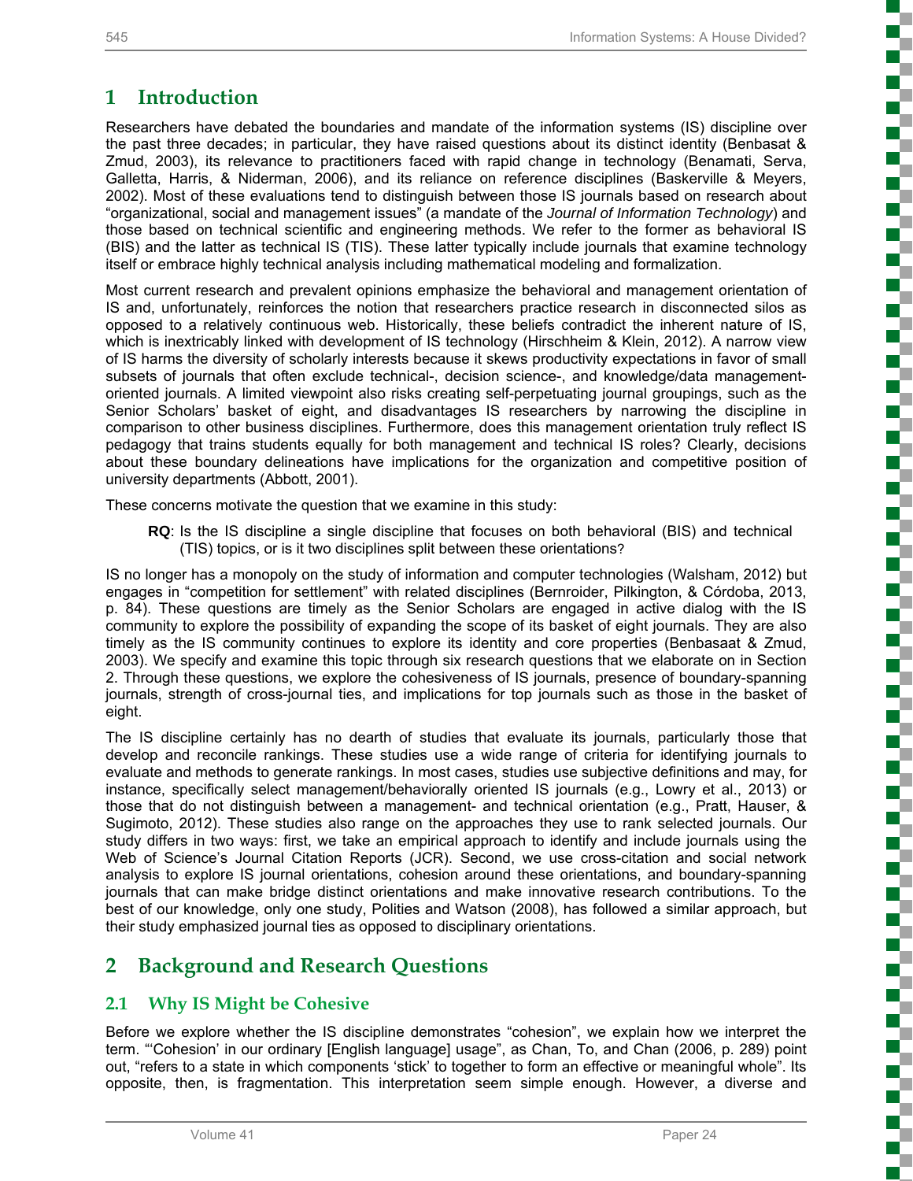# 1 Introduction

Researchers have debated the boundaries and mandate of the information systems (IS) discipline over the past three decades; in particular, they have raised questions about its distinct identity (Benbasat & Zmud, 2003), its relevance to practitioners faced with rapid change in technology (Benamati, Serva, Galletta, Harris, & Niderman, 2006), and its reliance on reference disciplines (Baskerville & Meyers, 2002). Most of these evaluations tend to distinguish between those IS journals based on research about "organizational, social and management issues" (a mandate of the *Journal of Information Technology*) and those based on technical scientific and engineering methods. We refer to the former as behavioral IS (BIS) and the latter as technical IS (TIS). These latter typically include journals that examine technology itself or embrace highly technical analysis including mathematical modeling and formalization.

Most current research and prevalent opinions emphasize the behavioral and management orientation of IS and, unfortunately, reinforces the notion that researchers practice research in disconnected silos as opposed to a relatively continuous web. Historically, these beliefs contradict the inherent nature of IS, which is inextricably linked with development of IS technology (Hirschheim & Klein, 2012). A narrow view of IS harms the diversity of scholarly interests because it skews productivity expectations in favor of small subsets of journals that often exclude technical-, decision science-, and knowledge/data management-oriented journals. A limited viewpoint also risks creating self-perpetuating journal groupings, such as the Senior Scholars' basket of eight, and disadvantages IS researchers by narrowing the discipline in comparison to other business disciplines. Furthermore, does this management orientation truly reflect IS pedagogy that trains students equally for both management and technical IS roles? Clearly, decisions about these boundary delineations have implications for the organization and competitive position of university departments (Abbott, 2001).

These concerns motivate the question that we examine in this study:

> **RQ**: Is the IS discipline a single discipline that focuses on both behavioral (BIS) and technical (TIS) topics, or is it two disciplines split between these orientations?

IS no longer has a monopoly on the study of information and computer technologies (Walsham, 2012) but engages in "competition for settlement" with related disciplines (Bernroider, Pilkington, & Córdoba, 2013, p. 84). These questions are timely as the Senior Scholars are engaged in active dialog with the IS community to explore the possibility of expanding the scope of its basket of eight journals. They are also timely as the IS community continues to explore its identity and core properties (Benbasaat & Zmud, 2003). We specify and examine this topic through six research questions that we elaborate on in Section 2. Through these questions, we explore the cohesiveness of IS journals, presence of boundary-spanning journals, strength of cross-journal ties, and implications for top journals such as those in the basket of eight.

The IS discipline certainly has no dearth of studies that evaluate its journals, particularly those that develop and reconcile rankings. These studies use a wide range of criteria for identifying journals to evaluate and methods to generate rankings. In most cases, studies use subjective definitions and may, for instance, specifically select management/behaviorally oriented IS journals (e.g., Lowry et al., 2013) or those that do not distinguish between a management- and technical orientation (e.g., Pratt, Hauser, & Sugimoto, 2012). These studies also range on the approaches they use to rank selected journals. Our study differs in two ways: first, we take an empirical approach to identify and include journals using the Web of Science's Journal Citation Reports (JCR). Second, we use cross-citation and social network analysis to explore IS journal orientations, cohesion around these orientations, and boundary-spanning journals that can make bridge distinct orientations and make innovative research contributions. To the best of our knowledge, only one study, Polities and Watson (2008), has followed a similar approach, but their study emphasized journal ties as opposed to disciplinary orientations.

# 2 Background and Research Questions

## 2.1 Why IS Might be Cohesive

Before we explore whether the IS discipline demonstrates "cohesion", we explain how we interpret the term. "'Cohesion' in our ordinary [English language] usage", as Chan, To, and Chan (2006, p. 289) point out, "refers to a state in which components 'stick' to together to form an effective or meaningful whole". Its opposite, then, is fragmentation. This interpretation seem simple enough. However, a diverse and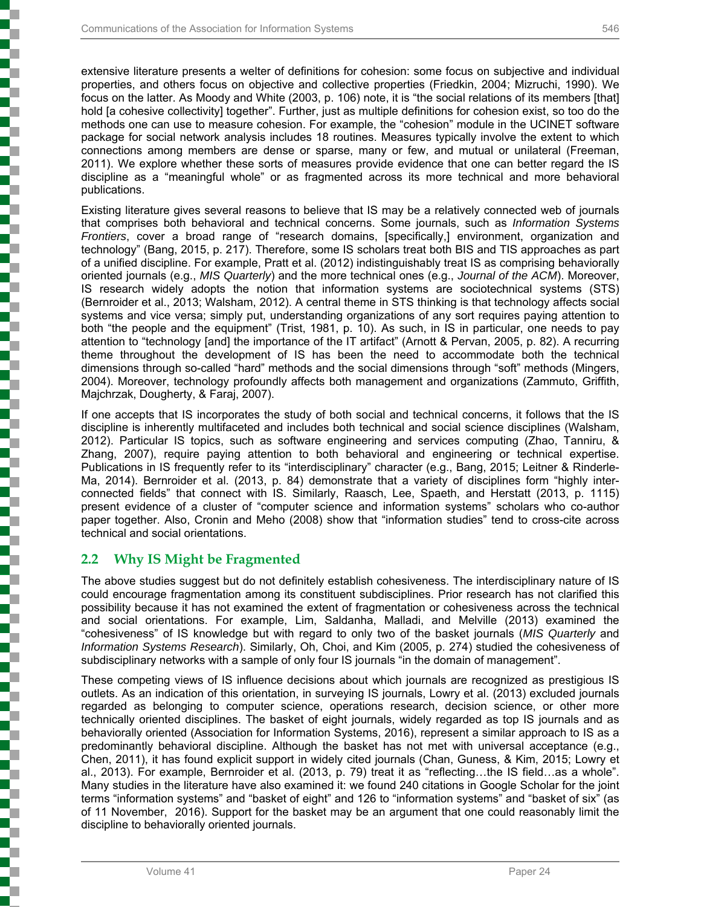extensive literature presents a welter of definitions for cohesion: some focus on subjective and individual properties, and others focus on objective and collective properties (Friedkin, 2004; Mizruchi, 1990). We focus on the latter. As Moody and White (2003, p. 106) note, it is "the social relations of its members [that] hold [a cohesive collectivity] together". Further, just as multiple definitions for cohesion exist, so too do the methods one can use to measure cohesion. For example, the "cohesion" module in the UCINET software package for social network analysis includes 18 routines. Measures typically involve the extent to which connections among members are dense or sparse, many or few, and mutual or unilateral (Freeman, 2011). We explore whether these sorts of measures provide evidence that one can better regard the IS discipline as a "meaningful whole" or as fragmented across its more technical and more behavioral publications.

Existing literature gives several reasons to believe that IS may be a relatively connected web of journals that comprises both behavioral and technical concerns. Some journals, such as *Information Systems Frontiers*, cover a broad range of "research domains, [specifically,] environment, organization and technology" (Bang, 2015, p. 217). Therefore, some IS scholars treat both BIS and TIS approaches as part of a unified discipline. For example, Pratt et al. (2012) indistinguishably treat IS as comprising behaviorally oriented journals (e.g., *MIS Quarterly*) and the more technical ones (e.g., *Journal of the ACM*). Moreover, IS research widely adopts the notion that information systems are sociotechnical systems (STS) (Bernroider et al., 2013; Walsham, 2012). A central theme in STS thinking is that technology affects social systems and vice versa; simply put, understanding organizations of any sort requires paying attention to both "the people and the equipment" (Trist, 1981, p. 10). As such, in IS in particular, one needs to pay attention to "technology [and] the importance of the IT artifact" (Arnott & Pervan, 2005, p. 82). A recurring theme throughout the development of IS has been the need to accommodate both the technical dimensions through so-called "hard" methods and the social dimensions through "soft" methods (Mingers, 2004). Moreover, technology profoundly affects both management and organizations (Zammuto, Griffith, Majchrzak, Dougherty, & Faraj, 2007).

If one accepts that IS incorporates the study of both social and technical concerns, it follows that the IS discipline is inherently multifaceted and includes both technical and social science disciplines (Walsham, 2012). Particular IS topics, such as software engineering and services computing (Zhao, Tanniru, & Zhang, 2007), require paying attention to both behavioral and engineering or technical expertise. Publications in IS frequently refer to its "interdisciplinary" character (e.g., Bang, 2015; Leitner & Rinderle-Ma, 2014). Bernroider et al. (2013, p. 84) demonstrate that a variety of disciplines form "highly inter-connected fields" that connect with IS. Similarly, Raasch, Lee, Spaeth, and Herstatt (2013, p. 1115) present evidence of a cluster of "computer science and information systems" scholars who co-author paper together. Also, Cronin and Meho (2008) show that "information studies" tend to cross-cite across technical and social orientations.

## 2.2 Why IS Might be Fragmented

The above studies suggest but do not definitely establish cohesiveness. The interdisciplinary nature of IS could encourage fragmentation among its constituent subdisciplines. Prior research has not clarified this possibility because it has not examined the extent of fragmentation or cohesiveness across the technical and social orientations. For example, Lim, Saldanha, Malladi, and Melville (2013) examined the "cohesiveness" of IS knowledge but with regard to only two of the basket journals (*MIS Quarterly* and *Information Systems Research*). Similarly, Oh, Choi, and Kim (2005, p. 274) studied the cohesiveness of subdisciplinary networks with a sample of only four IS journals "in the domain of management".

These competing views of IS influence decisions about which journals are recognized as prestigious IS outlets. As an indication of this orientation, in surveying IS journals, Lowry et al. (2013) excluded journals regarded as belonging to computer science, operations research, decision science, or other more technically oriented disciplines. The basket of eight journals, widely regarded as top IS journals and as behaviorally oriented (Association for Information Systems, 2016), represent a similar approach to IS as a predominantly behavioral discipline. Although the basket has not met with universal acceptance (e.g., Chen, 2011), it has found explicit support in widely cited journals (Chan, Guness, & Kim, 2015; Lowry et al., 2013). For example, Bernroider et al. (2013, p. 79) treat it as "reflecting…the IS field…as a whole". Many studies in the literature have also examined it: we found 240 citations in Google Scholar for the joint terms "information systems" and "basket of eight" and 126 to "information systems" and "basket of six" (as of 11 November, 2016). Support for the basket may be an argument that one could reasonably limit the discipline to behaviorally oriented journals.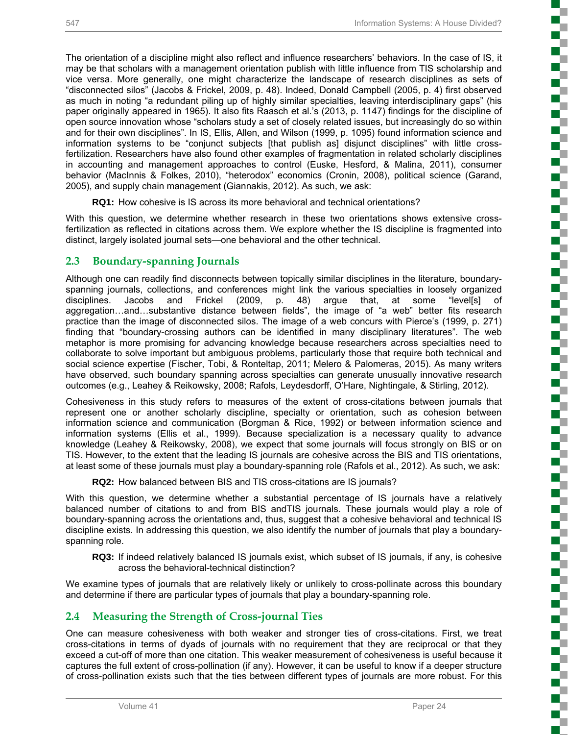The orientation of a discipline might also reflect and influence researchers' behaviors. In the case of IS, it may be that scholars with a management orientation publish with little influence from TIS scholarship and vice versa. More generally, one might characterize the landscape of research disciplines as sets of "disconnected silos" (Jacobs & Frickel, 2009, p. 48). Indeed, Donald Campbell (2005, p. 4) first observed as much in noting "a redundant piling up of highly similar specialties, leaving interdisciplinary gaps" (his paper originally appeared in 1965). It also fits Raasch et al.'s (2013, p. 1147) findings for the discipline of open source innovation whose "scholars study a set of closely related issues, but increasingly do so within and for their own disciplines". In IS, Ellis, Allen, and Wilson (1999, p. 1095) found information science and information systems to be "conjunct subjects [that publish as] disjunct disciplines" with little cross-fertilization. Researchers have also found other examples of fragmentation in related scholarly disciplines in accounting and management approaches to control (Euske, Hesford, & Malina, 2011), consumer behavior (MacInnis & Folkes, 2010), "heterodox" economics (Cronin, 2008), political science (Garand, 2005), and supply chain management (Giannakis, 2012). As such, we ask:

> **RQ1:** How cohesive is IS across its more behavioral and technical orientations?

With this question, we determine whether research in these two orientations shows extensive cross-fertilization as reflected in citations across them. We explore whether the IS discipline is fragmented into distinct, largely isolated journal sets—one behavioral and the other technical.

## 2.3 Boundary-spanning Journals

Although one can readily find disconnects between topically similar disciplines in the literature, boundary-spanning journals, collections, and conferences might link the various specialties in loosely organized disciplines. Jacobs and Frickel (2009, p. 48) argue that, at some "level[s] of aggregation…and…substantive distance between fields", the image of "a web" better fits research practice than the image of disconnected silos. The image of a web concurs with Pierce's (1999, p. 271) finding that "boundary-crossing authors can be identified in many disciplinary literatures". The web metaphor is more promising for advancing knowledge because researchers across specialties need to collaborate to solve important but ambiguous problems, particularly those that require both technical and social science expertise (Fischer, Tobi, & Ronteltap, 2011; Melero & Palomeras, 2015). As many writers have observed, such boundary spanning across specialties can generate unusually innovative research outcomes (e.g., Leahey & Reikowsky, 2008; Rafols, Leydesdorff, O'Hare, Nightingale, & Stirling, 2012).

Cohesiveness in this study refers to measures of the extent of cross-citations between journals that represent one or another scholarly discipline, specialty or orientation, such as cohesion between information science and communication (Borgman & Rice, 1992) or between information science and information systems (Ellis et al., 1999). Because specialization is a necessary quality to advance knowledge (Leahey & Reikowsky, 2008), we expect that some journals will focus strongly on BIS or on TIS. However, to the extent that the leading IS journals are cohesive across the BIS and TIS orientations, at least some of these journals must play a boundary-spanning role (Rafols et al., 2012). As such, we ask:

> **RQ2:** How balanced between BIS and TIS cross-citations are IS journals?

With this question, we determine whether a substantial percentage of IS journals have a relatively balanced number of citations to and from BIS andTIS journals. These journals would play a role of boundary-spanning across the orientations and, thus, suggest that a cohesive behavioral and technical IS discipline exists. In addressing this question, we also identify the number of journals that play a boundary-spanning role.

> **RQ3:** If indeed relatively balanced IS journals exist, which subset of IS journals, if any, is cohesive across the behavioral-technical distinction?

We examine types of journals that are relatively likely or unlikely to cross-pollinate across this boundary and determine if there are particular types of journals that play a boundary-spanning role.

## 2.4 Measuring the Strength of Cross-journal Ties

One can measure cohesiveness with both weaker and stronger ties of cross-citations. First, we treat cross-citations in terms of dyads of journals with no requirement that they are reciprocal or that they exceed a cut-off of more than one citation. This weaker measurement of cohesiveness is useful because it captures the full extent of cross-pollination (if any). However, it can be useful to know if a deeper structure of cross-pollination exists such that the ties between different types of journals are more robust. For this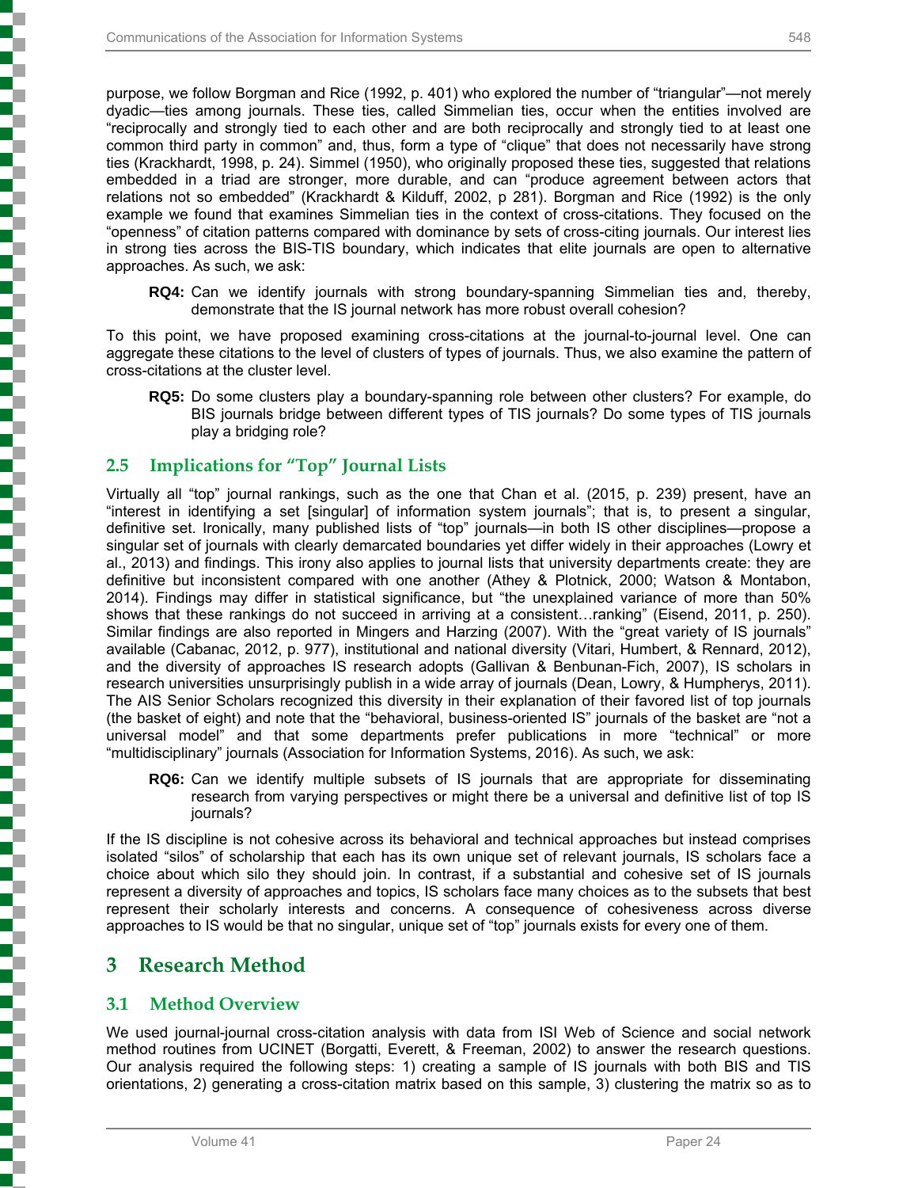purpose, we follow Borgman and Rice (1992, p. 401) who explored the number of "triangular"—not merely dyadic—ties among journals. These ties, called Simmelian ties, occur when the entities involved are "reciprocally and strongly tied to each other and are both reciprocally and strongly tied to at least one common third party in common" and, thus, form a type of "clique" that does not necessarily have strong ties (Krackhardt, 1998, p. 24). Simmel (1950), who originally proposed these ties, suggested that relations embedded in a triad are stronger, more durable, and can "produce agreement between actors that relations not so embedded" (Krackhardt & Kilduff, 2002, p 281). Borgman and Rice (1992) is the only example we found that examines Simmelian ties in the context of cross-citations. They focused on the "openness" of citation patterns compared with dominance by sets of cross-citing journals. Our interest lies in strong ties across the BIS-TIS boundary, which indicates that elite journals are open to alternative approaches. As such, we ask:

> **RQ4:** Can we identify journals with strong boundary-spanning Simmelian ties and, thereby, demonstrate that the IS journal network has more robust overall cohesion?

To this point, we have proposed examining cross-citations at the journal-to-journal level. One can aggregate these citations to the level of clusters of types of journals. Thus, we also examine the pattern of cross-citations at the cluster level.

> **RQ5:** Do some clusters play a boundary-spanning role between other clusters? For example, do BIS journals bridge between different types of TIS journals? Do some types of TIS journals play a bridging role?

### 2.5 Implications for "Top" Journal Lists

Virtually all "top" journal rankings, such as the one that Chan et al. (2015, p. 239) present, have an "interest in identifying a set [singular] of information system journals"; that is, to present a singular, definitive set. Ironically, many published lists of "top" journals—in both IS other disciplines—propose a singular set of journals with clearly demarcated boundaries yet differ widely in their approaches (Lowry et al., 2013) and findings. This irony also applies to journal lists that university departments create: they are definitive but inconsistent compared with one another (Athey & Plotnick, 2000; Watson & Montabon, 2014). Findings may differ in statistical significance, but "the unexplained variance of more than 50% shows that these rankings do not succeed in arriving at a consistent…ranking" (Eisend, 2011, p. 250). Similar findings are also reported in Mingers and Harzing (2007). With the "great variety of IS journals" available (Cabanac, 2012, p. 977), institutional and national diversity (Vitari, Humbert, & Rennard, 2012), and the diversity of approaches IS research adopts (Gallivan & Benbunan-Fich, 2007), IS scholars in research universities unsurprisingly publish in a wide array of journals (Dean, Lowry, & Humpherys, 2011). The AIS Senior Scholars recognized this diversity in their explanation of their favored list of top journals (the basket of eight) and note that the "behavioral, business-oriented IS" journals of the basket are "not a universal model" and that some departments prefer publications in more "technical" or more "multidisciplinary" journals (Association for Information Systems, 2016). As such, we ask:

> **RQ6:** Can we identify multiple subsets of IS journals that are appropriate for disseminating research from varying perspectives or might there be a universal and definitive list of top IS journals?

If the IS discipline is not cohesive across its behavioral and technical approaches but instead comprises isolated "silos" of scholarship that each has its own unique set of relevant journals, IS scholars face a choice about which silo they should join. In contrast, if a substantial and cohesive set of IS journals represent a diversity of approaches and topics, IS scholars face many choices as to the subsets that best represent their scholarly interests and concerns. A consequence of cohesiveness across diverse approaches to IS would be that no singular, unique set of "top" journals exists for every one of them.

## 3 Research Method

### 3.1 Method Overview

We used journal-journal cross-citation analysis with data from ISI Web of Science and social network method routines from UCINET (Borgatti, Everett, & Freeman, 2002) to answer the research questions. Our analysis required the following steps: 1) creating a sample of IS journals with both BIS and TIS orientations, 2) generating a cross-citation matrix based on this sample, 3) clustering the matrix so as to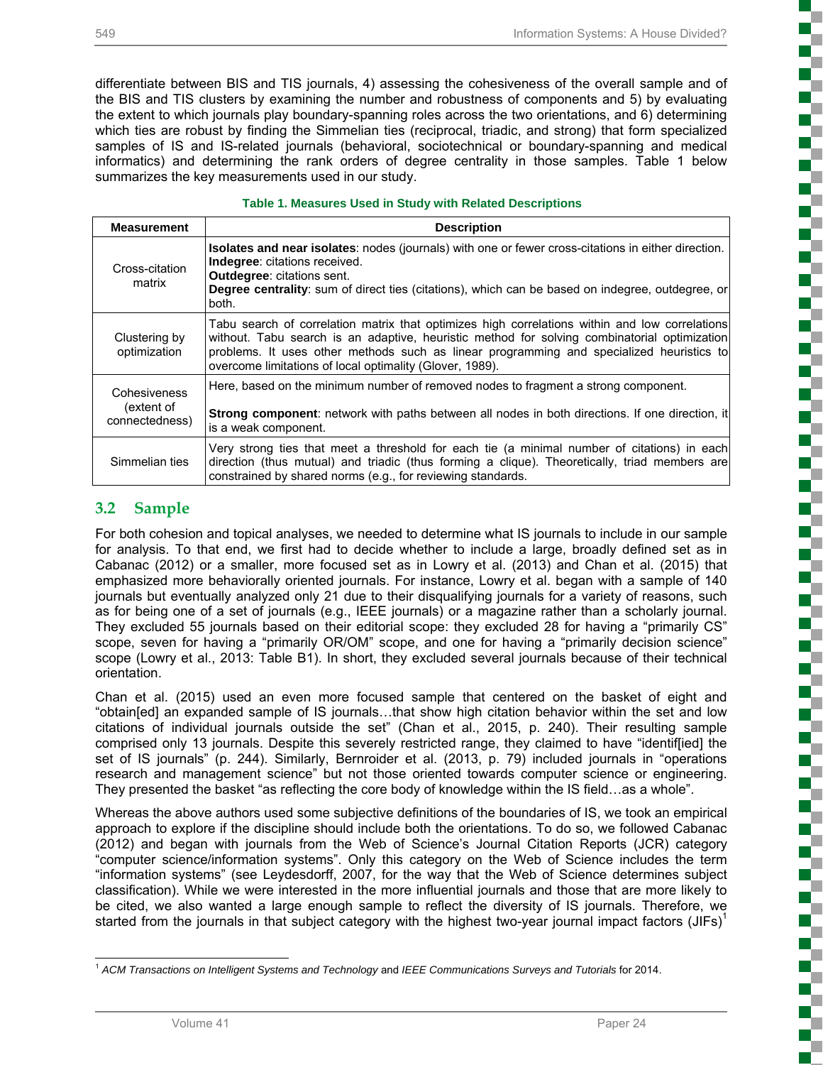differentiate between BIS and TIS journals, 4) assessing the cohesiveness of the overall sample and of the BIS and TIS clusters by examining the number and robustness of components and 5) by evaluating the extent to which journals play boundary-spanning roles across the two orientations, and 6) determining which ties are robust by finding the Simmelian ties (reciprocal, triadic, and strong) that form specialized samples of IS and IS-related journals (behavioral, sociotechnical or boundary-spanning and medical informatics) and determining the rank orders of degree centrality in those samples. Table 1 below summarizes the key measurements used in our study.

**Table 1. Measures Used in Study with Related Descriptions**

| Measurement | Description |
|---|---|
| Cross-citation matrix | **Isolates and near isolates**: nodes (journals) with one or fewer cross-citations in either direction. **Indegree**: citations received. **Outdegree**: citations sent. **Degree centrality**: sum of direct ties (citations), which can be based on indegree, outdegree, or both. |
| Clustering by optimization | Tabu search of correlation matrix that optimizes high correlations within and low correlations without. Tabu search is an adaptive, heuristic method for solving combinatorial optimization problems. It uses other methods such as linear programming and specialized heuristics to overcome limitations of local optimality (Glover, 1989). |
| Cohesiveness (extent of connectedness) | Here, based on the minimum number of removed nodes to fragment a strong component. **Strong component**: network with paths between all nodes in both directions. If one direction, it is a weak component. |
| Simmelian ties | Very strong ties that meet a threshold for each tie (a minimal number of citations) in each direction (thus mutual) and triadic (thus forming a clique). Theoretically, triad members are constrained by shared norms (e.g., for reviewing standards. |

## 3.2 Sample

For both cohesion and topical analyses, we needed to determine what IS journals to include in our sample for analysis. To that end, we first had to decide whether to include a large, broadly defined set as in Cabanac (2012) or a smaller, more focused set as in Lowry et al. (2013) and Chan et al. (2015) that emphasized more behaviorally oriented journals. For instance, Lowry et al. began with a sample of 140 journals but eventually analyzed only 21 due to their disqualifying journals for a variety of reasons, such as for being one of a set of journals (e.g., IEEE journals) or a magazine rather than a scholarly journal. They excluded 55 journals based on their editorial scope: they excluded 28 for having a "primarily CS" scope, seven for having a "primarily OR/OM" scope, and one for having a "primarily decision science" scope (Lowry et al., 2013: Table B1). In short, they excluded several journals because of their technical orientation.

Chan et al. (2015) used an even more focused sample that centered on the basket of eight and "obtain[ed] an expanded sample of IS journals…that show high citation behavior within the set and low citations of individual journals outside the set" (Chan et al., 2015, p. 240). Their resulting sample comprised only 13 journals. Despite this severely restricted range, they claimed to have "identif[ied] the set of IS journals" (p. 244). Similarly, Bernroider et al. (2013, p. 79) included journals in "operations research and management science" but not those oriented towards computer science or engineering. They presented the basket "as reflecting the core body of knowledge within the IS field…as a whole".

Whereas the above authors used some subjective definitions of the boundaries of IS, we took an empirical approach to explore if the discipline should include both the orientations. To do so, we followed Cabanac (2012) and began with journals from the Web of Science's Journal Citation Reports (JCR) category "computer science/information systems". Only this category on the Web of Science includes the term "information systems" (see Leydesdorff, 2007, for the way that the Web of Science determines subject classification). While we were interested in the more influential journals and those that are more likely to be cited, we also wanted a large enough sample to reflect the diversity of IS journals. Therefore, we started from the journals in that subject category with the highest two-year journal impact factors (JIFs)[1]

[1] *ACM Transactions on Intelligent Systems and Technology* and *IEEE Communications Surveys and Tutorials* for 2014.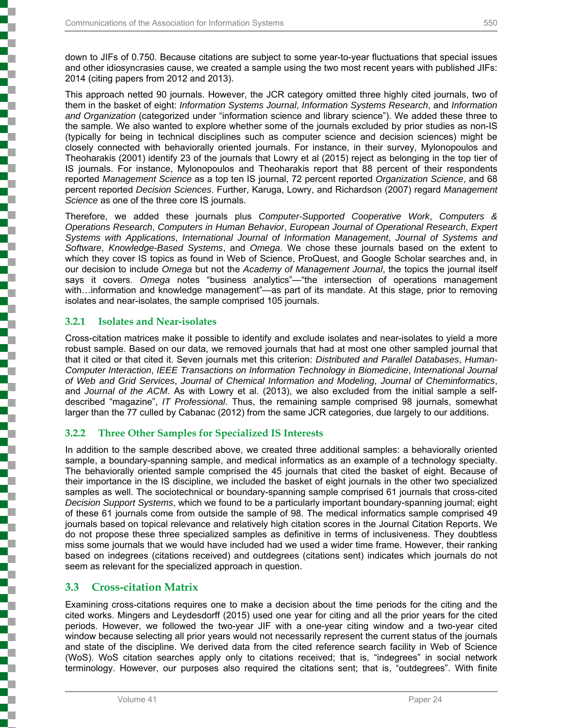down to JIFs of 0.750. Because citations are subject to some year-to-year fluctuations that special issues and other idiosyncrasies cause, we created a sample using the two most recent years with published JIFs: 2014 (citing papers from 2012 and 2013).

This approach netted 90 journals. However, the JCR category omitted three highly cited journals, two of them in the basket of eight: *Information Systems Journal*, *Information Systems Research*, and *Information and Organization* (categorized under "information science and library science"). We added these three to the sample. We also wanted to explore whether some of the journals excluded by prior studies as non-IS (typically for being in technical disciplines such as computer science and decision sciences) might be closely connected with behaviorally oriented journals. For instance, in their survey, Mylonopoulos and Theoharakis (2001) identify 23 of the journals that Lowry et al (2015) reject as belonging in the top tier of IS journals. For instance, Mylonopoulos and Theoharakis report that 88 percent of their respondents reported *Management Science* as a top ten IS journal, 72 percent reported *Organization Science*, and 68 percent reported *Decision Sciences*. Further, Karuga, Lowry, and Richardson (2007) regard *Management Science* as one of the three core IS journals.

Therefore, we added these journals plus *Computer-Supported Cooperative Work*, *Computers & Operations Research*, *Computers in Human Behavior*, *European Journal of Operational Research*, *Expert Systems with Applications*, *International Journal of Information Management*, *Journal of Systems and Software*, *Knowledge-Based Systems*, and *Omega*. We chose these journals based on the extent to which they cover IS topics as found in Web of Science, ProQuest, and Google Scholar searches and, in our decision to include *Omega* but not the *Academy of Management Journal*, the topics the journal itself says it covers. *Omega* notes "business analytics"—"the intersection of operations management with…information and knowledge management"—as part of its mandate. At this stage, prior to removing isolates and near-isolates, the sample comprised 105 journals.

### 3.2.1 Isolates and Near-isolates

Cross-citation matrices make it possible to identify and exclude isolates and near-isolates to yield a more robust sample. Based on our data, we removed journals that had at most one other sampled journal that that it cited or that cited it. Seven journals met this criterion: *Distributed and Parallel Databases*, *Human-Computer Interaction*, *IEEE Transactions on Information Technology in Biomedicine*, *International Journal of Web and Grid Services*, *Journal of Chemical Information and Modeling*, *Journal of Cheminformatics*, and *Journal of the ACM*. As with Lowry et al. (2013), we also excluded from the initial sample a self-described "magazine", *IT Professional*. Thus, the remaining sample comprised 98 journals, somewhat larger than the 77 culled by Cabanac (2012) from the same JCR categories, due largely to our additions.

### 3.2.2 Three Other Samples for Specialized IS Interests

In addition to the sample described above, we created three additional samples: a behaviorally oriented sample, a boundary-spanning sample, and medical informatics as an example of a technology specialty. The behaviorally oriented sample comprised the 45 journals that cited the basket of eight. Because of their importance in the IS discipline, we included the basket of eight journals in the other two specialized samples as well. The sociotechnical or boundary-spanning sample comprised 61 journals that cross-cited *Decision Support Systems*, which we found to be a particularly important boundary-spanning journal; eight of these 61 journals come from outside the sample of 98. The medical informatics sample comprised 49 journals based on topical relevance and relatively high citation scores in the Journal Citation Reports. We do not propose these three specialized samples as definitive in terms of inclusiveness. They doubtless miss some journals that we would have included had we used a wider time frame. However, their ranking based on indegrees (citations received) and outdegrees (citations sent) indicates which journals do not seem as relevant for the specialized approach in question.

## 3.3 Cross-citation Matrix

Examining cross-citations requires one to make a decision about the time periods for the citing and the cited works. Mingers and Leydesdorff (2015) used one year for citing and all the prior years for the cited periods. However, we followed the two-year JIF with a one-year citing window and a two-year cited window because selecting all prior years would not necessarily represent the current status of the journals and state of the discipline. We derived data from the cited reference search facility in Web of Science (WoS). WoS citation searches apply only to citations received; that is, "indegrees" in social network terminology. However, our purposes also required the citations sent; that is, "outdegrees". With finite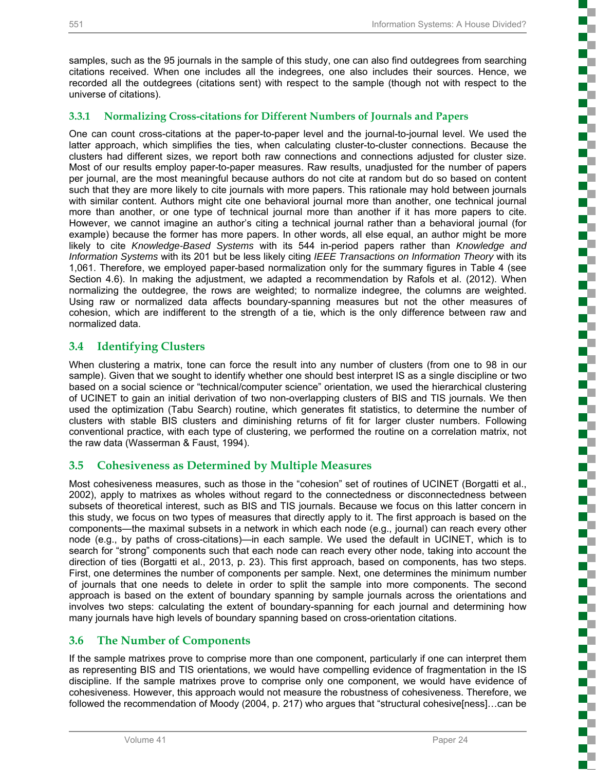samples, such as the 95 journals in the sample of this study, one can also find outdegrees from searching citations received. When one includes all the indegrees, one also includes their sources. Hence, we recorded all the outdegrees (citations sent) with respect to the sample (though not with respect to the universe of citations).

#### 3.3.1 Normalizing Cross-citations for Different Numbers of Journals and Papers

One can count cross-citations at the paper-to-paper level and the journal-to-journal level. We used the latter approach, which simplifies the ties, when calculating cluster-to-cluster connections. Because the clusters had different sizes, we report both raw connections and connections adjusted for cluster size. Most of our results employ paper-to-paper measures. Raw results, unadjusted for the number of papers per journal, are the most meaningful because authors do not cite at random but do so based on content such that they are more likely to cite journals with more papers. This rationale may hold between journals with similar content. Authors might cite one behavioral journal more than another, one technical journal more than another, or one type of technical journal more than another if it has more papers to cite. However, we cannot imagine an author's citing a technical journal rather than a behavioral journal (for example) because the former has more papers. In other words, all else equal, an author might be more likely to cite *Knowledge-Based Systems* with its 544 in-period papers rather than *Knowledge and Information Systems* with its 201 but be less likely citing *IEEE Transactions on Information Theory* with its 1,061. Therefore, we employed paper-based normalization only for the summary figures in Table 4 (see Section 4.6). In making the adjustment, we adapted a recommendation by Rafols et al. (2012). When normalizing the outdegree, the rows are weighted; to normalize indegree, the columns are weighted. Using raw or normalized data affects boundary-spanning measures but not the other measures of cohesion, which are indifferent to the strength of a tie, which is the only difference between raw and normalized data.

### 3.4 Identifying Clusters

When clustering a matrix, tone can force the result into any number of clusters (from one to 98 in our sample). Given that we sought to identify whether one should best interpret IS as a single discipline or two based on a social science or "technical/computer science" orientation, we used the hierarchical clustering of UCINET to gain an initial derivation of two non-overlapping clusters of BIS and TIS journals. We then used the optimization (Tabu Search) routine, which generates fit statistics, to determine the number of clusters with stable BIS clusters and diminishing returns of fit for larger cluster numbers. Following conventional practice, with each type of clustering, we performed the routine on a correlation matrix, not the raw data (Wasserman & Faust, 1994).

### 3.5 Cohesiveness as Determined by Multiple Measures

Most cohesiveness measures, such as those in the "cohesion" set of routines of UCINET (Borgatti et al., 2002), apply to matrixes as wholes without regard to the connectedness or disconnectedness between subsets of theoretical interest, such as BIS and TIS journals. Because we focus on this latter concern in this study, we focus on two types of measures that directly apply to it. The first approach is based on the components—the maximal subsets in a network in which each node (e.g., journal) can reach every other node (e.g., by paths of cross-citations)—in each sample. We used the default in UCINET, which is to search for "strong" components such that each node can reach every other node, taking into account the direction of ties (Borgatti et al., 2013, p. 23). This first approach, based on components, has two steps. First, one determines the number of components per sample. Next, one determines the minimum number of journals that one needs to delete in order to split the sample into more components. The second approach is based on the extent of boundary spanning by sample journals across the orientations and involves two steps: calculating the extent of boundary-spanning for each journal and determining how many journals have high levels of boundary spanning based on cross-orientation citations.

### 3.6 The Number of Components

If the sample matrixes prove to comprise more than one component, particularly if one can interpret them as representing BIS and TIS orientations, we would have compelling evidence of fragmentation in the IS discipline. If the sample matrixes prove to comprise only one component, we would have evidence of cohesiveness. However, this approach would not measure the robustness of cohesiveness. Therefore, we followed the recommendation of Moody (2004, p. 217) who argues that "structural cohesive[ness]…can be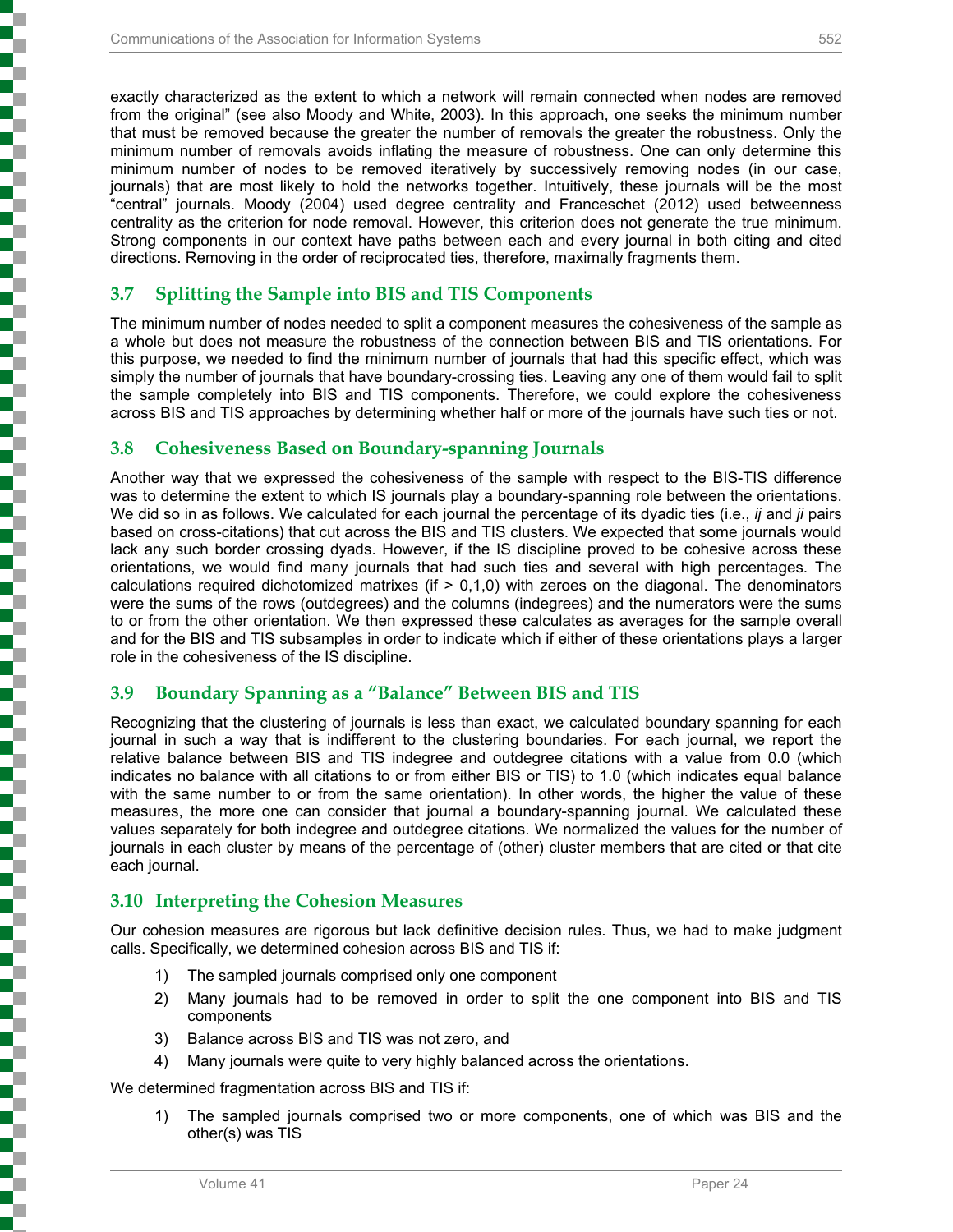exactly characterized as the extent to which a network will remain connected when nodes are removed from the original" (see also Moody and White, 2003). In this approach, one seeks the minimum number that must be removed because the greater the number of removals the greater the robustness. Only the minimum number of removals avoids inflating the measure of robustness. One can only determine this minimum number of nodes to be removed iteratively by successively removing nodes (in our case, journals) that are most likely to hold the networks together. Intuitively, these journals will be the most "central" journals. Moody (2004) used degree centrality and Franceschet (2012) used betweenness centrality as the criterion for node removal. However, this criterion does not generate the true minimum. Strong components in our context have paths between each and every journal in both citing and cited directions. Removing in the order of reciprocated ties, therefore, maximally fragments them.

## 3.7 Splitting the Sample into BIS and TIS Components

The minimum number of nodes needed to split a component measures the cohesiveness of the sample as a whole but does not measure the robustness of the connection between BIS and TIS orientations. For this purpose, we needed to find the minimum number of journals that had this specific effect, which was simply the number of journals that have boundary-crossing ties. Leaving any one of them would fail to split the sample completely into BIS and TIS components. Therefore, we could explore the cohesiveness across BIS and TIS approaches by determining whether half or more of the journals have such ties or not.

## 3.8 Cohesiveness Based on Boundary-spanning Journals

Another way that we expressed the cohesiveness of the sample with respect to the BIS-TIS difference was to determine the extent to which IS journals play a boundary-spanning role between the orientations. We did so in as follows. We calculated for each journal the percentage of its dyadic ties (i.e., *ij* and *ji* pairs based on cross-citations) that cut across the BIS and TIS clusters. We expected that some journals would lack any such border crossing dyads. However, if the IS discipline proved to be cohesive across these orientations, we would find many journals that had such ties and several with high percentages. The calculations required dichotomized matrixes (if > 0,1,0) with zeroes on the diagonal. The denominators were the sums of the rows (outdegrees) and the columns (indegrees) and the numerators were the sums to or from the other orientation. We then expressed these calculates as averages for the sample overall and for the BIS and TIS subsamples in order to indicate which if either of these orientations plays a larger role in the cohesiveness of the IS discipline.

## 3.9 Boundary Spanning as a "Balance" Between BIS and TIS

Recognizing that the clustering of journals is less than exact, we calculated boundary spanning for each journal in such a way that is indifferent to the clustering boundaries. For each journal, we report the relative balance between BIS and TIS indegree and outdegree citations with a value from 0.0 (which indicates no balance with all citations to or from either BIS or TIS) to 1.0 (which indicates equal balance with the same number to or from the same orientation). In other words, the higher the value of these measures, the more one can consider that journal a boundary-spanning journal. We calculated these values separately for both indegree and outdegree citations. We normalized the values for the number of journals in each cluster by means of the percentage of (other) cluster members that are cited or that cite each journal.

## 3.10 Interpreting the Cohesion Measures

Our cohesion measures are rigorous but lack definitive decision rules. Thus, we had to make judgment calls. Specifically, we determined cohesion across BIS and TIS if:

1) The sampled journals comprised only one component
2) Many journals had to be removed in order to split the one component into BIS and TIS components
3) Balance across BIS and TIS was not zero, and
4) Many journals were quite to very highly balanced across the orientations.

We determined fragmentation across BIS and TIS if:

1) The sampled journals comprised two or more components, one of which was BIS and the other(s) was TIS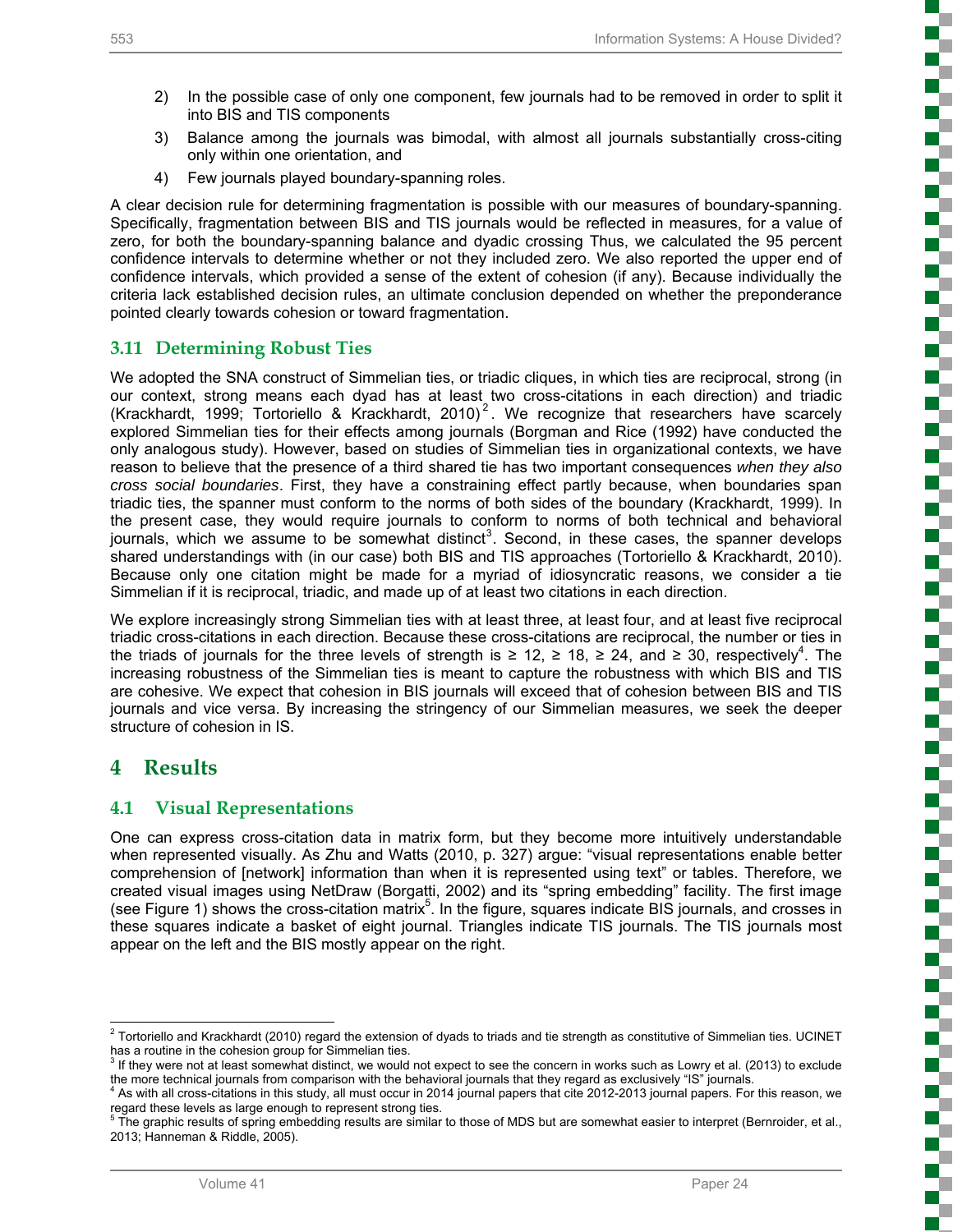2) In the possible case of only one component, few journals had to be removed in order to split it into BIS and TIS components
3) Balance among the journals was bimodal, with almost all journals substantially cross-citing only within one orientation, and
4) Few journals played boundary-spanning roles.

A clear decision rule for determining fragmentation is possible with our measures of boundary-spanning. Specifically, fragmentation between BIS and TIS journals would be reflected in measures, for a value of zero, for both the boundary-spanning balance and dyadic crossing Thus, we calculated the 95 percent confidence intervals to determine whether or not they included zero. We also reported the upper end of confidence intervals, which provided a sense of the extent of cohesion (if any). Because individually the criteria lack established decision rules, an ultimate conclusion depended on whether the preponderance pointed clearly towards cohesion or toward fragmentation.

### 3.11 Determining Robust Ties

We adopted the SNA construct of Simmelian ties, or triadic cliques, in which ties are reciprocal, strong (in our context, strong means each dyad has at least two cross-citations in each direction) and triadic (Krackhardt, 1999; Tortoriello & Krackhardt, 2010)[2]. We recognize that researchers have scarcely explored Simmelian ties for their effects among journals (Borgman and Rice (1992) have conducted the only analogous study). However, based on studies of Simmelian ties in organizational contexts, we have reason to believe that the presence of a third shared tie has two important consequences *when they also cross social boundaries*. First, they have a constraining effect partly because, when boundaries span triadic ties, the spanner must conform to the norms of both sides of the boundary (Krackhardt, 1999). In the present case, they would require journals to conform to norms of both technical and behavioral journals, which we assume to be somewhat distinct[3]. Second, in these cases, the spanner develops shared understandings with (in our case) both BIS and TIS approaches (Tortoriello & Krackhardt, 2010). Because only one citation might be made for a myriad of idiosyncratic reasons, we consider a tie Simmelian if it is reciprocal, triadic, and made up of at least two citations in each direction.

We explore increasingly strong Simmelian ties with at least three, at least four, and at least five reciprocal triadic cross-citations in each direction. Because these cross-citations are reciprocal, the number or ties in the triads of journals for the three levels of strength is ≥ 12, ≥ 18, ≥ 24, and ≥ 30, respectively[4]. The increasing robustness of the Simmelian ties is meant to capture the robustness with which BIS and TIS are cohesive. We expect that cohesion in BIS journals will exceed that of cohesion between BIS and TIS journals and vice versa. By increasing the stringency of our Simmelian measures, we seek the deeper structure of cohesion in IS.

## 4 Results

### 4.1 Visual Representations

One can express cross-citation data in matrix form, but they become more intuitively understandable when represented visually. As Zhu and Watts (2010, p. 327) argue: "visual representations enable better comprehension of [network] information than when it is represented using text" or tables. Therefore, we created visual images using NetDraw (Borgatti, 2002) and its "spring embedding" facility. The first image (see Figure 1) shows the cross-citation matrix[5]. In the figure, squares indicate BIS journals, and crosses in these squares indicate a basket of eight journal. Triangles indicate TIS journals. The TIS journals most appear on the left and the BIS mostly appear on the right.

---

[2] Tortoriello and Krackhardt (2010) regard the extension of dyads to triads and tie strength as constitutive of Simmelian ties. UCINET has a routine in the cohesion group for Simmelian ties.

[3] If they were not at least somewhat distinct, we would not expect to see the concern in works such as Lowry et al. (2013) to exclude the more technical journals from comparison with the behavioral journals that they regard as exclusively "IS" journals.

[4] As with all cross-citations in this study, all must occur in 2014 journal papers that cite 2012-2013 journal papers. For this reason, we regard these levels as large enough to represent strong ties.

[5] The graphic results of spring embedding results are similar to those of MDS but are somewhat easier to interpret (Bernroider, et al., 2013; Hanneman & Riddle, 2005).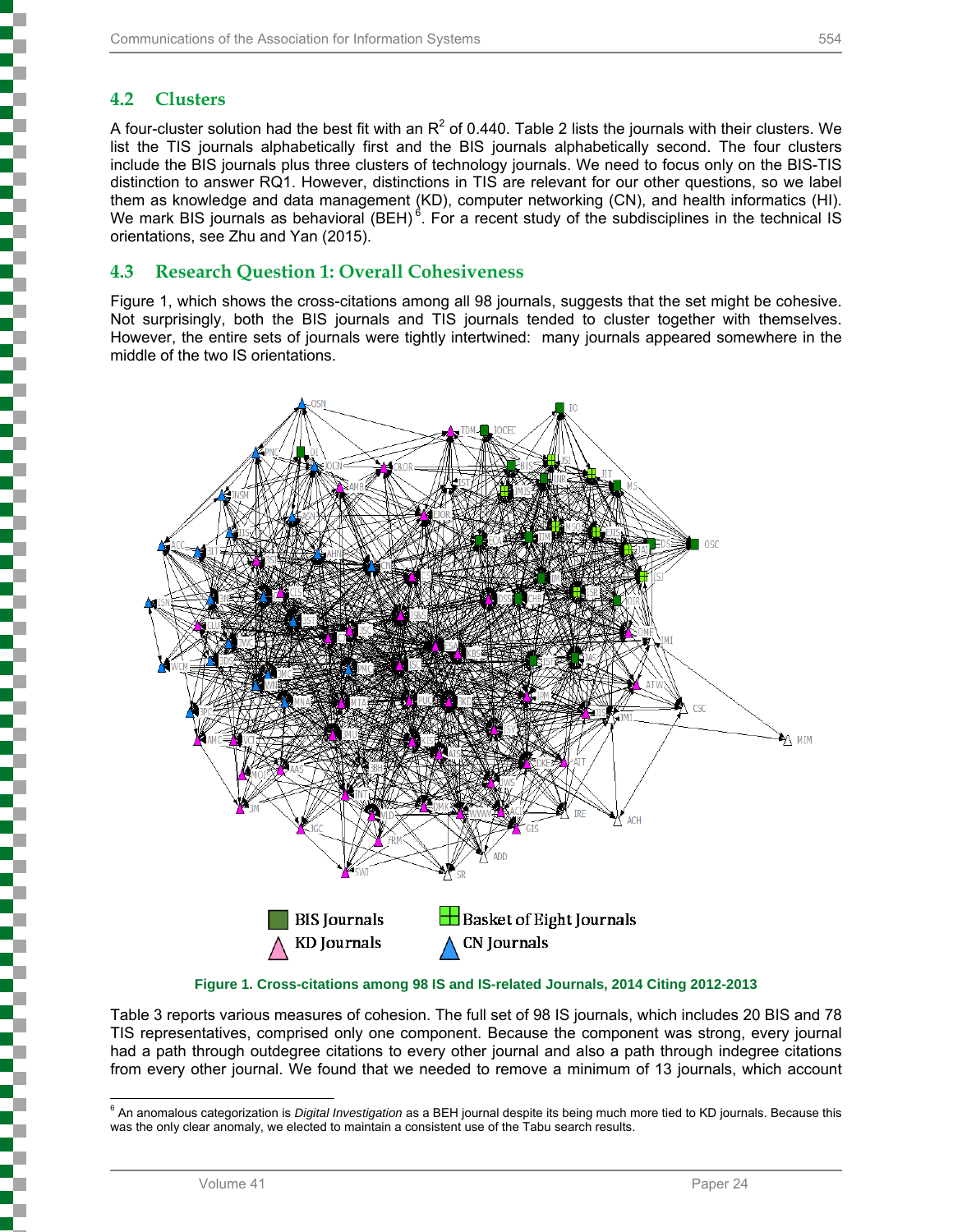## 4.2 Clusters

A four-cluster solution had the best fit with an $R^2$ of 0.440. Table 2 lists the journals with their clusters. We list the TIS journals alphabetically first and the BIS journals alphabetically second. The four clusters include the BIS journals plus three clusters of technology journals. We need to focus only on the BIS-TIS distinction to answer RQ1. However, distinctions in TIS are relevant for our other questions, so we label them as knowledge and data management (KD), computer networking (CN), and health informatics (HI). We mark BIS journals as behavioral (BEH)[6]. For a recent study of the subdisciplines in the technical IS orientations, see Zhu and Yan (2015).

## 4.3 Research Question 1: Overall Cohesiveness

Figure 1, which shows the cross-citations among all 98 journals, suggests that the set might be cohesive. Not surprisingly, both the BIS journals and TIS journals tended to cluster together with themselves. However, the entire sets of journals were tightly intertwined: many journals appeared somewhere in the middle of the two IS orientations.

BIS Journals | Basket of Eight Journals | KD Journals | CN Journals

**Figure 1. Cross-citations among 98 IS and IS-related Journals, 2014 Citing 2012-2013**

Table 3 reports various measures of cohesion. The full set of 98 IS journals, which includes 20 BIS and 78 TIS representatives, comprised only one component. Because the component was strong, every journal had a path through outdegree citations to every other journal and also a path through indegree citations from every other journal. We found that we needed to remove a minimum of 13 journals, which account

---

[6] An anomalous categorization is *Digital Investigation* as a BEH journal despite its being much more tied to KD journals. Because this was the only clear anomaly, we elected to maintain a consistent use of the Tabu search results.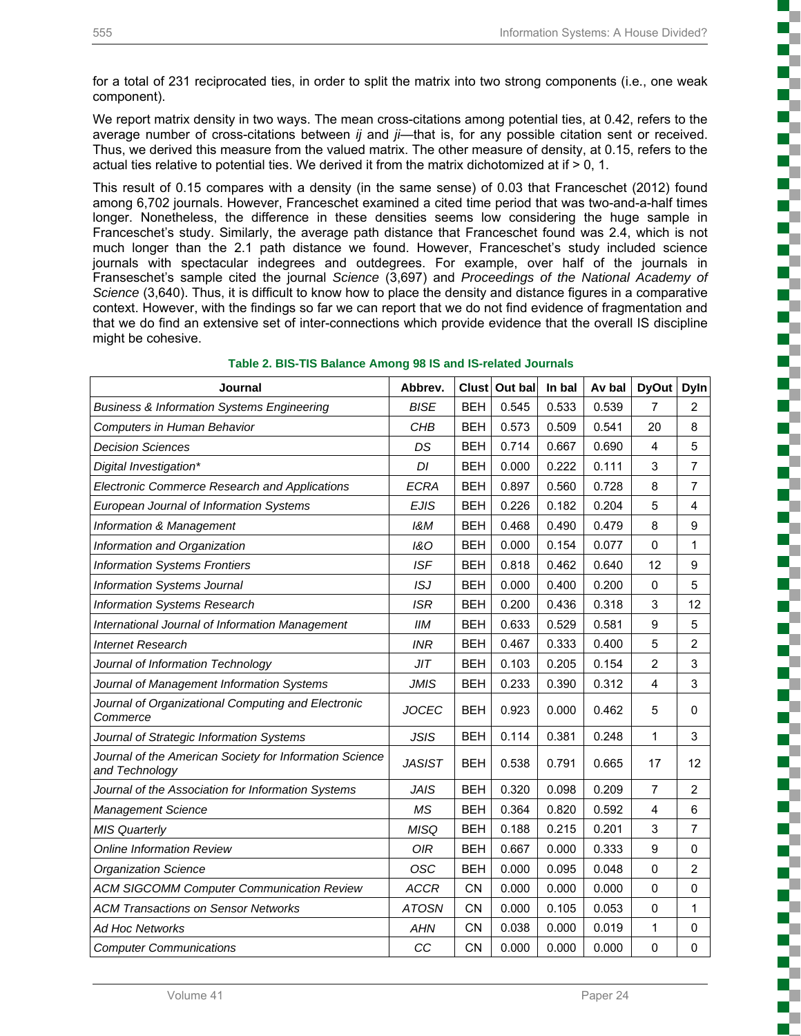for a total of 231 reciprocated ties, in order to split the matrix into two strong components (i.e., one weak component).

We report matrix density in two ways. The mean cross-citations among potential ties, at 0.42, refers to the average number of cross-citations between *ij* and *ji*—that is, for any possible citation sent or received. Thus, we derived this measure from the valued matrix. The other measure of density, at 0.15, refers to the actual ties relative to potential ties. We derived it from the matrix dichotomized at if > 0, 1.

This result of 0.15 compares with a density (in the same sense) of 0.03 that Franceschet (2012) found among 6,702 journals. However, Franceschet examined a cited time period that was two-and-a-half times longer. Nonetheless, the difference in these densities seems low considering the huge sample in Franceschet's study. Similarly, the average path distance that Franceschet found was 2.4, which is not much longer than the 2.1 path distance we found. However, Franceschet's study included science journals with spectacular indegrees and outdegrees. For example, over half of the journals in Franseschet's sample cited the journal *Science* (3,697) and *Proceedings of the National Academy of Science* (3,640). Thus, it is difficult to know how to place the density and distance figures in a comparative context. However, with the findings so far we can report that we do not find evidence of fragmentation and that we do find an extensive set of inter-connections which provide evidence that the overall IS discipline might be cohesive.

**Table 2. BIS-TIS Balance Among 98 IS and IS-related Journals**

| Journal | Abbrev. | Clust | Out bal | In bal | Av bal | DyOut | DyIn |
|---|---|---|---|---|---|---|---|
| *Business & Information Systems Engineering* | *BISE* | BEH | 0.545 | 0.533 | 0.539 | 7 | 2 |
| *Computers in Human Behavior* | *CHB* | BEH | 0.573 | 0.509 | 0.541 | 20 | 8 |
| *Decision Sciences* | *DS* | BEH | 0.714 | 0.667 | 0.690 | 4 | 5 |
| *Digital Investigation** | *DI* | BEH | 0.000 | 0.222 | 0.111 | 3 | 7 |
| *Electronic Commerce Research and Applications* | *ECRA* | BEH | 0.897 | 0.560 | 0.728 | 8 | 7 |
| *European Journal of Information Systems* | *EJIS* | BEH | 0.226 | 0.182 | 0.204 | 5 | 4 |
| *Information & Management* | *I&M* | BEH | 0.468 | 0.490 | 0.479 | 8 | 9 |
| *Information and Organization* | *I&O* | BEH | 0.000 | 0.154 | 0.077 | 0 | 1 |
| *Information Systems Frontiers* | *ISF* | BEH | 0.818 | 0.462 | 0.640 | 12 | 9 |
| *Information Systems Journal* | *ISJ* | BEH | 0.000 | 0.400 | 0.200 | 0 | 5 |
| *Information Systems Research* | *ISR* | BEH | 0.200 | 0.436 | 0.318 | 3 | 12 |
| *International Journal of Information Management* | *IIM* | BEH | 0.633 | 0.529 | 0.581 | 9 | 5 |
| *Internet Research* | *INR* | BEH | 0.467 | 0.333 | 0.400 | 5 | 2 |
| *Journal of Information Technology* | *JIT* | BEH | 0.103 | 0.205 | 0.154 | 2 | 3 |
| *Journal of Management Information Systems* | *JMIS* | BEH | 0.233 | 0.390 | 0.312 | 4 | 3 |
| *Journal of Organizational Computing and Electronic Commerce* | *JOCEC* | BEH | 0.923 | 0.000 | 0.462 | 5 | 0 |
| *Journal of Strategic Information Systems* | *JSIS* | BEH | 0.114 | 0.381 | 0.248 | 1 | 3 |
| *Journal of the American Society for Information Science and Technology* | *JASIST* | BEH | 0.538 | 0.791 | 0.665 | 17 | 12 |
| *Journal of the Association for Information Systems* | *JAIS* | BEH | 0.320 | 0.098 | 0.209 | 7 | 2 |
| *Management Science* | *MS* | BEH | 0.364 | 0.820 | 0.592 | 4 | 6 |
| *MIS Quarterly* | *MISQ* | BEH | 0.188 | 0.215 | 0.201 | 3 | 7 |
| *Online Information Review* | *OIR* | BEH | 0.667 | 0.000 | 0.333 | 9 | 0 |
| *Organization Science* | *OSC* | BEH | 0.000 | 0.095 | 0.048 | 0 | 2 |
| *ACM SIGCOMM Computer Communication Review* | *ACCR* | CN | 0.000 | 0.000 | 0.000 | 0 | 0 |
| *ACM Transactions on Sensor Networks* | *ATOSN* | CN | 0.000 | 0.105 | 0.053 | 0 | 1 |
| *Ad Hoc Networks* | *AHN* | CN | 0.038 | 0.000 | 0.019 | 1 | 0 |
| *Computer Communications* | *CC* | CN | 0.000 | 0.000 | 0.000 | 0 | 0 |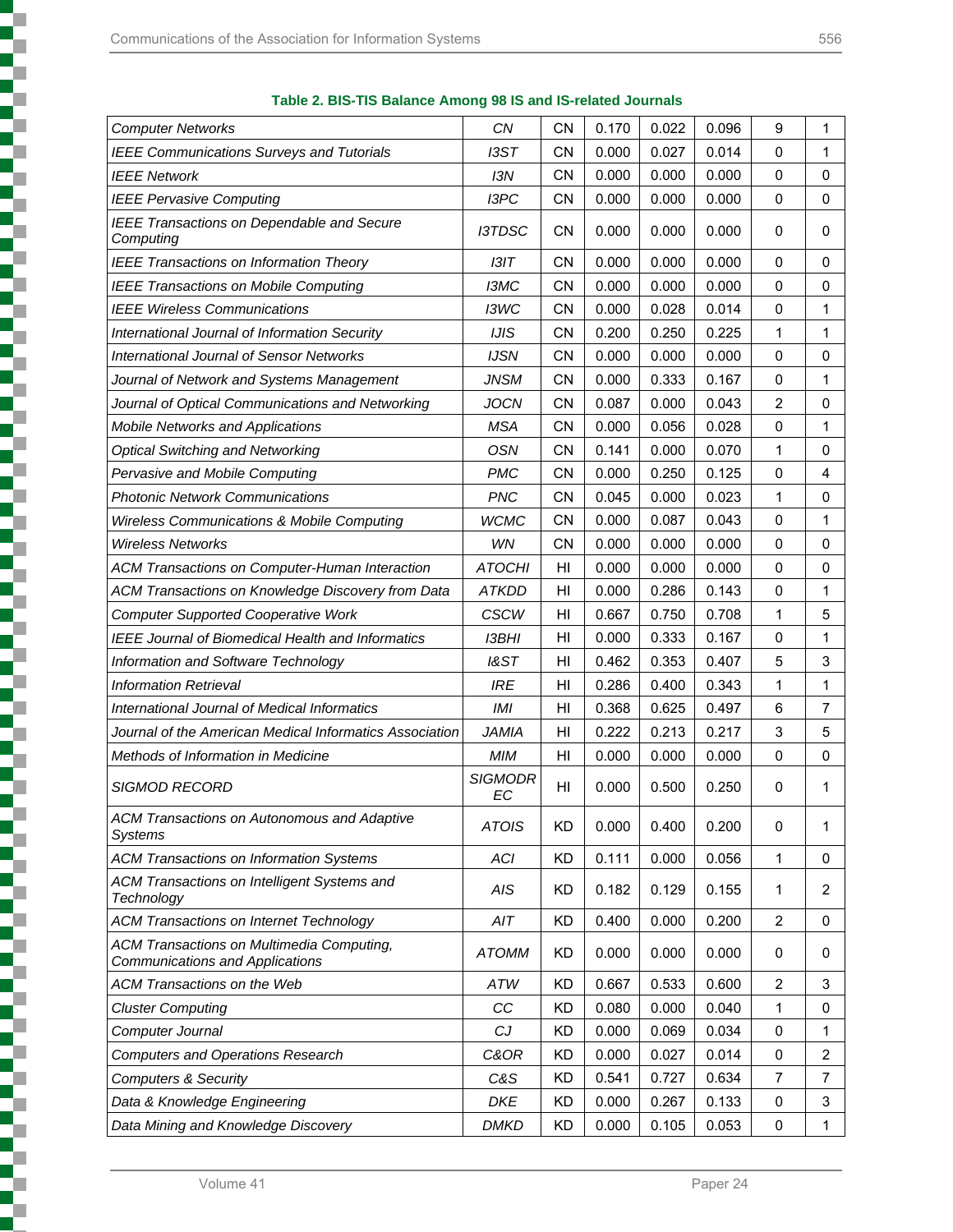**Table 2. BIS-TIS Balance Among 98 IS and IS-related Journals**

| | | | | | | | |
|---|---|---|---|---|---|---|---|
| *Computer Networks* | *CN* | CN | 0.170 | 0.022 | 0.096 | 9 | 1 |
| *IEEE Communications Surveys and Tutorials* | *I3ST* | CN | 0.000 | 0.027 | 0.014 | 0 | 1 |
| *IEEE Network* | *I3N* | CN | 0.000 | 0.000 | 0.000 | 0 | 0 |
| *IEEE Pervasive Computing* | *I3PC* | CN | 0.000 | 0.000 | 0.000 | 0 | 0 |
| *IEEE Transactions on Dependable and Secure Computing* | *I3TDSC* | CN | 0.000 | 0.000 | 0.000 | 0 | 0 |
| *IEEE Transactions on Information Theory* | *I3IT* | CN | 0.000 | 0.000 | 0.000 | 0 | 0 |
| *IEEE Transactions on Mobile Computing* | *I3MC* | CN | 0.000 | 0.000 | 0.000 | 0 | 0 |
| *IEEE Wireless Communications* | *I3WC* | CN | 0.000 | 0.028 | 0.014 | 0 | 1 |
| *International Journal of Information Security* | *IJIS* | CN | 0.200 | 0.250 | 0.225 | 1 | 1 |
| *International Journal of Sensor Networks* | *IJSN* | CN | 0.000 | 0.000 | 0.000 | 0 | 0 |
| *Journal of Network and Systems Management* | *JNSM* | CN | 0.000 | 0.333 | 0.167 | 0 | 1 |
| *Journal of Optical Communications and Networking* | *JOCN* | CN | 0.087 | 0.000 | 0.043 | 2 | 0 |
| *Mobile Networks and Applications* | *MSA* | CN | 0.000 | 0.056 | 0.028 | 0 | 1 |
| *Optical Switching and Networking* | *OSN* | CN | 0.141 | 0.000 | 0.070 | 1 | 0 |
| *Pervasive and Mobile Computing* | *PMC* | CN | 0.000 | 0.250 | 0.125 | 0 | 4 |
| *Photonic Network Communications* | *PNC* | CN | 0.045 | 0.000 | 0.023 | 1 | 0 |
| *Wireless Communications & Mobile Computing* | *WCMC* | CN | 0.000 | 0.087 | 0.043 | 0 | 1 |
| *Wireless Networks* | *WN* | CN | 0.000 | 0.000 | 0.000 | 0 | 0 |
| *ACM Transactions on Computer-Human Interaction* | *ATOCHI* | HI | 0.000 | 0.000 | 0.000 | 0 | 0 |
| *ACM Transactions on Knowledge Discovery from Data* | *ATKDD* | HI | 0.000 | 0.286 | 0.143 | 0 | 1 |
| *Computer Supported Cooperative Work* | *CSCW* | HI | 0.667 | 0.750 | 0.708 | 1 | 5 |
| *IEEE Journal of Biomedical Health and Informatics* | *I3BHI* | HI | 0.000 | 0.333 | 0.167 | 0 | 1 |
| *Information and Software Technology* | *I&ST* | HI | 0.462 | 0.353 | 0.407 | 5 | 3 |
| *Information Retrieval* | *IRE* | HI | 0.286 | 0.400 | 0.343 | 1 | 1 |
| *International Journal of Medical Informatics* | *IMI* | HI | 0.368 | 0.625 | 0.497 | 6 | 7 |
| *Journal of the American Medical Informatics Association* | *JAMIA* | HI | 0.222 | 0.213 | 0.217 | 3 | 5 |
| *Methods of Information in Medicine* | *MIM* | HI | 0.000 | 0.000 | 0.000 | 0 | 0 |
| *SIGMOD RECORD* | *SIGMODREC* | HI | 0.000 | 0.500 | 0.250 | 0 | 1 |
| *ACM Transactions on Autonomous and Adaptive Systems* | *ATOIS* | KD | 0.000 | 0.400 | 0.200 | 0 | 1 |
| *ACM Transactions on Information Systems* | *ACI* | KD | 0.111 | 0.000 | 0.056 | 1 | 0 |
| *ACM Transactions on Intelligent Systems and Technology* | *AIS* | KD | 0.182 | 0.129 | 0.155 | 1 | 2 |
| *ACM Transactions on Internet Technology* | *AIT* | KD | 0.400 | 0.000 | 0.200 | 2 | 0 |
| *ACM Transactions on Multimedia Computing, Communications and Applications* | *ATOMM* | KD | 0.000 | 0.000 | 0.000 | 0 | 0 |
| *ACM Transactions on the Web* | *ATW* | KD | 0.667 | 0.533 | 0.600 | 2 | 3 |
| *Cluster Computing* | *CC* | KD | 0.080 | 0.000 | 0.040 | 1 | 0 |
| *Computer Journal* | *CJ* | KD | 0.000 | 0.069 | 0.034 | 0 | 1 |
| *Computers and Operations Research* | *C&OR* | KD | 0.000 | 0.027 | 0.014 | 0 | 2 |
| *Computers & Security* | *C&S* | KD | 0.541 | 0.727 | 0.634 | 7 | 7 |
| *Data & Knowledge Engineering* | *DKE* | KD | 0.000 | 0.267 | 0.133 | 0 | 3 |
| *Data Mining and Knowledge Discovery* | *DMKD* | KD | 0.000 | 0.105 | 0.053 | 0 | 1 |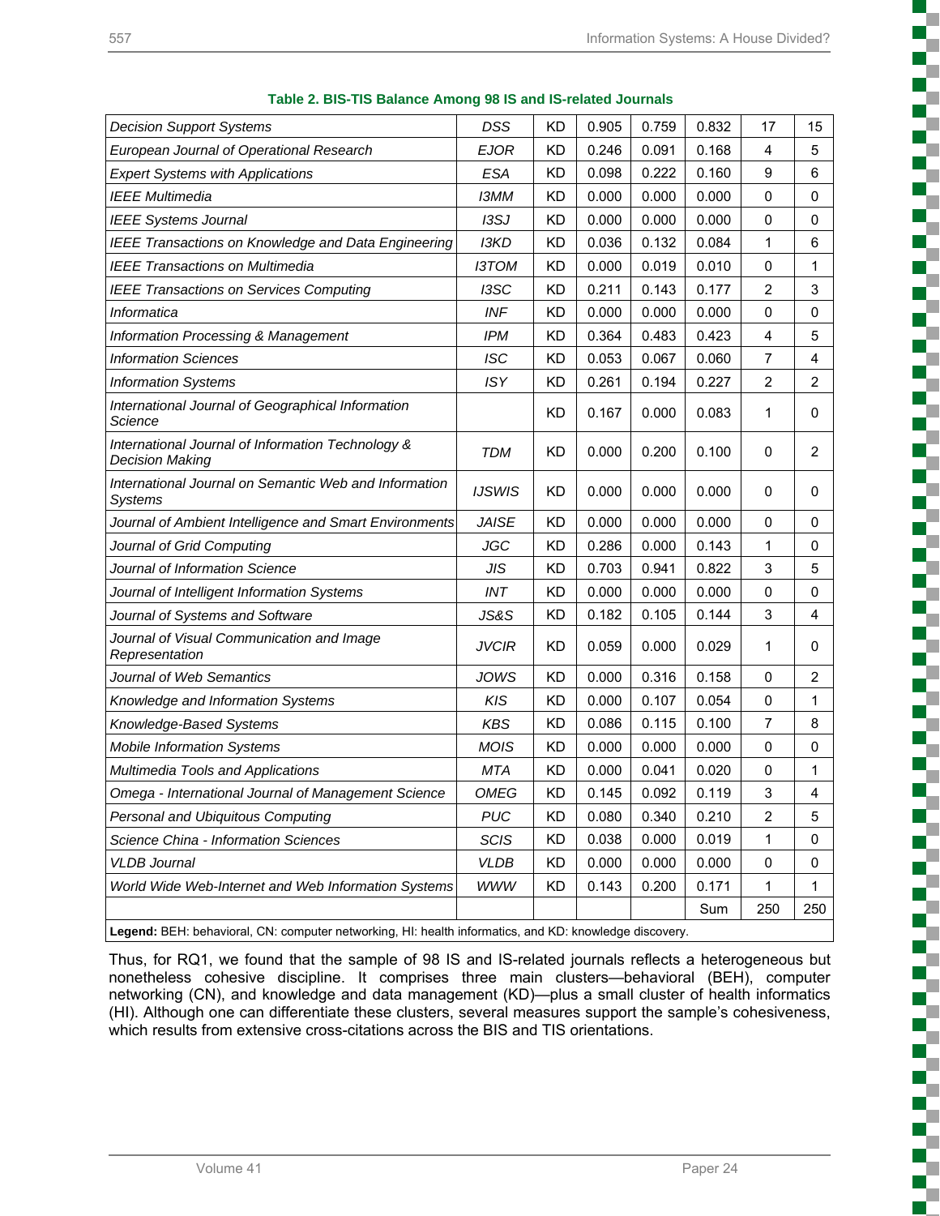**Table 2. BIS-TIS Balance Among 98 IS and IS-related Journals**

| | | | | | | | |
|---|---|---|---|---|---|---|---|
| *Decision Support Systems* | *DSS* | KD | 0.905 | 0.759 | 0.832 | 17 | 15 |
| *European Journal of Operational Research* | *EJOR* | KD | 0.246 | 0.091 | 0.168 | 4 | 5 |
| *Expert Systems with Applications* | *ESA* | KD | 0.098 | 0.222 | 0.160 | 9 | 6 |
| *IEEE Multimedia* | *I3MM* | KD | 0.000 | 0.000 | 0.000 | 0 | 0 |
| *IEEE Systems Journal* | *I3SJ* | KD | 0.000 | 0.000 | 0.000 | 0 | 0 |
| *IEEE Transactions on Knowledge and Data Engineering* | *I3KD* | KD | 0.036 | 0.132 | 0.084 | 1 | 6 |
| *IEEE Transactions on Multimedia* | *I3TOM* | KD | 0.000 | 0.019 | 0.010 | 0 | 1 |
| *IEEE Transactions on Services Computing* | *I3SC* | KD | 0.211 | 0.143 | 0.177 | 2 | 3 |
| *Informatica* | *INF* | KD | 0.000 | 0.000 | 0.000 | 0 | 0 |
| *Information Processing & Management* | *IPM* | KD | 0.364 | 0.483 | 0.423 | 4 | 5 |
| *Information Sciences* | *ISC* | KD | 0.053 | 0.067 | 0.060 | 7 | 4 |
| *Information Systems* | *ISY* | KD | 0.261 | 0.194 | 0.227 | 2 | 2 |
| *International Journal of Geographical Information Science* | | KD | 0.167 | 0.000 | 0.083 | 1 | 0 |
| *International Journal of Information Technology & Decision Making* | *TDM* | KD | 0.000 | 0.200 | 0.100 | 0 | 2 |
| *International Journal on Semantic Web and Information Systems* | *IJSWIS* | KD | 0.000 | 0.000 | 0.000 | 0 | 0 |
| *Journal of Ambient Intelligence and Smart Environments* | *JAISE* | KD | 0.000 | 0.000 | 0.000 | 0 | 0 |
| *Journal of Grid Computing* | *JGC* | KD | 0.286 | 0.000 | 0.143 | 1 | 0 |
| *Journal of Information Science* | *JIS* | KD | 0.703 | 0.941 | 0.822 | 3 | 5 |
| *Journal of Intelligent Information Systems* | *INT* | KD | 0.000 | 0.000 | 0.000 | 0 | 0 |
| *Journal of Systems and Software* | *JS&S* | KD | 0.182 | 0.105 | 0.144 | 3 | 4 |
| *Journal of Visual Communication and Image Representation* | *JVCIR* | KD | 0.059 | 0.000 | 0.029 | 1 | 0 |
| *Journal of Web Semantics* | *JOWS* | KD | 0.000 | 0.316 | 0.158 | 0 | 2 |
| *Knowledge and Information Systems* | *KIS* | KD | 0.000 | 0.107 | 0.054 | 0 | 1 |
| *Knowledge-Based Systems* | *KBS* | KD | 0.086 | 0.115 | 0.100 | 7 | 8 |
| *Mobile Information Systems* | *MOIS* | KD | 0.000 | 0.000 | 0.000 | 0 | 0 |
| *Multimedia Tools and Applications* | *MTA* | KD | 0.000 | 0.041 | 0.020 | 0 | 1 |
| *Omega - International Journal of Management Science* | *OMEG* | KD | 0.145 | 0.092 | 0.119 | 3 | 4 |
| *Personal and Ubiquitous Computing* | *PUC* | KD | 0.080 | 0.340 | 0.210 | 2 | 5 |
| *Science China - Information Sciences* | *SCIS* | KD | 0.038 | 0.000 | 0.019 | 1 | 0 |
| *VLDB Journal* | *VLDB* | KD | 0.000 | 0.000 | 0.000 | 0 | 0 |
| *World Wide Web-Internet and Web Information Systems* | *WWW* | KD | 0.143 | 0.200 | 0.171 | 1 | 1 |
| | | | | | Sum | 250 | 250 |

**Legend:** BEH: behavioral, CN: computer networking, HI: health informatics, and KD: knowledge discovery.

Thus, for RQ1, we found that the sample of 98 IS and IS-related journals reflects a heterogeneous but nonetheless cohesive discipline. It comprises three main clusters—behavioral (BEH), computer networking (CN), and knowledge and data management (KD)—plus a small cluster of health informatics (HI). Although one can differentiate these clusters, several measures support the sample's cohesiveness, which results from extensive cross-citations across the BIS and TIS orientations.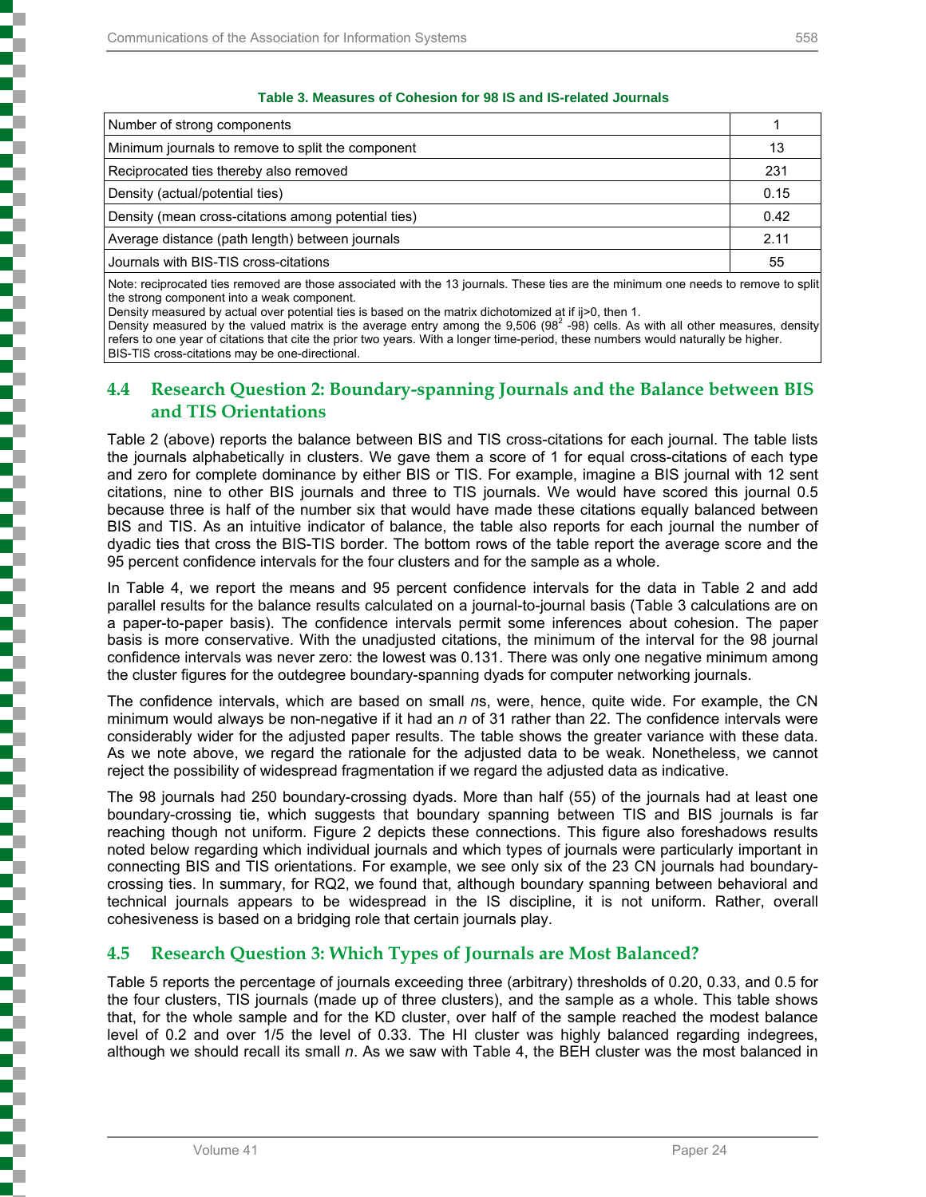**Table 3. Measures of Cohesion for 98 IS and IS-related Journals**

| Measure | Value |
|---|---|
| Number of strong components | 1 |
| Minimum journals to remove to split the component | 13 |
| Reciprocated ties thereby also removed | 231 |
| Density (actual/potential ties) | 0.15 |
| Density (mean cross-citations among potential ties) | 0.42 |
| Average distance (path length) between journals | 2.11 |
| Journals with BIS-TIS cross-citations | 55 |

Note: reciprocated ties removed are those associated with the 13 journals. These ties are the minimum one needs to remove to split the strong component into a weak component.
Density measured by actual over potential ties is based on the matrix dichotomized at if ij>0, then 1.
Density measured by the valued matrix is the average entry among the 9,506 ($98^2$ -98) cells. As with all other measures, density refers to one year of citations that cite the prior two years. With a longer time-period, these numbers would naturally be higher.
BIS-TIS cross-citations may be one-directional.

## 4.4 Research Question 2: Boundary-spanning Journals and the Balance between BIS and TIS Orientations

Table 2 (above) reports the balance between BIS and TIS cross-citations for each journal. The table lists the journals alphabetically in clusters. We gave them a score of 1 for equal cross-citations of each type and zero for complete dominance by either BIS or TIS. For example, imagine a BIS journal with 12 sent citations, nine to other BIS journals and three to TIS journals. We would have scored this journal 0.5 because three is half of the number six that would have made these citations equally balanced between BIS and TIS. As an intuitive indicator of balance, the table also reports for each journal the number of dyadic ties that cross the BIS-TIS border. The bottom rows of the table report the average score and the 95 percent confidence intervals for the four clusters and for the sample as a whole.

In Table 4, we report the means and 95 percent confidence intervals for the data in Table 2 and add parallel results for the balance results calculated on a journal-to-journal basis (Table 3 calculations are on a paper-to-paper basis). The confidence intervals permit some inferences about cohesion. The paper basis is more conservative. With the unadjusted citations, the minimum of the interval for the 98 journal confidence intervals was never zero: the lowest was 0.131. There was only one negative minimum among the cluster figures for the outdegree boundary-spanning dyads for computer networking journals.

The confidence intervals, which are based on small *n*s, were, hence, quite wide. For example, the CN minimum would always be non-negative if it had an *n* of 31 rather than 22. The confidence intervals were considerably wider for the adjusted paper results. The table shows the greater variance with these data. As we note above, we regard the rationale for the adjusted data to be weak. Nonetheless, we cannot reject the possibility of widespread fragmentation if we regard the adjusted data as indicative.

The 98 journals had 250 boundary-crossing dyads. More than half (55) of the journals had at least one boundary-crossing tie, which suggests that boundary spanning between TIS and BIS journals is far reaching though not uniform. Figure 2 depicts these connections. This figure also foreshadows results noted below regarding which individual journals and which types of journals were particularly important in connecting BIS and TIS orientations. For example, we see only six of the 23 CN journals had boundary-crossing ties. In summary, for RQ2, we found that, although boundary spanning between behavioral and technical journals appears to be widespread in the IS discipline, it is not uniform. Rather, overall cohesiveness is based on a bridging role that certain journals play.

## 4.5 Research Question 3: Which Types of Journals are Most Balanced?

Table 5 reports the percentage of journals exceeding three (arbitrary) thresholds of 0.20, 0.33, and 0.5 for the four clusters, TIS journals (made up of three clusters), and the sample as a whole. This table shows that, for the whole sample and for the KD cluster, over half of the sample reached the modest balance level of 0.2 and over 1/5 the level of 0.33. The HI cluster was highly balanced regarding indegrees, although we should recall its small *n*. As we saw with Table 4, the BEH cluster was the most balanced in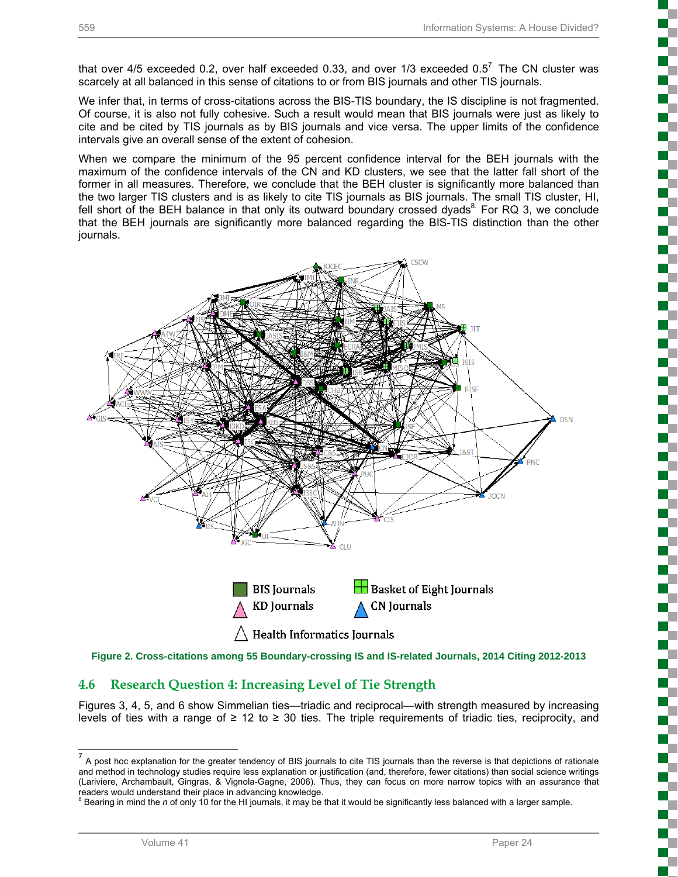that over 4/5 exceeded 0.2, over half exceeded 0.33, and over 1/3 exceeded 0.5[7]. The CN cluster was scarcely at all balanced in this sense of citations to or from BIS journals and other TIS journals.

We infer that, in terms of cross-citations across the BIS-TIS boundary, the IS discipline is not fragmented. Of course, it is also not fully cohesive. Such a result would mean that BIS journals were just as likely to cite and be cited by TIS journals as by BIS journals and vice versa. The upper limits of the confidence intervals give an overall sense of the extent of cohesion.

When we compare the minimum of the 95 percent confidence interval for the BEH journals with the maximum of the confidence intervals of the CN and KD clusters, we see that the latter fall short of the former in all measures. Therefore, we conclude that the BEH cluster is significantly more balanced than the two larger TIS clusters and is as likely to cite TIS journals as BIS journals. The small TIS cluster, HI, fell short of the BEH balance in that only its outward boundary crossed dyads[8]. For RQ 3, we conclude that the BEH journals are significantly more balanced regarding the BIS-TIS distinction than the other journals.

**Figure 2. Cross-citations among 55 Boundary-crossing IS and IS-related Journals, 2014 Citing 2012-2013**

## 4.6 Research Question 4: Increasing Level of Tie Strength

Figures 3, 4, 5, and 6 show Simmelian ties—triadic and reciprocal—with strength measured by increasing levels of ties with a range of ≥ 12 to ≥ 30 ties. The triple requirements of triadic ties, reciprocity, and

---

[7] A post hoc explanation for the greater tendency of BIS journals to cite TIS journals than the reverse is that depictions of rationale and method in technology studies require less explanation or justification (and, therefore, fewer citations) than social science writings (Lariviere, Archambault, Gingras, & Vignola-Gagne, 2006). Thus, they can focus on more narrow topics with an assurance that readers would understand their place in advancing knowledge.

[8] Bearing in mind the *n* of only 10 for the HI journals, it may be that it would be significantly less balanced with a larger sample.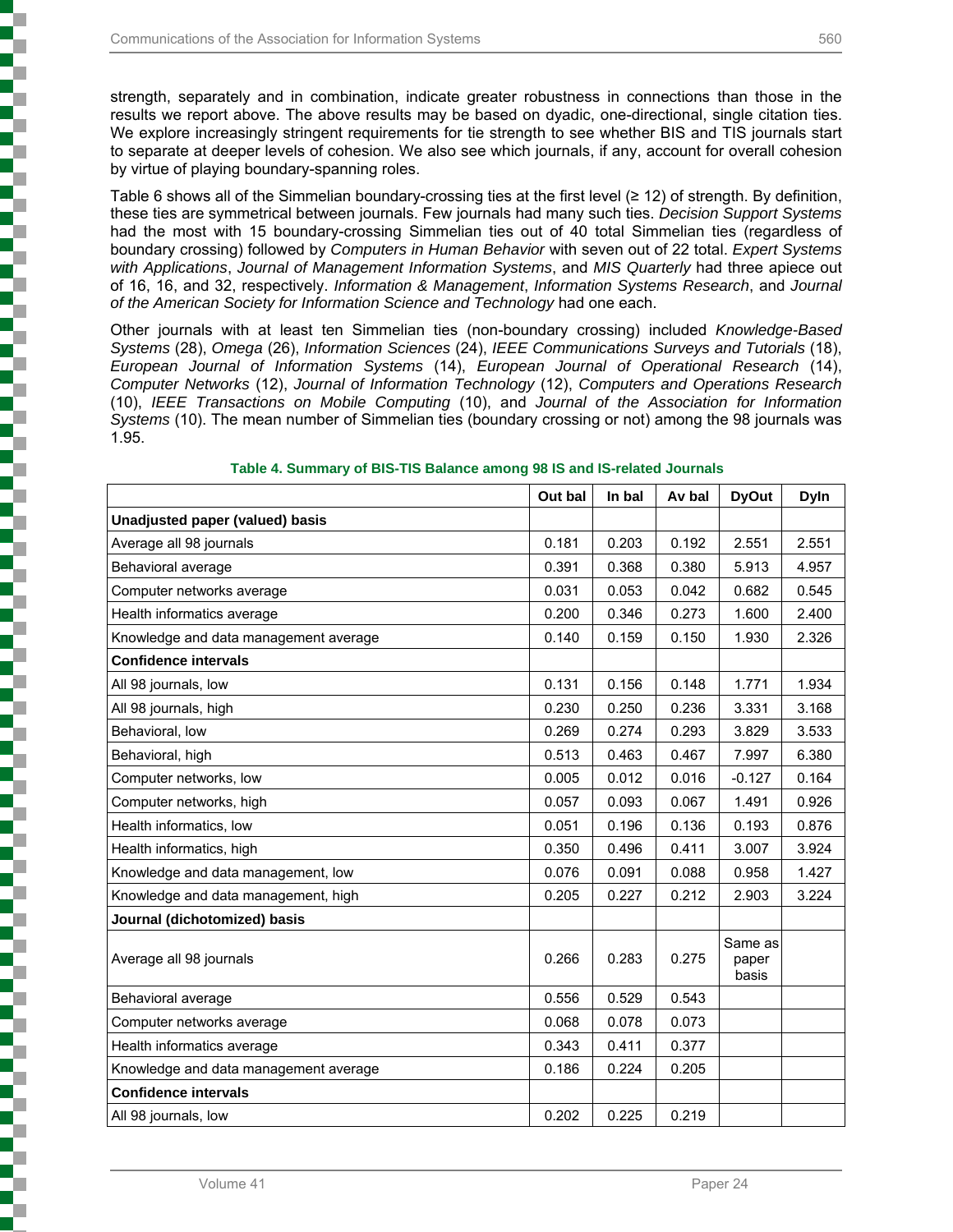strength, separately and in combination, indicate greater robustness in connections than those in the results we report above. The above results may be based on dyadic, one-directional, single citation ties. We explore increasingly stringent requirements for tie strength to see whether BIS and TIS journals start to separate at deeper levels of cohesion. We also see which journals, if any, account for overall cohesion by virtue of playing boundary-spanning roles.

Table 6 shows all of the Simmelian boundary-crossing ties at the first level (≥ 12) of strength. By definition, these ties are symmetrical between journals. Few journals had many such ties. *Decision Support Systems* had the most with 15 boundary-crossing Simmelian ties out of 40 total Simmelian ties (regardless of boundary crossing) followed by *Computers in Human Behavior* with seven out of 22 total. *Expert Systems with Applications*, *Journal of Management Information Systems*, and *MIS Quarterly* had three apiece out of 16, 16, and 32, respectively. *Information & Management*, *Information Systems Research*, and *Journal of the American Society for Information Science and Technology* had one each.

Other journals with at least ten Simmelian ties (non-boundary crossing) included *Knowledge-Based Systems* (28), *Omega* (26), *Information Sciences* (24), *IEEE Communications Surveys and Tutorials* (18), *European Journal of Information Systems* (14), *European Journal of Operational Research* (14), *Computer Networks* (12), *Journal of Information Technology* (12), *Computers and Operations Research* (10), *IEEE Transactions on Mobile Computing* (10), and *Journal of the Association for Information Systems* (10). The mean number of Simmelian ties (boundary crossing or not) among the 98 journals was 1.95.

**Table 4. Summary of BIS-TIS Balance among 98 IS and IS-related Journals**

| | Out bal | In bal | Av bal | DyOut | DyIn |
|---|---|---|---|---|---|
| **Unadjusted paper (valued) basis** | | | | | |
| Average all 98 journals | 0.181 | 0.203 | 0.192 | 2.551 | 2.551 |
| Behavioral average | 0.391 | 0.368 | 0.380 | 5.913 | 4.957 |
| Computer networks average | 0.031 | 0.053 | 0.042 | 0.682 | 0.545 |
| Health informatics average | 0.200 | 0.346 | 0.273 | 1.600 | 2.400 |
| Knowledge and data management average | 0.140 | 0.159 | 0.150 | 1.930 | 2.326 |
| **Confidence intervals** | | | | | |
| All 98 journals, low | 0.131 | 0.156 | 0.148 | 1.771 | 1.934 |
| All 98 journals, high | 0.230 | 0.250 | 0.236 | 3.331 | 3.168 |
| Behavioral, low | 0.269 | 0.274 | 0.293 | 3.829 | 3.533 |
| Behavioral, high | 0.513 | 0.463 | 0.467 | 7.997 | 6.380 |
| Computer networks, low | 0.005 | 0.012 | 0.016 | -0.127 | 0.164 |
| Computer networks, high | 0.057 | 0.093 | 0.067 | 1.491 | 0.926 |
| Health informatics, low | 0.051 | 0.196 | 0.136 | 0.193 | 0.876 |
| Health informatics, high | 0.350 | 0.496 | 0.411 | 3.007 | 3.924 |
| Knowledge and data management, low | 0.076 | 0.091 | 0.088 | 0.958 | 1.427 |
| Knowledge and data management, high | 0.205 | 0.227 | 0.212 | 2.903 | 3.224 |
| **Journal (dichotomized) basis** | | | | | |
| Average all 98 journals | 0.266 | 0.283 | 0.275 | Same as paper basis | |
| Behavioral average | 0.556 | 0.529 | 0.543 | | |
| Computer networks average | 0.068 | 0.078 | 0.073 | | |
| Health informatics average | 0.343 | 0.411 | 0.377 | | |
| Knowledge and data management average | 0.186 | 0.224 | 0.205 | | |
| **Confidence intervals** | | | | | |
| All 98 journals, low | 0.202 | 0.225 | 0.219 | | |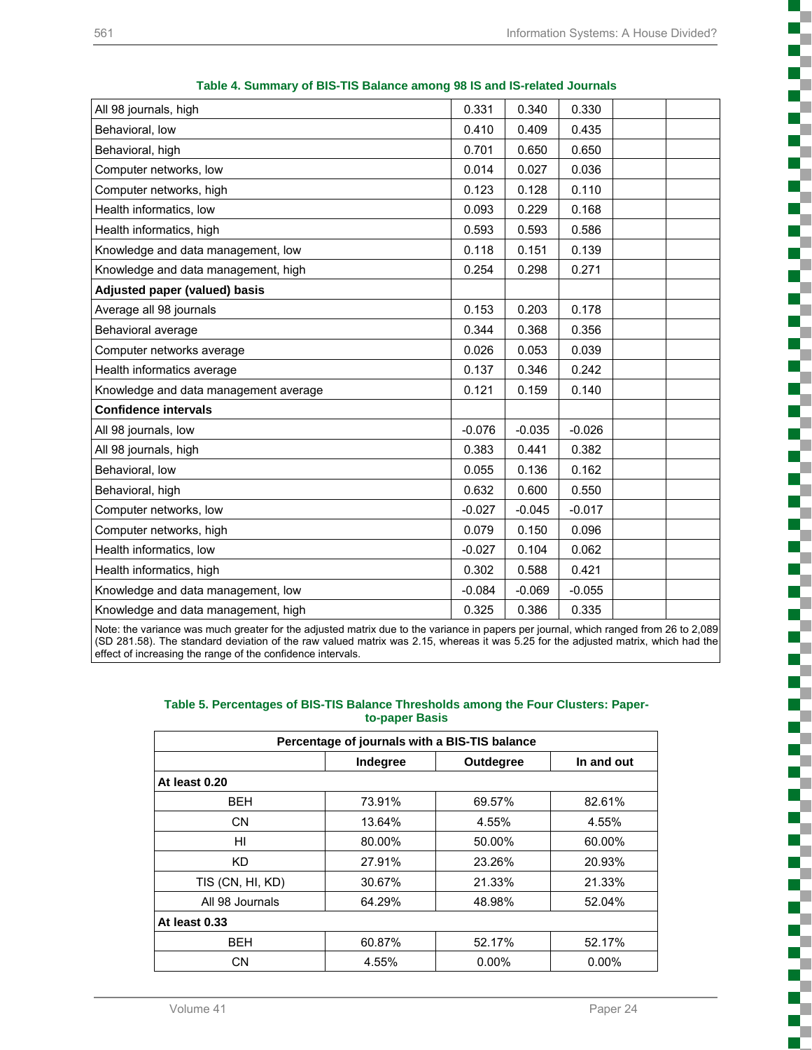**Table 4. Summary of BIS-TIS Balance among 98 IS and IS-related Journals**

| | | | | | |
|---|---|---|---|---|---|
| All 98 journals, high | 0.331 | 0.340 | 0.330 | | |
| Behavioral, low | 0.410 | 0.409 | 0.435 | | |
| Behavioral, high | 0.701 | 0.650 | 0.650 | | |
| Computer networks, low | 0.014 | 0.027 | 0.036 | | |
| Computer networks, high | 0.123 | 0.128 | 0.110 | | |
| Health informatics, low | 0.093 | 0.229 | 0.168 | | |
| Health informatics, high | 0.593 | 0.593 | 0.586 | | |
| Knowledge and data management, low | 0.118 | 0.151 | 0.139 | | |
| Knowledge and data management, high | 0.254 | 0.298 | 0.271 | | |
| **Adjusted paper (valued) basis** | | | | | |
| Average all 98 journals | 0.153 | 0.203 | 0.178 | | |
| Behavioral average | 0.344 | 0.368 | 0.356 | | |
| Computer networks average | 0.026 | 0.053 | 0.039 | | |
| Health informatics average | 0.137 | 0.346 | 0.242 | | |
| Knowledge and data management average | 0.121 | 0.159 | 0.140 | | |
| **Confidence intervals** | | | | | |
| All 98 journals, low | -0.076 | -0.035 | -0.026 | | |
| All 98 journals, high | 0.383 | 0.441 | 0.382 | | |
| Behavioral, low | 0.055 | 0.136 | 0.162 | | |
| Behavioral, high | 0.632 | 0.600 | 0.550 | | |
| Computer networks, low | -0.027 | -0.045 | -0.017 | | |
| Computer networks, high | 0.079 | 0.150 | 0.096 | | |
| Health informatics, low | -0.027 | 0.104 | 0.062 | | |
| Health informatics, high | 0.302 | 0.588 | 0.421 | | |
| Knowledge and data management, low | -0.084 | -0.069 | -0.055 | | |
| Knowledge and data management, high | 0.325 | 0.386 | 0.335 | | |

Note: the variance was much greater for the adjusted matrix due to the variance in papers per journal, which ranged from 26 to 2,089 (SD 281.58). The standard deviation of the raw valued matrix was 2.15, whereas it was 5.25 for the adjusted matrix, which had the effect of increasing the range of the confidence intervals.

**Table 5. Percentages of BIS-TIS Balance Thresholds among the Four Clusters: Paper-to-paper Basis**

| Percentage of journals with a BIS-TIS balance | | | |
|---|---|---|---|
| | Indegree | Outdegree | In and out |
| **At least 0.20** | | | |
| BEH | 73.91% | 69.57% | 82.61% |
| CN | 13.64% | 4.55% | 4.55% |
| HI | 80.00% | 50.00% | 60.00% |
| KD | 27.91% | 23.26% | 20.93% |
| TIS (CN, HI, KD) | 30.67% | 21.33% | 21.33% |
| All 98 Journals | 64.29% | 48.98% | 52.04% |
| **At least 0.33** | | | |
| BEH | 60.87% | 52.17% | 52.17% |
| CN | 4.55% | 0.00% | 0.00% |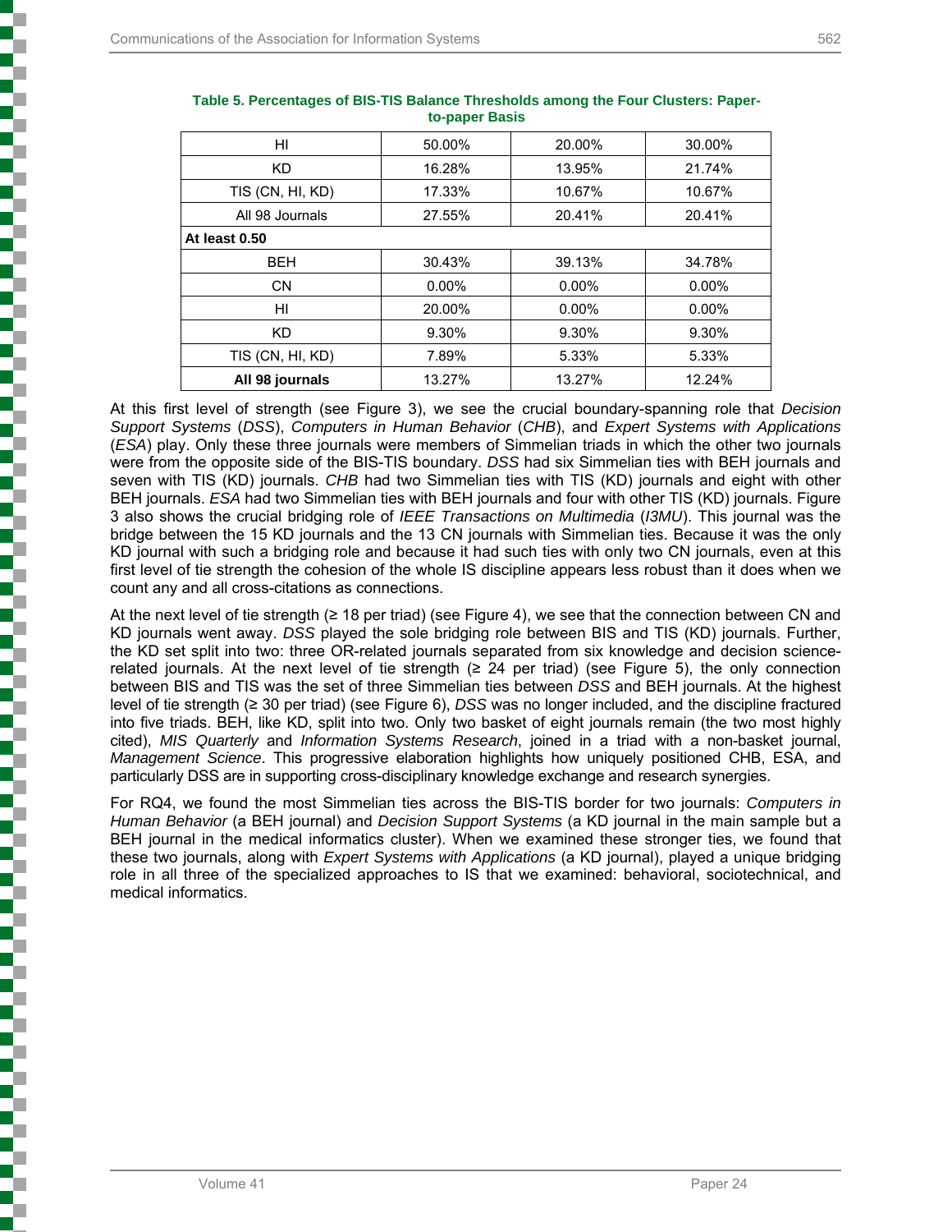**Table 5. Percentages of BIS-TIS Balance Thresholds among the Four Clusters: Paper-to-paper Basis**

| | | | |
|---|---|---|---|
| HI | 50.00% | 20.00% | 30.00% |
| KD | 16.28% | 13.95% | 21.74% |
| TIS (CN, HI, KD) | 17.33% | 10.67% | 10.67% |
| All 98 Journals | 27.55% | 20.41% | 20.41% |
| **At least 0.50** | | | |
| BEH | 30.43% | 39.13% | 34.78% |
| CN | 0.00% | 0.00% | 0.00% |
| HI | 20.00% | 0.00% | 0.00% |
| KD | 9.30% | 9.30% | 9.30% |
| TIS (CN, HI, KD) | 7.89% | 5.33% | 5.33% |
| **All 98 journals** | 13.27% | 13.27% | 12.24% |

At this first level of strength (see Figure 3), we see the crucial boundary-spanning role that *Decision Support Systems* (*DSS*), *Computers in Human Behavior* (*CHB*), and *Expert Systems with Applications* (*ESA*) play. Only these three journals were members of Simmelian triads in which the other two journals were from the opposite side of the BIS-TIS boundary. *DSS* had six Simmelian ties with BEH journals and seven with TIS (KD) journals. *CHB* had two Simmelian ties with TIS (KD) journals and eight with other BEH journals. *ESA* had two Simmelian ties with BEH journals and four with other TIS (KD) journals. Figure 3 also shows the crucial bridging role of *IEEE Transactions on Multimedia* (*I3MU*). This journal was the bridge between the 15 KD journals and the 13 CN journals with Simmelian ties. Because it was the only KD journal with such a bridging role and because it had such ties with only two CN journals, even at this first level of tie strength the cohesion of the whole IS discipline appears less robust than it does when we count any and all cross-citations as connections.

At the next level of tie strength (≥ 18 per triad) (see Figure 4), we see that the connection between CN and KD journals went away. *DSS* played the sole bridging role between BIS and TIS (KD) journals. Further, the KD set split into two: three OR-related journals separated from six knowledge and decision science-related journals. At the next level of tie strength (≥ 24 per triad) (see Figure 5), the only connection between BIS and TIS was the set of three Simmelian ties between *DSS* and BEH journals. At the highest level of tie strength (≥ 30 per triad) (see Figure 6), *DSS* was no longer included, and the discipline fractured into five triads. BEH, like KD, split into two. Only two basket of eight journals remain (the two most highly cited), *MIS Quarterly* and *Information Systems Research*, joined in a triad with a non-basket journal, *Management Science*. This progressive elaboration highlights how uniquely positioned CHB, ESA, and particularly DSS are in supporting cross-disciplinary knowledge exchange and research synergies.

For RQ4, we found the most Simmelian ties across the BIS-TIS border for two journals: *Computers in Human Behavior* (a BEH journal) and *Decision Support Systems* (a KD journal in the main sample but a BEH journal in the medical informatics cluster). When we examined these stronger ties, we found that these two journals, along with *Expert Systems with Applications* (a KD journal), played a unique bridging role in all three of the specialized approaches to IS that we examined: behavioral, sociotechnical, and medical informatics.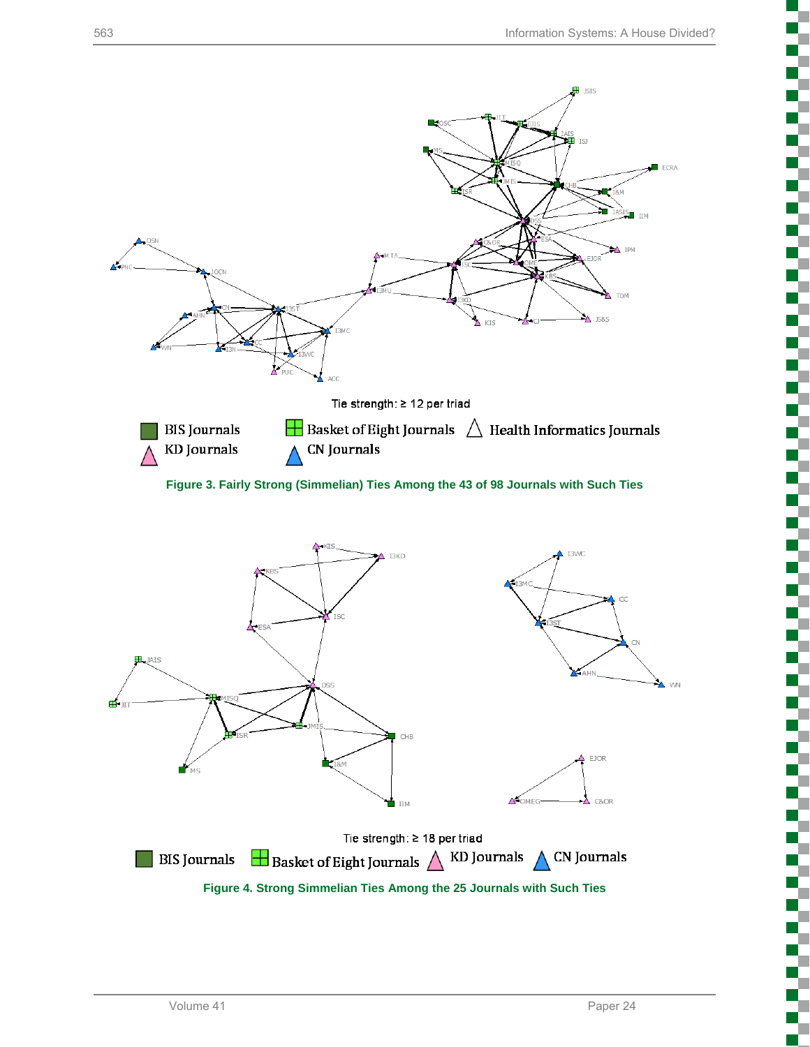Tie strength: ≥ 12 per triad

BIS Journals | Basket of Eight Journals | Health Informatics Journals | KD Journals | CN Journals

**Figure 3. Fairly Strong (Simmelian) Ties Among the 43 of 98 Journals with Such Ties**

Tie strength: ≥ 18 per triad

BIS Journals | Basket of Eight Journals | KD Journals | CN Journals

**Figure 4. Strong Simmelian Ties Among the 25 Journals with Such Ties**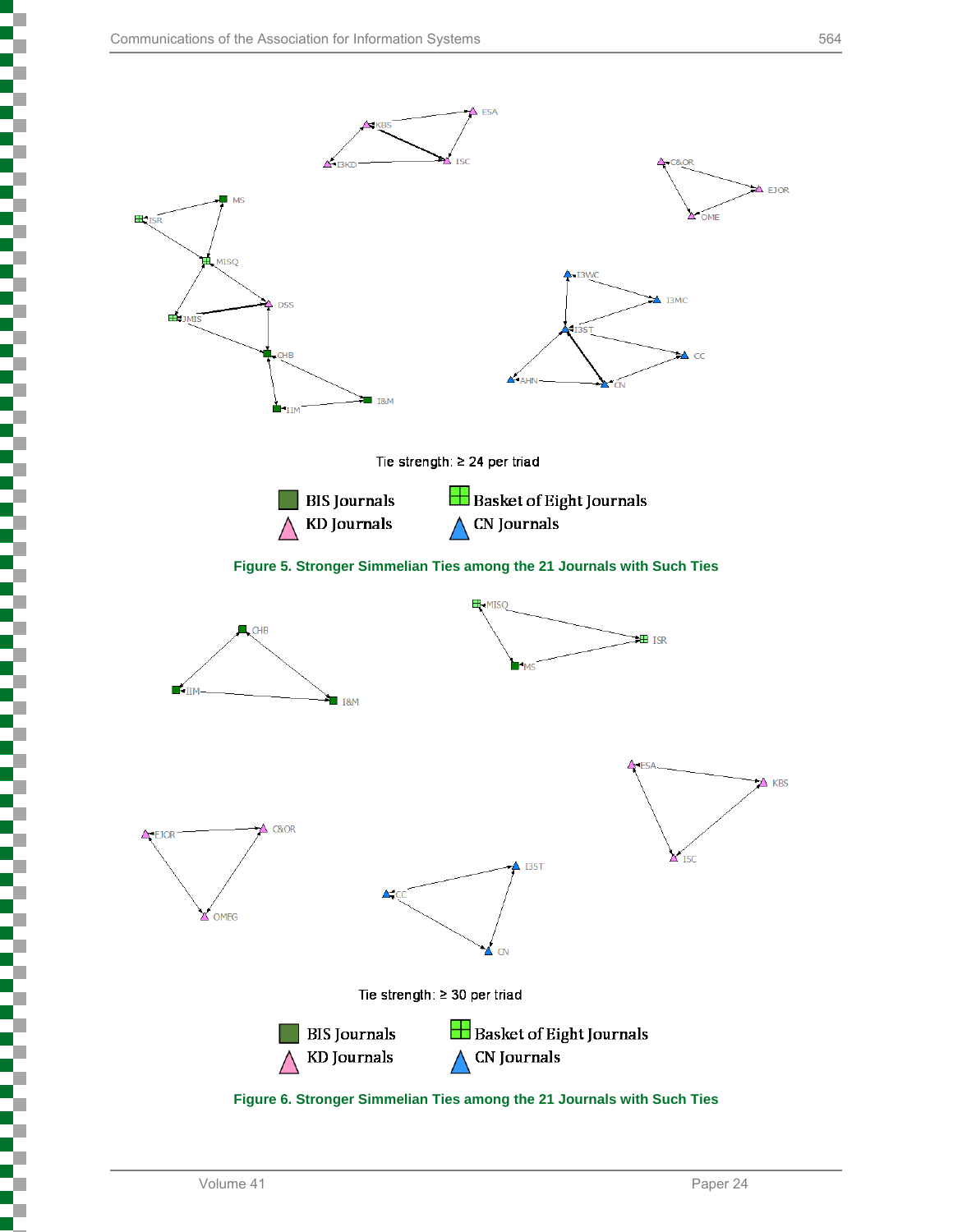Tie strength: ≥ 24 per triad

BIS Journals | Basket of Eight Journals | KD Journals | CN Journals

**Figure 5. Stronger Simmelian Ties among the 21 Journals with Such Ties**

Tie strength: ≥ 30 per triad

BIS Journals | Basket of Eight Journals | KD Journals | CN Journals

**Figure 6. Stronger Simmelian Ties among the 21 Journals with Such Ties**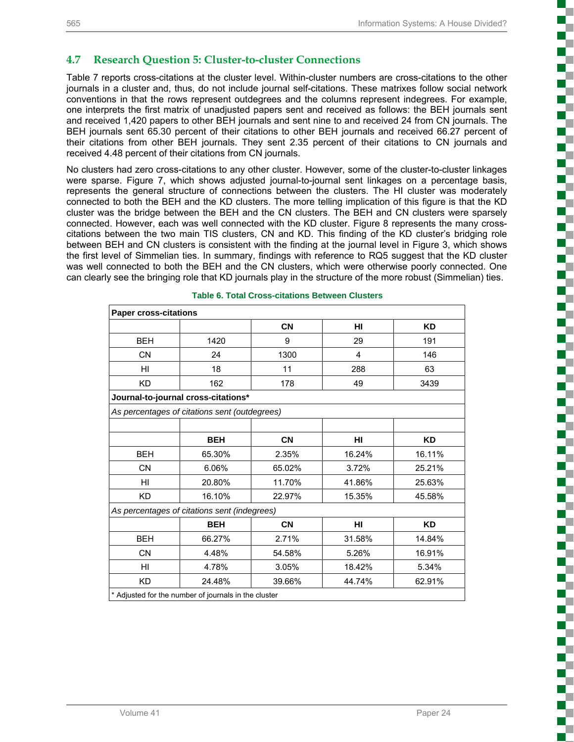### 4.7 Research Question 5: Cluster-to-cluster Connections

Table 7 reports cross-citations at the cluster level. Within-cluster numbers are cross-citations to the other journals in a cluster and, thus, do not include journal self-citations. These matrixes follow social network conventions in that the rows represent outdegrees and the columns represent indegrees. For example, one interprets the first matrix of unadjusted papers sent and received as follows: the BEH journals sent and received 1,420 papers to other BEH journals and sent nine to and received 24 from CN journals. The BEH journals sent 65.30 percent of their citations to other BEH journals and received 66.27 percent of their citations from other BEH journals. They sent 2.35 percent of their citations to CN journals and received 4.48 percent of their citations from CN journals.

No clusters had zero cross-citations to any other cluster. However, some of the cluster-to-cluster linkages were sparse. Figure 7, which shows adjusted journal-to-journal sent linkages on a percentage basis, represents the general structure of connections between the clusters. The HI cluster was moderately connected to both the BEH and the KD clusters. The more telling implication of this figure is that the KD cluster was the bridge between the BEH and the CN clusters. The BEH and CN clusters were sparsely connected. However, each was well connected with the KD cluster. Figure 8 represents the many cross-citations between the two main TIS clusters, CN and KD. This finding of the KD cluster's bridging role between BEH and CN clusters is consistent with the finding at the journal level in Figure 3, which shows the first level of Simmelian ties. In summary, findings with reference to RQ5 suggest that the KD cluster was well connected to both the BEH and the CN clusters, which were otherwise poorly connected. One can clearly see the bringing role that KD journals play in the structure of the more robust (Simmelian) ties.

**Table 6. Total Cross-citations Between Clusters**

| **Paper cross-citations** | | | | |
|---|---|---|---|---|
| | | **CN** | **HI** | **KD** |
| BEH | 1420 | 9 | 29 | 191 |
| CN | 24 | 1300 | 4 | 146 |
| HI | 18 | 11 | 288 | 63 |
| KD | 162 | 178 | 49 | 3439 |
| **Journal-to-journal cross-citations*** | | | | |
| *As percentages of citations sent (outdegrees)* | | | | |
| | | | | |
| | **BEH** | **CN** | **HI** | **KD** |
| BEH | 65.30% | 2.35% | 16.24% | 16.11% |
| CN | 6.06% | 65.02% | 3.72% | 25.21% |
| HI | 20.80% | 11.70% | 41.86% | 25.63% |
| KD | 16.10% | 22.97% | 15.35% | 45.58% |
| *As percentages of citations sent (indegrees)* | | | | |
| | **BEH** | **CN** | **HI** | **KD** |
| BEH | 66.27% | 2.71% | 31.58% | 14.84% |
| CN | 4.48% | 54.58% | 5.26% | 16.91% |
| HI | 4.78% | 3.05% | 18.42% | 5.34% |
| KD | 24.48% | 39.66% | 44.74% | 62.91% |
| * Adjusted for the number of journals in the cluster | | | | |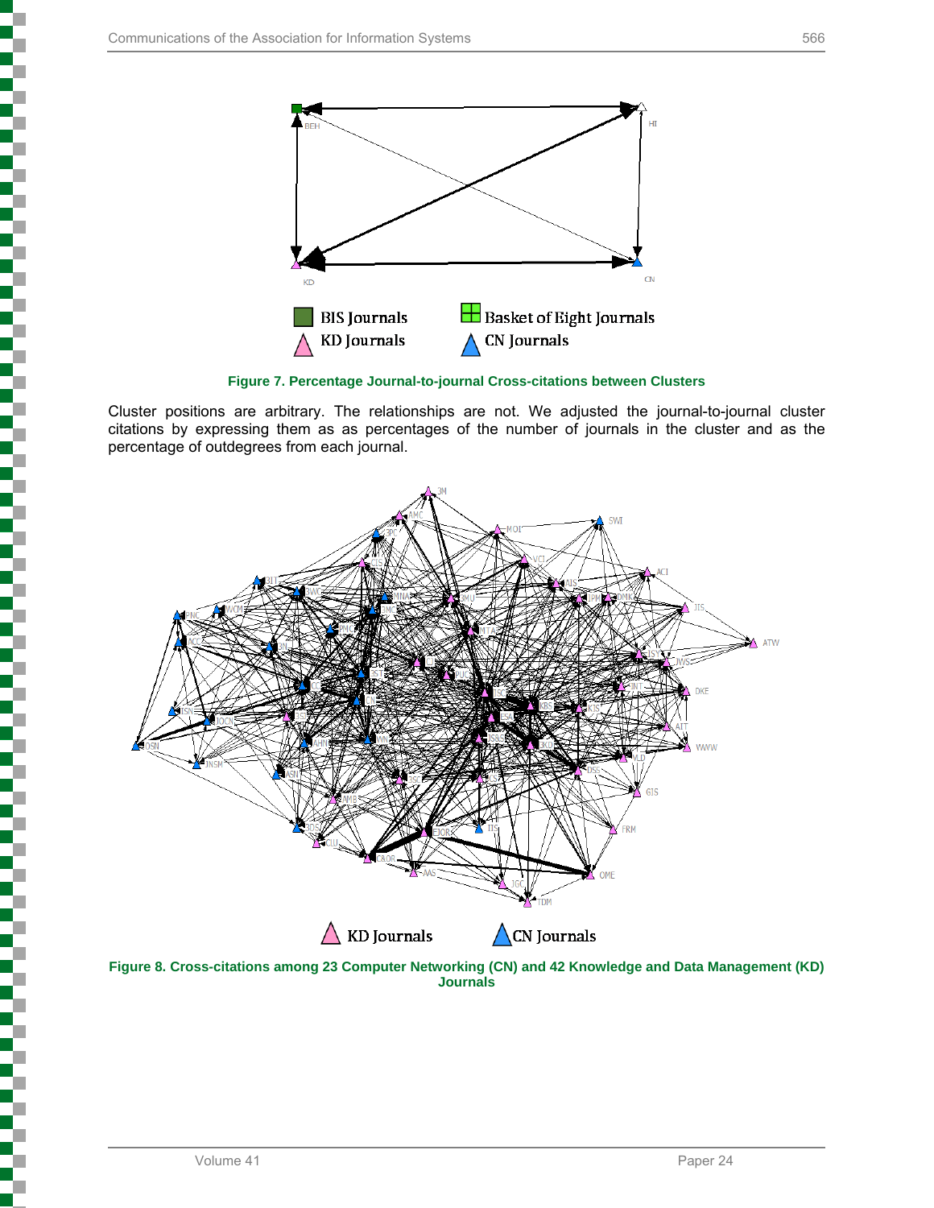**Figure 7. Percentage Journal-to-journal Cross-citations between Clusters**

Cluster positions are arbitrary. The relationships are not. We adjusted the journal-to-journal cluster citations by expressing them as as percentages of the number of journals in the cluster and as the percentage of outdegrees from each journal.

**Figure 8. Cross-citations among 23 Computer Networking (CN) and 42 Knowledge and Data Management (KD) Journals**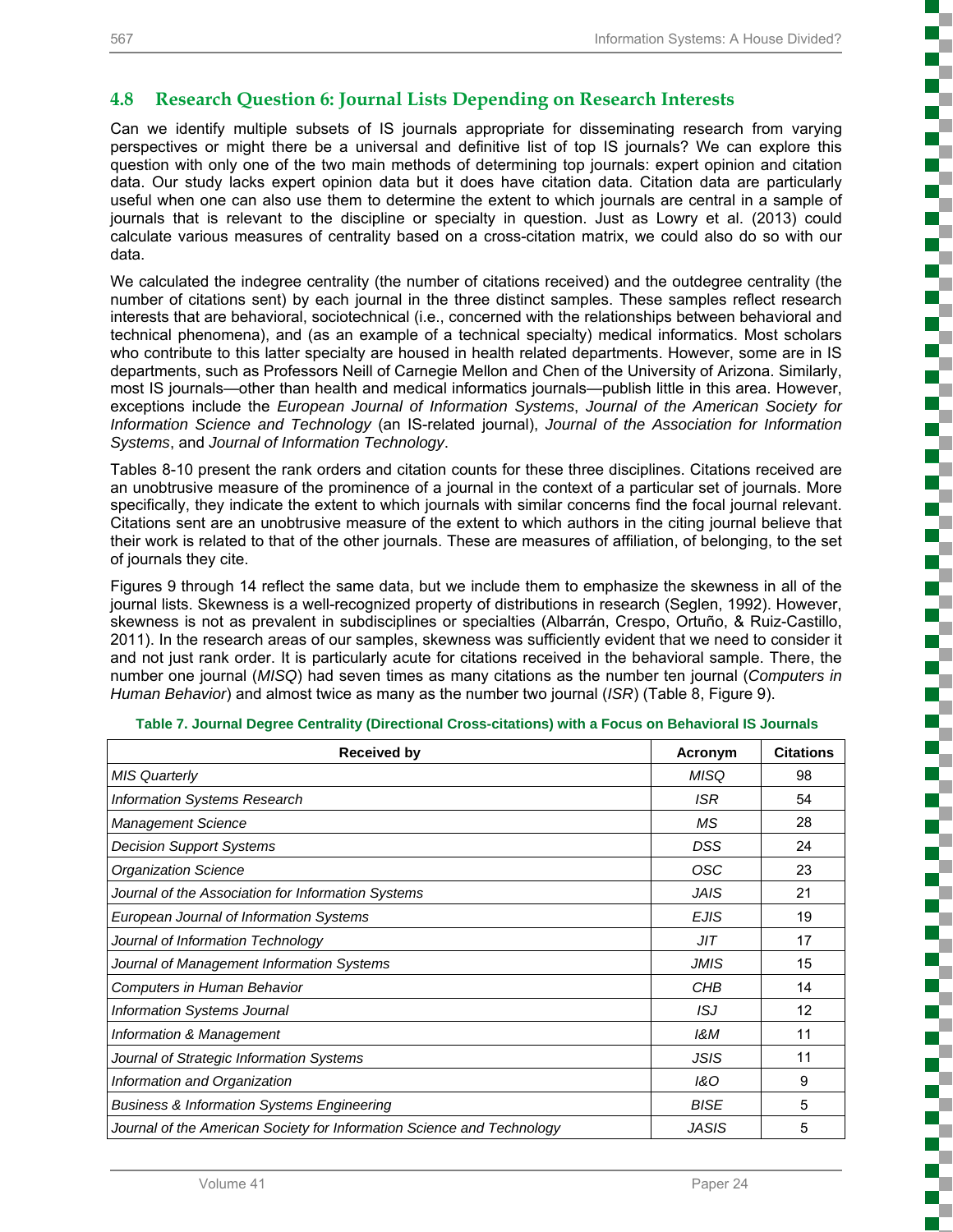### 4.8 Research Question 6: Journal Lists Depending on Research Interests

Can we identify multiple subsets of IS journals appropriate for disseminating research from varying perspectives or might there be a universal and definitive list of top IS journals? We can explore this question with only one of the two main methods of determining top journals: expert opinion and citation data. Our study lacks expert opinion data but it does have citation data. Citation data are particularly useful when one can also use them to determine the extent to which journals are central in a sample of journals that is relevant to the discipline or specialty in question. Just as Lowry et al. (2013) could calculate various measures of centrality based on a cross-citation matrix, we could also do so with our data.

We calculated the indegree centrality (the number of citations received) and the outdegree centrality (the number of citations sent) by each journal in the three distinct samples. These samples reflect research interests that are behavioral, sociotechnical (i.e., concerned with the relationships between behavioral and technical phenomena), and (as an example of a technical specialty) medical informatics. Most scholars who contribute to this latter specialty are housed in health related departments. However, some are in IS departments, such as Professors Neill of Carnegie Mellon and Chen of the University of Arizona. Similarly, most IS journals—other than health and medical informatics journals—publish little in this area. However, exceptions include the *European Journal of Information Systems*, *Journal of the American Society for Information Science and Technology* (an IS-related journal), *Journal of the Association for Information Systems*, and *Journal of Information Technology*.

Tables 8-10 present the rank orders and citation counts for these three disciplines. Citations received are an unobtrusive measure of the prominence of a journal in the context of a particular set of journals. More specifically, they indicate the extent to which journals with similar concerns find the focal journal relevant. Citations sent are an unobtrusive measure of the extent to which authors in the citing journal believe that their work is related to that of the other journals. These are measures of affiliation, of belonging, to the set of journals they cite.

Figures 9 through 14 reflect the same data, but we include them to emphasize the skewness in all of the journal lists. Skewness is a well-recognized property of distributions in research (Seglen, 1992). However, skewness is not as prevalent in subdisciplines or specialties (Albarrán, Crespo, Ortuño, & Ruiz-Castillo, 2011). In the research areas of our samples, skewness was sufficiently evident that we need to consider it and not just rank order. It is particularly acute for citations received in the behavioral sample. There, the number one journal (*MISQ*) had seven times as many citations as the number ten journal (*Computers in Human Behavior*) and almost twice as many as the number two journal (*ISR*) (Table 8, Figure 9).

**Table 7. Journal Degree Centrality (Directional Cross-citations) with a Focus on Behavioral IS Journals**

| Received by | Acronym | Citations |
|---|---|---|
| *MIS Quarterly* | *MISQ* | 98 |
| *Information Systems Research* | *ISR* | 54 |
| *Management Science* | *MS* | 28 |
| *Decision Support Systems* | *DSS* | 24 |
| *Organization Science* | *OSC* | 23 |
| *Journal of the Association for Information Systems* | *JAIS* | 21 |
| *European Journal of Information Systems* | *EJIS* | 19 |
| *Journal of Information Technology* | *JIT* | 17 |
| *Journal of Management Information Systems* | *JMIS* | 15 |
| *Computers in Human Behavior* | *CHB* | 14 |
| *Information Systems Journal* | *ISJ* | 12 |
| *Information & Management* | *I&M* | 11 |
| *Journal of Strategic Information Systems* | *JSIS* | 11 |
| *Information and Organization* | *I&O* | 9 |
| *Business & Information Systems Engineering* | *BISE* | 5 |
| *Journal of the American Society for Information Science and Technology* | *JASIS* | 5 |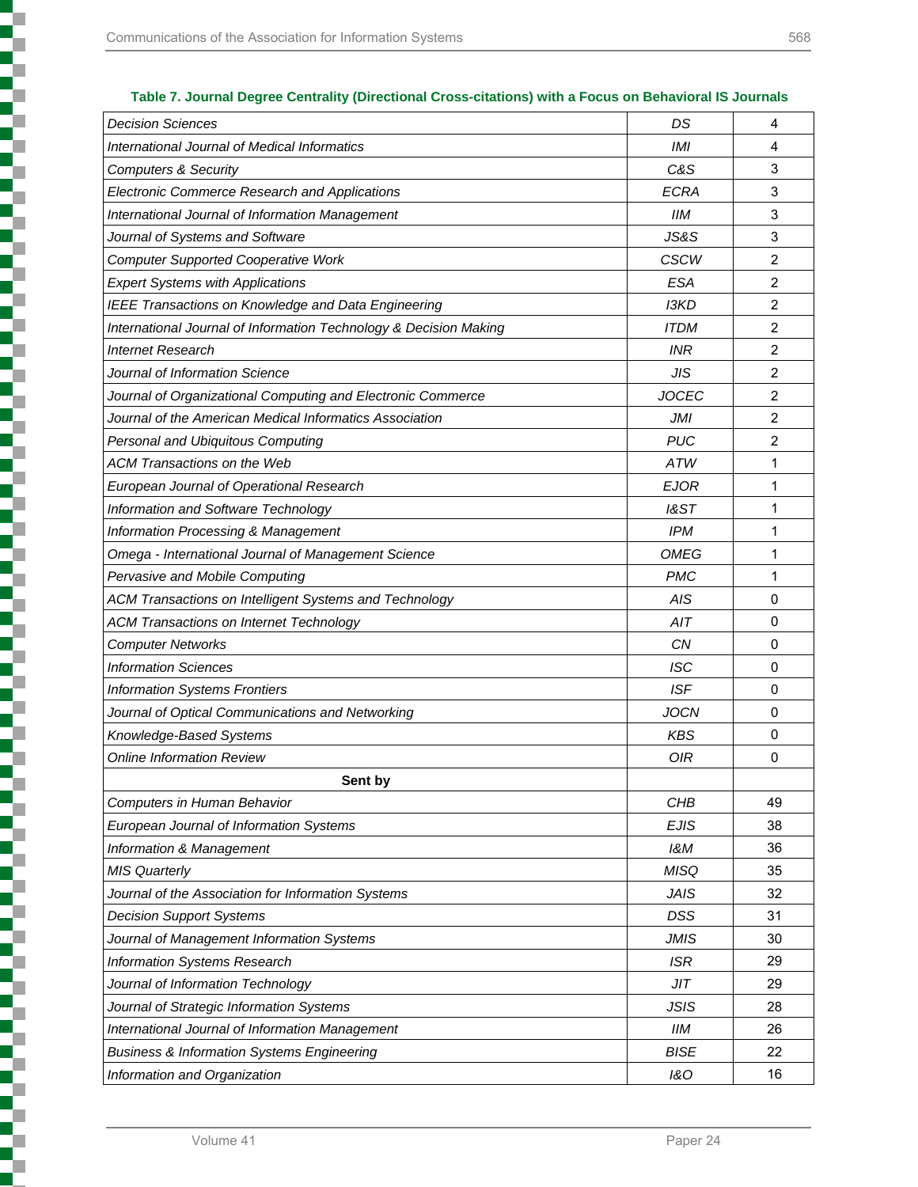**Table 7. Journal Degree Centrality (Directional Cross-citations) with a Focus on Behavioral IS Journals**

| | | |
|---|---|---|
| *Decision Sciences* | *DS* | 4 |
| *International Journal of Medical Informatics* | *IMI* | 4 |
| *Computers & Security* | *C&S* | 3 |
| *Electronic Commerce Research and Applications* | *ECRA* | 3 |
| *International Journal of Information Management* | *IIM* | 3 |
| *Journal of Systems and Software* | *JS&S* | 3 |
| *Computer Supported Cooperative Work* | *CSCW* | 2 |
| *Expert Systems with Applications* | *ESA* | 2 |
| *IEEE Transactions on Knowledge and Data Engineering* | *I3KD* | 2 |
| *International Journal of Information Technology & Decision Making* | *ITDM* | 2 |
| *Internet Research* | *INR* | 2 |
| *Journal of Information Science* | *JIS* | 2 |
| *Journal of Organizational Computing and Electronic Commerce* | *JOCEC* | 2 |
| *Journal of the American Medical Informatics Association* | *JMI* | 2 |
| *Personal and Ubiquitous Computing* | *PUC* | 2 |
| *ACM Transactions on the Web* | *ATW* | 1 |
| *European Journal of Operational Research* | *EJOR* | 1 |
| *Information and Software Technology* | *I&ST* | 1 |
| *Information Processing & Management* | *IPM* | 1 |
| *Omega - International Journal of Management Science* | *OMEG* | 1 |
| *Pervasive and Mobile Computing* | *PMC* | 1 |
| *ACM Transactions on Intelligent Systems and Technology* | *AIS* | 0 |
| *ACM Transactions on Internet Technology* | *AIT* | 0 |
| *Computer Networks* | *CN* | 0 |
| *Information Sciences* | *ISC* | 0 |
| *Information Systems Frontiers* | *ISF* | 0 |
| *Journal of Optical Communications and Networking* | *JOCN* | 0 |
| *Knowledge-Based Systems* | *KBS* | 0 |
| *Online Information Review* | *OIR* | 0 |
| **Sent by** | | |
| *Computers in Human Behavior* | *CHB* | 49 |
| *European Journal of Information Systems* | *EJIS* | 38 |
| *Information & Management* | *I&M* | 36 |
| *MIS Quarterly* | *MISQ* | 35 |
| *Journal of the Association for Information Systems* | *JAIS* | 32 |
| *Decision Support Systems* | *DSS* | 31 |
| *Journal of Management Information Systems* | *JMIS* | 30 |
| *Information Systems Research* | *ISR* | 29 |
| *Journal of Information Technology* | *JIT* | 29 |
| *Journal of Strategic Information Systems* | *JSIS* | 28 |
| *International Journal of Information Management* | *IIM* | 26 |
| *Business & Information Systems Engineering* | *BISE* | 22 |
| *Information and Organization* | *I&O* | 16 |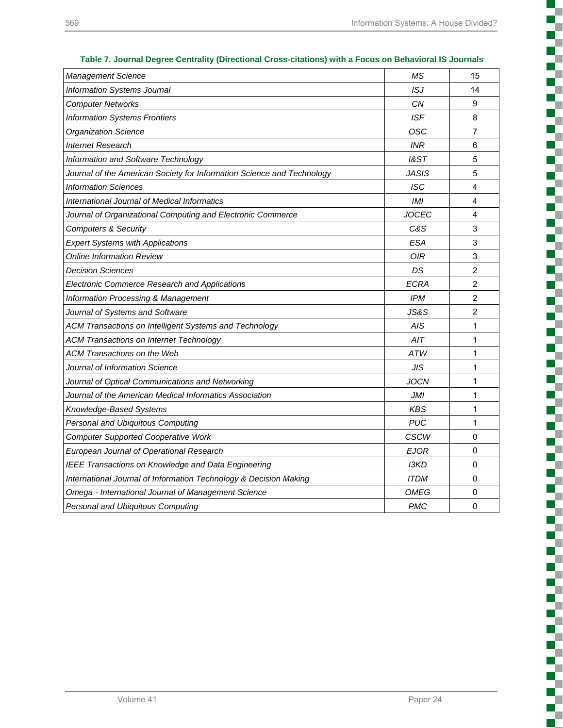**Table 7. Journal Degree Centrality (Directional Cross-citations) with a Focus on Behavioral IS Journals**

| Journal | Abbreviation | Degree |
|---|---|---|
| *Management Science* | *MS* | 15 |
| *Information Systems Journal* | *ISJ* | 14 |
| *Computer Networks* | *CN* | 9 |
| *Information Systems Frontiers* | *ISF* | 8 |
| *Organization Science* | *OSC* | 7 |
| *Internet Research* | *INR* | 6 |
| *Information and Software Technology* | *I&ST* | 5 |
| *Journal of the American Society for Information Science and Technology* | *JASIS* | 5 |
| *Information Sciences* | *ISC* | 4 |
| *International Journal of Medical Informatics* | *IMI* | 4 |
| *Journal of Organizational Computing and Electronic Commerce* | *JOCEC* | 4 |
| *Computers & Security* | *C&S* | 3 |
| *Expert Systems with Applications* | *ESA* | 3 |
| *Online Information Review* | *OIR* | 3 |
| *Decision Sciences* | *DS* | 2 |
| *Electronic Commerce Research and Applications* | *ECRA* | 2 |
| *Information Processing & Management* | *IPM* | 2 |
| *Journal of Systems and Software* | *JS&S* | 2 |
| *ACM Transactions on Intelligent Systems and Technology* | *AIS* | 1 |
| *ACM Transactions on Internet Technology* | *AIT* | 1 |
| *ACM Transactions on the Web* | *ATW* | 1 |
| *Journal of Information Science* | *JIS* | 1 |
| *Journal of Optical Communications and Networking* | *JOCN* | 1 |
| *Journal of the American Medical Informatics Association* | *JMI* | 1 |
| *Knowledge-Based Systems* | *KBS* | 1 |
| *Personal and Ubiquitous Computing* | *PUC* | 1 |
| *Computer Supported Cooperative Work* | *CSCW* | 0 |
| *European Journal of Operational Research* | *EJOR* | 0 |
| *IEEE Transactions on Knowledge and Data Engineering* | *I3KD* | 0 |
| *International Journal of Information Technology & Decision Making* | *ITDM* | 0 |
| *Omega - International Journal of Management Science* | *OMEG* | 0 |
| *Personal and Ubiquitous Computing* | *PMC* | 0 |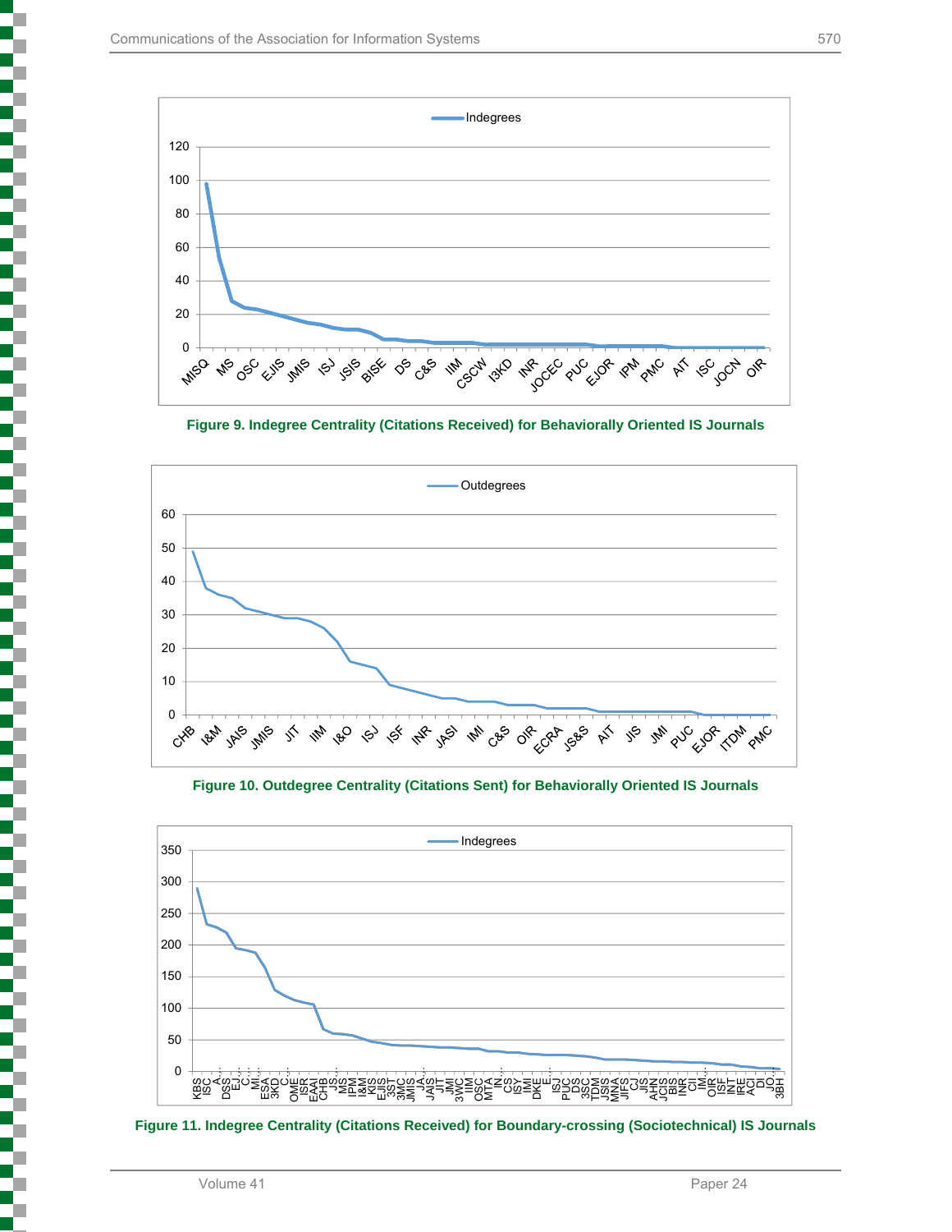Figure 9. Indegree Centrality (Citations Received) for Behaviorally Oriented IS Journals

Figure 10. Outdegree Centrality (Citations Sent) for Behaviorally Oriented IS Journals

Figure 11. Indegree Centrality (Citations Received) for Boundary-crossing (Sociotechnical) IS Journals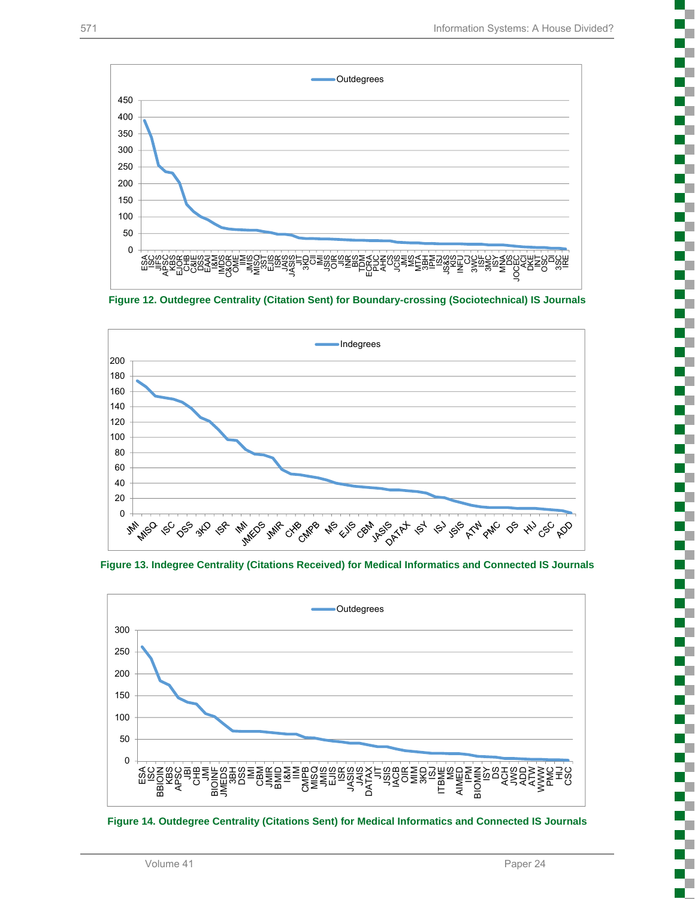Figure 12. Outdegree Centrality (Citation Sent) for Boundary-crossing (Sociotechnical) IS Journals

Figure 13. Indegree Centrality (Citations Received) for Medical Informatics and Connected IS Journals

Figure 14. Outdegree Centrality (Citations Sent) for Medical Informatics and Connected IS Journals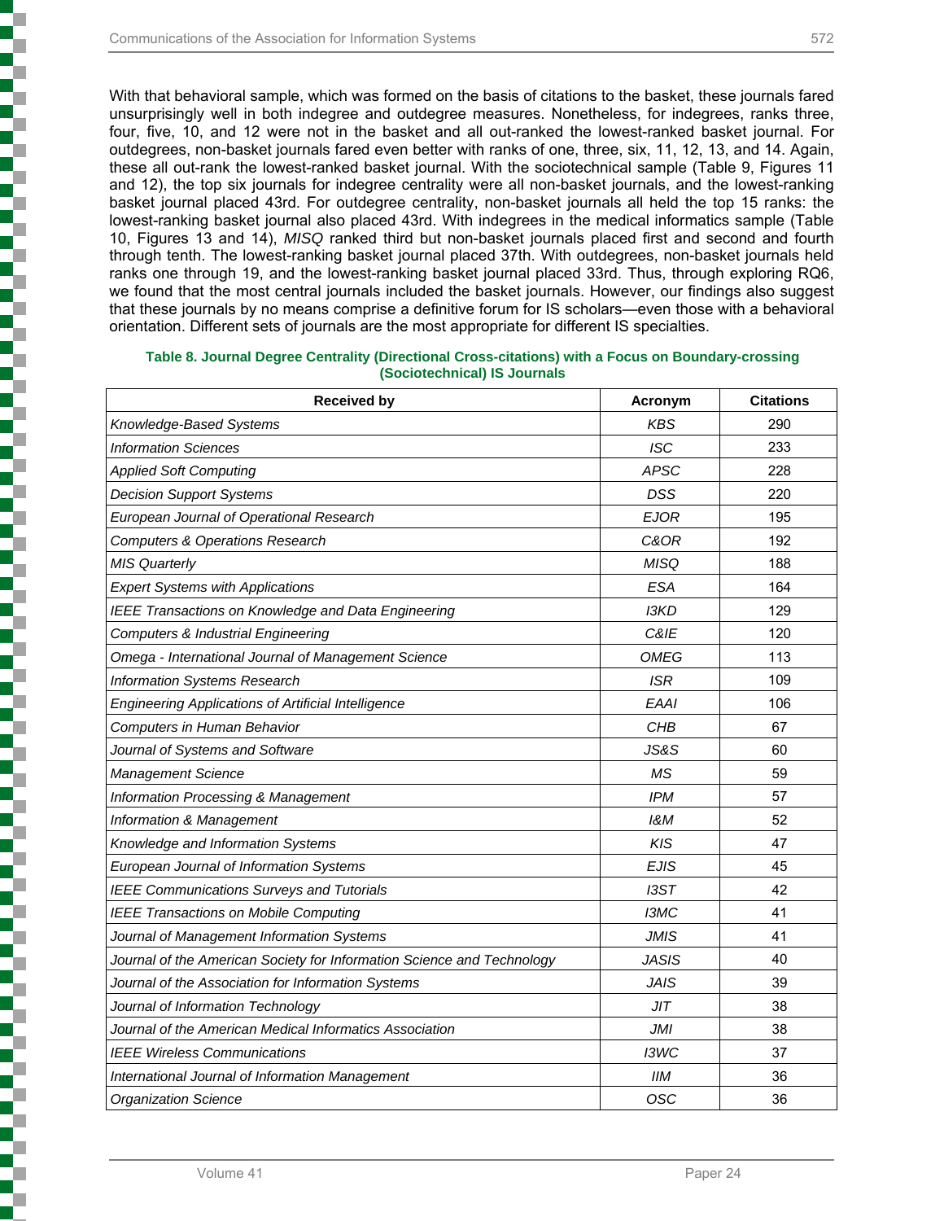With that behavioral sample, which was formed on the basis of citations to the basket, these journals fared unsurprisingly well in both indegree and outdegree measures. Nonetheless, for indegrees, ranks three, four, five, 10, and 12 were not in the basket and all out-ranked the lowest-ranked basket journal. For outdegrees, non-basket journals fared even better with ranks of one, three, six, 11, 12, 13, and 14. Again, these all out-rank the lowest-ranked basket journal. With the sociotechnical sample (Table 9, Figures 11 and 12), the top six journals for indegree centrality were all non-basket journals, and the lowest-ranking basket journal placed 43rd. For outdegree centrality, non-basket journals all held the top 15 ranks: the lowest-ranking basket journal also placed 43rd. With indegrees in the medical informatics sample (Table 10, Figures 13 and 14), *MISQ* ranked third but non-basket journals placed first and second and fourth through tenth. The lowest-ranking basket journal placed 37th. With outdegrees, non-basket journals held ranks one through 19, and the lowest-ranking basket journal placed 33rd. Thus, through exploring RQ6, we found that the most central journals included the basket journals. However, our findings also suggest that these journals by no means comprise a definitive forum for IS scholars—even those with a behavioral orientation. Different sets of journals are the most appropriate for different IS specialties.

**Table 8. Journal Degree Centrality (Directional Cross-citations) with a Focus on Boundary-crossing (Sociotechnical) IS Journals**

| Received by | Acronym | Citations |
|---|---|---|
| *Knowledge-Based Systems* | *KBS* | 290 |
| *Information Sciences* | *ISC* | 233 |
| *Applied Soft Computing* | *APSC* | 228 |
| *Decision Support Systems* | *DSS* | 220 |
| *European Journal of Operational Research* | *EJOR* | 195 |
| *Computers & Operations Research* | *C&OR* | 192 |
| *MIS Quarterly* | *MISQ* | 188 |
| *Expert Systems with Applications* | *ESA* | 164 |
| *IEEE Transactions on Knowledge and Data Engineering* | *I3KD* | 129 |
| *Computers & Industrial Engineering* | *C&IE* | 120 |
| *Omega - International Journal of Management Science* | *OMEG* | 113 |
| *Information Systems Research* | *ISR* | 109 |
| *Engineering Applications of Artificial Intelligence* | *EAAI* | 106 |
| *Computers in Human Behavior* | *CHB* | 67 |
| *Journal of Systems and Software* | *JS&S* | 60 |
| *Management Science* | *MS* | 59 |
| *Information Processing & Management* | *IPM* | 57 |
| *Information & Management* | *I&M* | 52 |
| *Knowledge and Information Systems* | *KIS* | 47 |
| *European Journal of Information Systems* | *EJIS* | 45 |
| *IEEE Communications Surveys and Tutorials* | *I3ST* | 42 |
| *IEEE Transactions on Mobile Computing* | *I3MC* | 41 |
| *Journal of Management Information Systems* | *JMIS* | 41 |
| *Journal of the American Society for Information Science and Technology* | *JASIS* | 40 |
| *Journal of the Association for Information Systems* | *JAIS* | 39 |
| *Journal of Information Technology* | *JIT* | 38 |
| *Journal of the American Medical Informatics Association* | *JMI* | 38 |
| *IEEE Wireless Communications* | *I3WC* | 37 |
| *International Journal of Information Management* | *IIM* | 36 |
| *Organization Science* | *OSC* | 36 |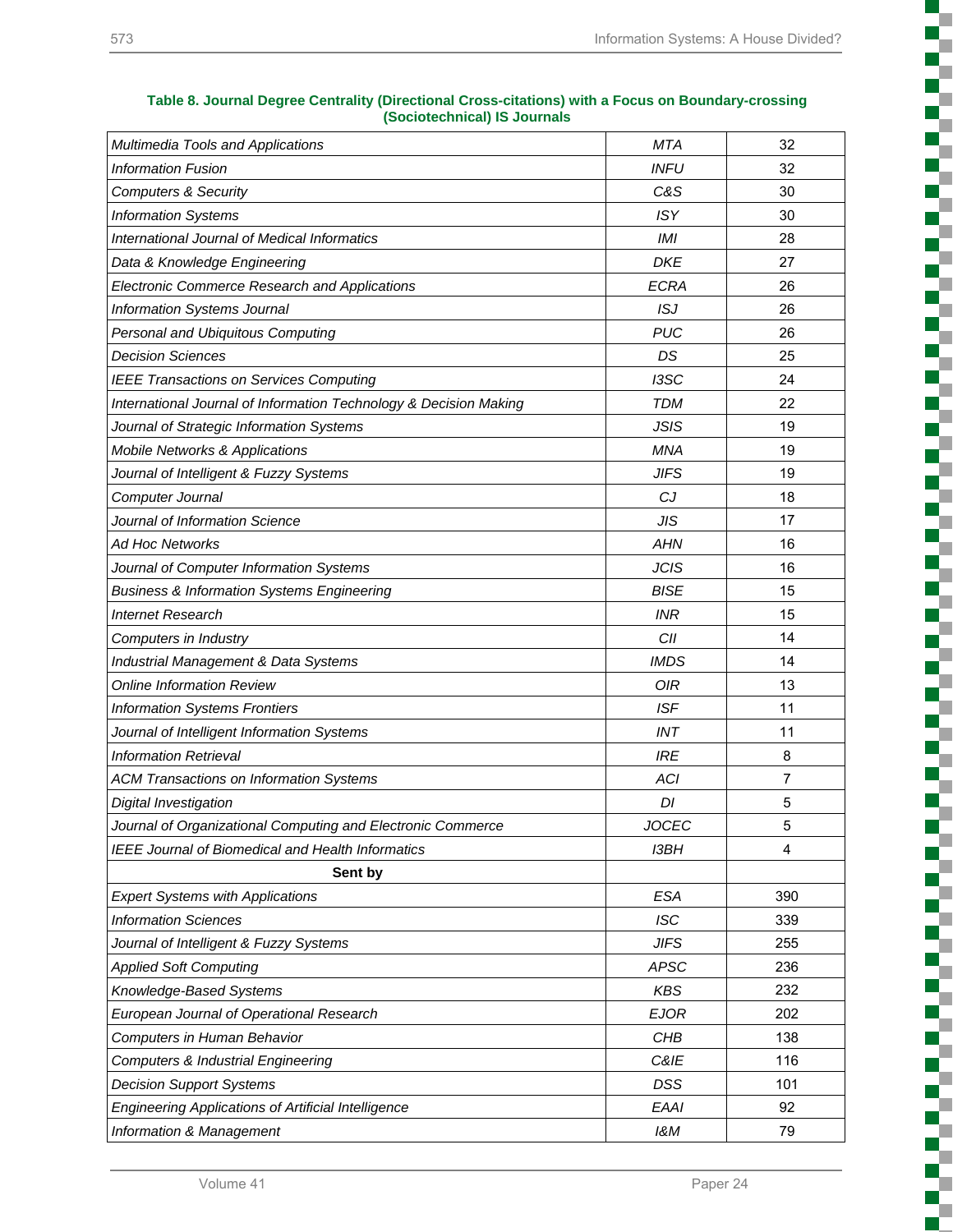**Table 8. Journal Degree Centrality (Directional Cross-citations) with a Focus on Boundary-crossing (Sociotechnical) IS Journals**

| | | |
|---|---|---|
| *Multimedia Tools and Applications* | *MTA* | 32 |
| *Information Fusion* | *INFU* | 32 |
| *Computers & Security* | *C&S* | 30 |
| *Information Systems* | *ISY* | 30 |
| *International Journal of Medical Informatics* | *IMI* | 28 |
| *Data & Knowledge Engineering* | *DKE* | 27 |
| *Electronic Commerce Research and Applications* | *ECRA* | 26 |
| *Information Systems Journal* | *ISJ* | 26 |
| *Personal and Ubiquitous Computing* | *PUC* | 26 |
| *Decision Sciences* | *DS* | 25 |
| *IEEE Transactions on Services Computing* | *I3SC* | 24 |
| *International Journal of Information Technology & Decision Making* | *TDM* | 22 |
| *Journal of Strategic Information Systems* | *JSIS* | 19 |
| *Mobile Networks & Applications* | *MNA* | 19 |
| *Journal of Intelligent & Fuzzy Systems* | *JIFS* | 19 |
| *Computer Journal* | *CJ* | 18 |
| *Journal of Information Science* | *JIS* | 17 |
| *Ad Hoc Networks* | *AHN* | 16 |
| *Journal of Computer Information Systems* | *JCIS* | 16 |
| *Business & Information Systems Engineering* | *BISE* | 15 |
| *Internet Research* | *INR* | 15 |
| *Computers in Industry* | *CII* | 14 |
| *Industrial Management & Data Systems* | *IMDS* | 14 |
| *Online Information Review* | *OIR* | 13 |
| *Information Systems Frontiers* | *ISF* | 11 |
| *Journal of Intelligent Information Systems* | *INT* | 11 |
| *Information Retrieval* | *IRE* | 8 |
| *ACM Transactions on Information Systems* | *ACI* | 7 |
| *Digital Investigation* | *DI* | 5 |
| *Journal of Organizational Computing and Electronic Commerce* | *JOCEC* | 5 |
| *IEEE Journal of Biomedical and Health Informatics* | *I3BH* | 4 |
| **Sent by** | | |
| *Expert Systems with Applications* | *ESA* | 390 |
| *Information Sciences* | *ISC* | 339 |
| *Journal of Intelligent & Fuzzy Systems* | *JIFS* | 255 |
| *Applied Soft Computing* | *APSC* | 236 |
| *Knowledge-Based Systems* | *KBS* | 232 |
| *European Journal of Operational Research* | *EJOR* | 202 |
| *Computers in Human Behavior* | *CHB* | 138 |
| *Computers & Industrial Engineering* | *C&IE* | 116 |
| *Decision Support Systems* | *DSS* | 101 |
| *Engineering Applications of Artificial Intelligence* | *EAAI* | 92 |
| *Information & Management* | *I&M* | 79 |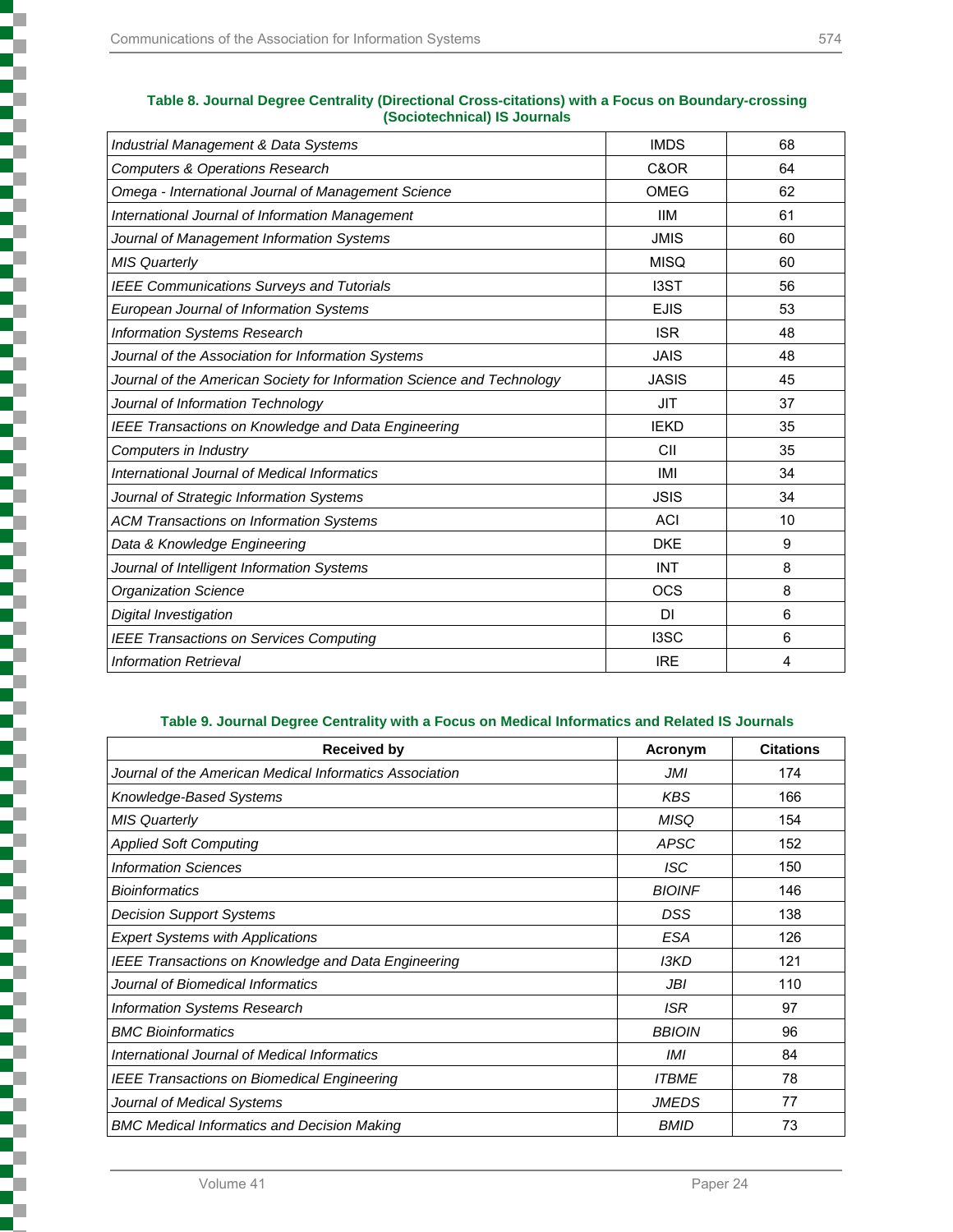**Table 8. Journal Degree Centrality (Directional Cross-citations) with a Focus on Boundary-crossing (Sociotechnical) IS Journals**

| | | |
|---|---|---|
| *Industrial Management & Data Systems* | IMDS | 68 |
| *Computers & Operations Research* | C&OR | 64 |
| *Omega - International Journal of Management Science* | OMEG | 62 |
| *International Journal of Information Management* | IIM | 61 |
| *Journal of Management Information Systems* | JMIS | 60 |
| *MIS Quarterly* | MISQ | 60 |
| *IEEE Communications Surveys and Tutorials* | I3ST | 56 |
| *European Journal of Information Systems* | EJIS | 53 |
| *Information Systems Research* | ISR | 48 |
| *Journal of the Association for Information Systems* | JAIS | 48 |
| *Journal of the American Society for Information Science and Technology* | JASIS | 45 |
| *Journal of Information Technology* | JIT | 37 |
| *IEEE Transactions on Knowledge and Data Engineering* | IEKD | 35 |
| *Computers in Industry* | CII | 35 |
| *International Journal of Medical Informatics* | IMI | 34 |
| *Journal of Strategic Information Systems* | JSIS | 34 |
| *ACM Transactions on Information Systems* | ACI | 10 |
| *Data & Knowledge Engineering* | DKE | 9 |
| *Journal of Intelligent Information Systems* | INT | 8 |
| *Organization Science* | OCS | 8 |
| *Digital Investigation* | DI | 6 |
| *IEEE Transactions on Services Computing* | I3SC | 6 |
| *Information Retrieval* | IRE | 4 |

**Table 9. Journal Degree Centrality with a Focus on Medical Informatics and Related IS Journals**

| Received by | Acronym | Citations |
|---|---|---|
| *Journal of the American Medical Informatics Association* | *JMI* | 174 |
| *Knowledge-Based Systems* | *KBS* | 166 |
| *MIS Quarterly* | *MISQ* | 154 |
| *Applied Soft Computing* | *APSC* | 152 |
| *Information Sciences* | *ISC* | 150 |
| *Bioinformatics* | *BIOINF* | 146 |
| *Decision Support Systems* | *DSS* | 138 |
| *Expert Systems with Applications* | *ESA* | 126 |
| *IEEE Transactions on Knowledge and Data Engineering* | *I3KD* | 121 |
| *Journal of Biomedical Informatics* | *JBI* | 110 |
| *Information Systems Research* | *ISR* | 97 |
| *BMC Bioinformatics* | *BBIOIN* | 96 |
| *International Journal of Medical Informatics* | *IMI* | 84 |
| *IEEE Transactions on Biomedical Engineering* | *ITBME* | 78 |
| *Journal of Medical Systems* | *JMEDS* | 77 |
| *BMC Medical Informatics and Decision Making* | *BMID* | 73 |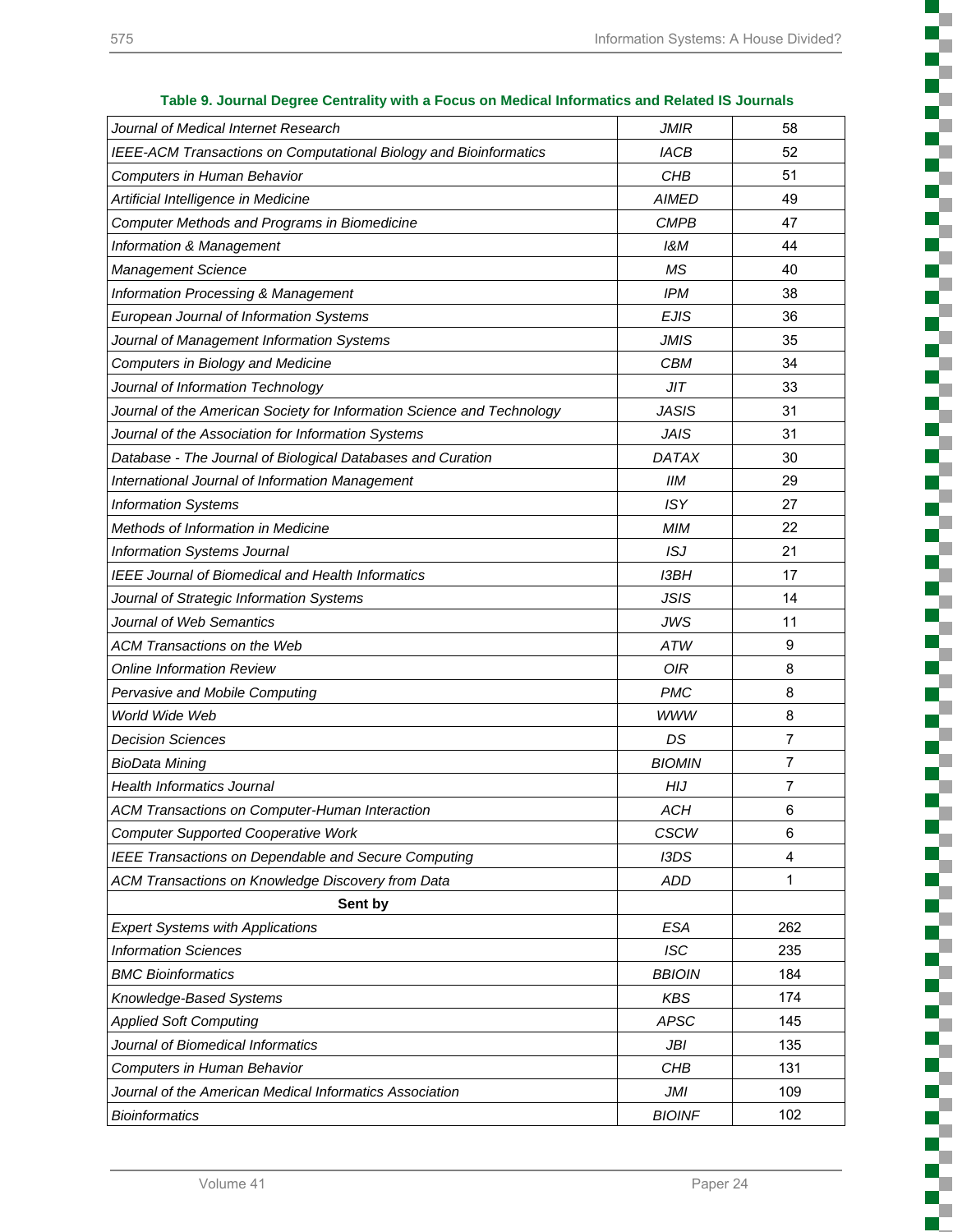**Table 9. Journal Degree Centrality with a Focus on Medical Informatics and Related IS Journals**

| | | |
|---|---|---|
| *Journal of Medical Internet Research* | *JMIR* | 58 |
| *IEEE-ACM Transactions on Computational Biology and Bioinformatics* | *IACB* | 52 |
| *Computers in Human Behavior* | *CHB* | 51 |
| *Artificial Intelligence in Medicine* | *AIMED* | 49 |
| *Computer Methods and Programs in Biomedicine* | *CMPB* | 47 |
| *Information & Management* | *I&M* | 44 |
| *Management Science* | *MS* | 40 |
| *Information Processing & Management* | *IPM* | 38 |
| *European Journal of Information Systems* | *EJIS* | 36 |
| *Journal of Management Information Systems* | *JMIS* | 35 |
| *Computers in Biology and Medicine* | *CBM* | 34 |
| *Journal of Information Technology* | *JIT* | 33 |
| *Journal of the American Society for Information Science and Technology* | *JASIS* | 31 |
| *Journal of the Association for Information Systems* | *JAIS* | 31 |
| *Database - The Journal of Biological Databases and Curation* | *DATAX* | 30 |
| *International Journal of Information Management* | *IIM* | 29 |
| *Information Systems* | *ISY* | 27 |
| *Methods of Information in Medicine* | *MIM* | 22 |
| *Information Systems Journal* | *ISJ* | 21 |
| *IEEE Journal of Biomedical and Health Informatics* | *I3BH* | 17 |
| *Journal of Strategic Information Systems* | *JSIS* | 14 |
| *Journal of Web Semantics* | *JWS* | 11 |
| *ACM Transactions on the Web* | *ATW* | 9 |
| *Online Information Review* | *OIR* | 8 |
| *Pervasive and Mobile Computing* | *PMC* | 8 |
| *World Wide Web* | *WWW* | 8 |
| *Decision Sciences* | *DS* | 7 |
| *BioData Mining* | *BIOMIN* | 7 |
| *Health Informatics Journal* | *HIJ* | 7 |
| *ACM Transactions on Computer-Human Interaction* | *ACH* | 6 |
| *Computer Supported Cooperative Work* | *CSCW* | 6 |
| *IEEE Transactions on Dependable and Secure Computing* | *I3DS* | 4 |
| *ACM Transactions on Knowledge Discovery from Data* | *ADD* | 1 |
| **Sent by** | | |
| *Expert Systems with Applications* | *ESA* | 262 |
| *Information Sciences* | *ISC* | 235 |
| *BMC Bioinformatics* | *BBIOIN* | 184 |
| *Knowledge-Based Systems* | *KBS* | 174 |
| *Applied Soft Computing* | *APSC* | 145 |
| *Journal of Biomedical Informatics* | *JBI* | 135 |
| *Computers in Human Behavior* | *CHB* | 131 |
| *Journal of the American Medical Informatics Association* | *JMI* | 109 |
| *Bioinformatics* | *BIOINF* | 102 |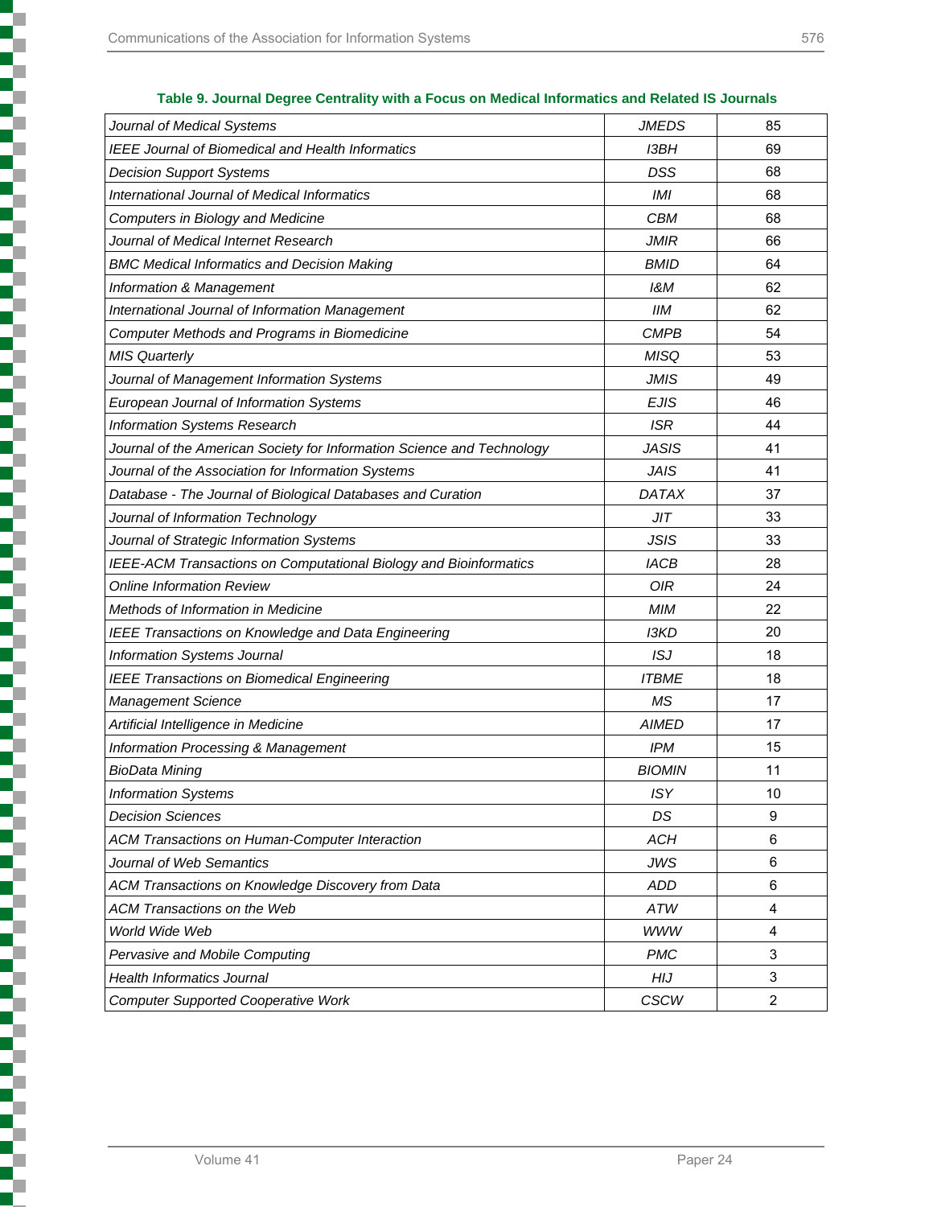**Table 9. Journal Degree Centrality with a Focus on Medical Informatics and Related IS Journals**

| | | |
|---|---|---|
| *Journal of Medical Systems* | *JMEDS* | 85 |
| *IEEE Journal of Biomedical and Health Informatics* | *I3BH* | 69 |
| *Decision Support Systems* | *DSS* | 68 |
| *International Journal of Medical Informatics* | *IMI* | 68 |
| *Computers in Biology and Medicine* | *CBM* | 68 |
| *Journal of Medical Internet Research* | *JMIR* | 66 |
| *BMC Medical Informatics and Decision Making* | *BMID* | 64 |
| *Information & Management* | *I&M* | 62 |
| *International Journal of Information Management* | *IIM* | 62 |
| *Computer Methods and Programs in Biomedicine* | *CMPB* | 54 |
| *MIS Quarterly* | *MISQ* | 53 |
| *Journal of Management Information Systems* | *JMIS* | 49 |
| *European Journal of Information Systems* | *EJIS* | 46 |
| *Information Systems Research* | *ISR* | 44 |
| *Journal of the American Society for Information Science and Technology* | *JASIS* | 41 |
| *Journal of the Association for Information Systems* | *JAIS* | 41 |
| *Database - The Journal of Biological Databases and Curation* | *DATAX* | 37 |
| *Journal of Information Technology* | *JIT* | 33 |
| *Journal of Strategic Information Systems* | *JSIS* | 33 |
| *IEEE-ACM Transactions on Computational Biology and Bioinformatics* | *IACB* | 28 |
| *Online Information Review* | *OIR* | 24 |
| *Methods of Information in Medicine* | *MIM* | 22 |
| *IEEE Transactions on Knowledge and Data Engineering* | *I3KD* | 20 |
| *Information Systems Journal* | *ISJ* | 18 |
| *IEEE Transactions on Biomedical Engineering* | *ITBME* | 18 |
| *Management Science* | *MS* | 17 |
| *Artificial Intelligence in Medicine* | *AIMED* | 17 |
| *Information Processing & Management* | *IPM* | 15 |
| *BioData Mining* | *BIOMIN* | 11 |
| *Information Systems* | *ISY* | 10 |
| *Decision Sciences* | *DS* | 9 |
| *ACM Transactions on Human-Computer Interaction* | *ACH* | 6 |
| *Journal of Web Semantics* | *JWS* | 6 |
| *ACM Transactions on Knowledge Discovery from Data* | *ADD* | 6 |
| *ACM Transactions on the Web* | *ATW* | 4 |
| *World Wide Web* | *WWW* | 4 |
| *Pervasive and Mobile Computing* | *PMC* | 3 |
| *Health Informatics Journal* | *HIJ* | 3 |
| *Computer Supported Cooperative Work* | *CSCW* | 2 |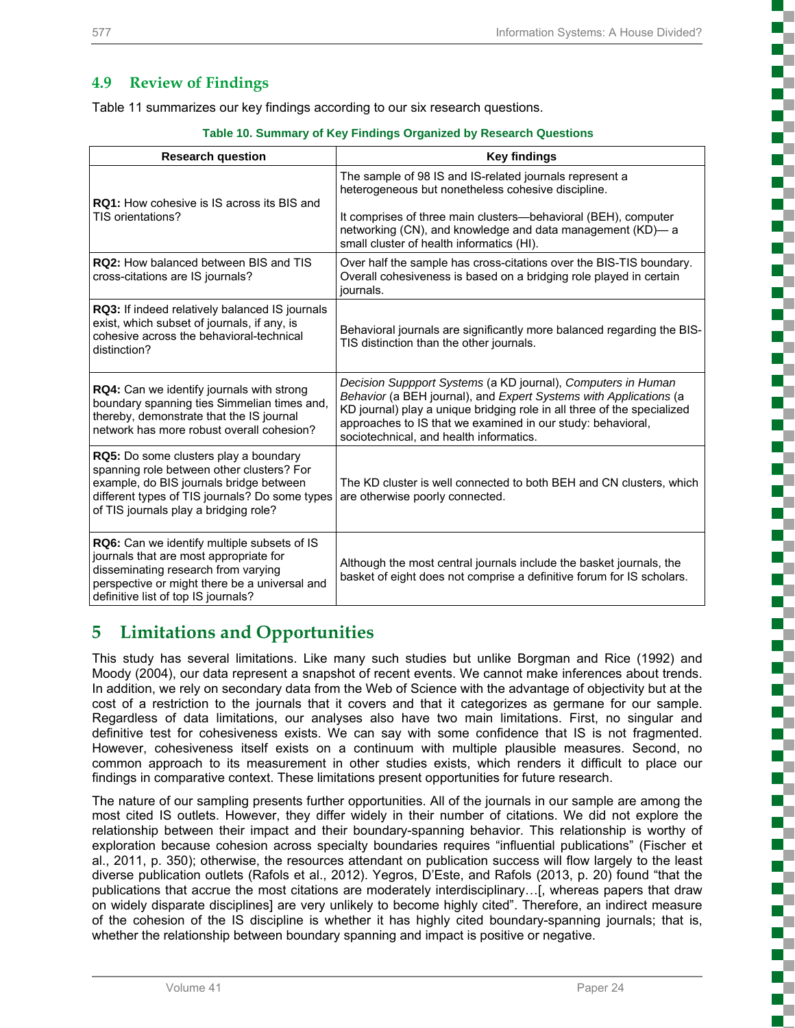## 4.9 Review of Findings

Table 11 summarizes our key findings according to our six research questions.

**Table 10. Summary of Key Findings Organized by Research Questions**

| Research question | Key findings |
|---|---|
| **RQ1:** How cohesive is IS across its BIS and TIS orientations? | The sample of 98 IS and IS-related journals represent a heterogeneous but nonetheless cohesive discipline.<br><br>It comprises of three main clusters—behavioral (BEH), computer networking (CN), and knowledge and data management (KD)— a small cluster of health informatics (HI). |
| **RQ2:** How balanced between BIS and TIS cross-citations are IS journals? | Over half the sample has cross-citations over the BIS-TIS boundary. Overall cohesiveness is based on a bridging role played in certain journals. |
| **RQ3:** If indeed relatively balanced IS journals exist, which subset of journals, if any, is cohesive across the behavioral-technical distinction? | Behavioral journals are significantly more balanced regarding the BIS-TIS distinction than the other journals. |
| **RQ4:** Can we identify journals with strong boundary spanning ties Simmelian times and, thereby, demonstrate that the IS journal network has more robust overall cohesion? | *Decision Suppport Systems* (a KD journal), *Computers in Human Behavior* (a BEH journal), and *Expert Systems with Applications* (a KD journal) play a unique bridging role in all three of the specialized approaches to IS that we examined in our study: behavioral, sociotechnical, and health informatics. |
| **RQ5:** Do some clusters play a boundary spanning role between other clusters? For example, do BIS journals bridge between different types of TIS journals? Do some types of TIS journals play a bridging role? | The KD cluster is well connected to both BEH and CN clusters, which are otherwise poorly connected. |
| **RQ6:** Can we identify multiple subsets of IS journals that are most appropriate for disseminating research from varying perspective or might there be a universal and definitive list of top IS journals? | Although the most central journals include the basket journals, the basket of eight does not comprise a definitive forum for IS scholars. |

# 5 Limitations and Opportunities

This study has several limitations. Like many such studies but unlike Borgman and Rice (1992) and Moody (2004), our data represent a snapshot of recent events. We cannot make inferences about trends. In addition, we rely on secondary data from the Web of Science with the advantage of objectivity but at the cost of a restriction to the journals that it covers and that it categorizes as germane for our sample. Regardless of data limitations, our analyses also have two main limitations. First, no singular and definitive test for cohesiveness exists. We can say with some confidence that IS is not fragmented. However, cohesiveness itself exists on a continuum with multiple plausible measures. Second, no common approach to its measurement in other studies exists, which renders it difficult to place our findings in comparative context. These limitations present opportunities for future research.

The nature of our sampling presents further opportunities. All of the journals in our sample are among the most cited IS outlets. However, they differ widely in their number of citations. We did not explore the relationship between their impact and their boundary-spanning behavior. This relationship is worthy of exploration because cohesion across specialty boundaries requires "influential publications" (Fischer et al., 2011, p. 350); otherwise, the resources attendant on publication success will flow largely to the least diverse publication outlets (Rafols et al., 2012). Yegros, D'Este, and Rafols (2013, p. 20) found "that the publications that accrue the most citations are moderately interdisciplinary…[, whereas papers that draw on widely disparate disciplines] are very unlikely to become highly cited". Therefore, an indirect measure of the cohesion of the IS discipline is whether it has highly cited boundary-spanning journals; that is, whether the relationship between boundary spanning and impact is positive or negative.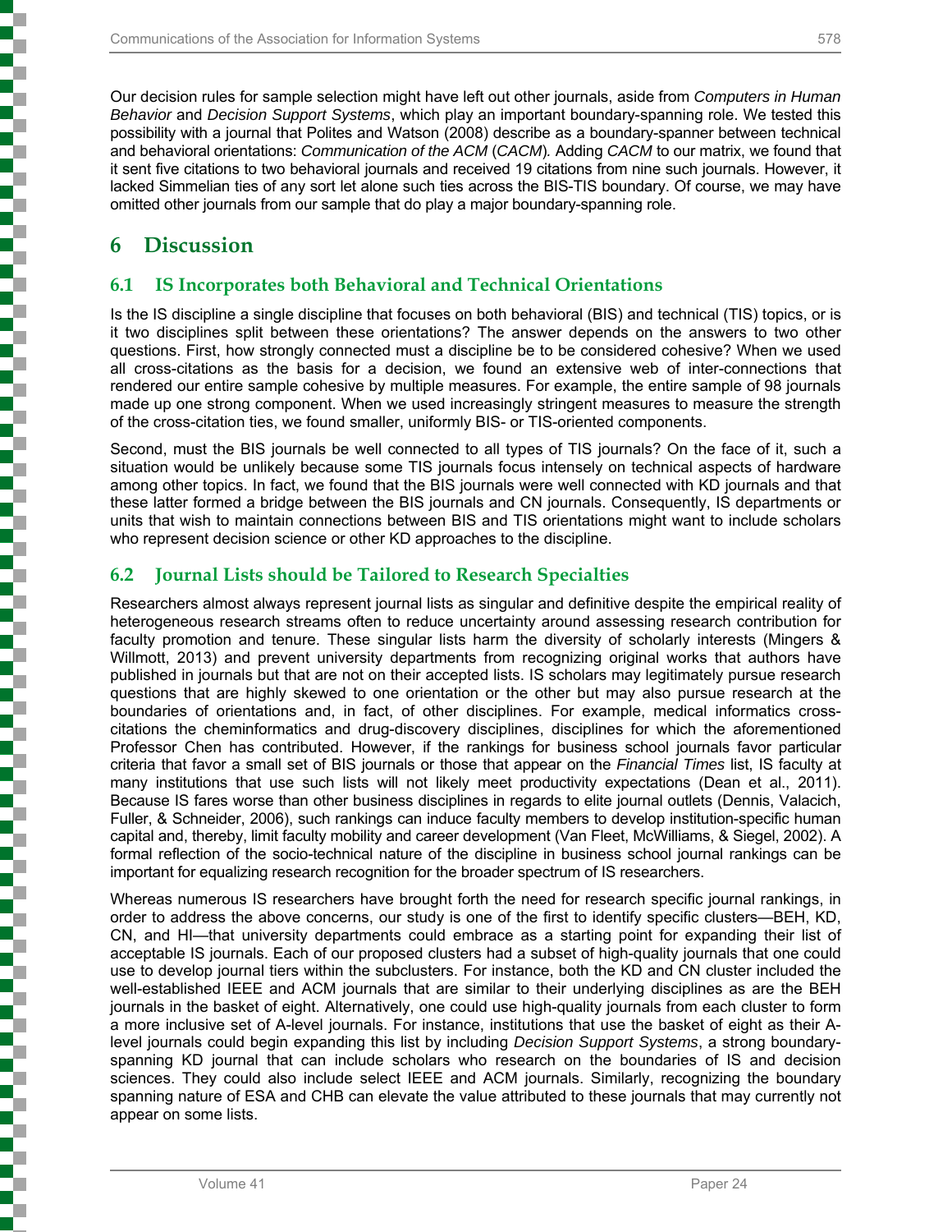Our decision rules for sample selection might have left out other journals, aside from *Computers in Human Behavior* and *Decision Support Systems*, which play an important boundary-spanning role. We tested this possibility with a journal that Polites and Watson (2008) describe as a boundary-spanner between technical and behavioral orientations: *Communication of the ACM* (*CACM*). Adding *CACM* to our matrix, we found that it sent five citations to two behavioral journals and received 19 citations from nine such journals. However, it lacked Simmelian ties of any sort let alone such ties across the BIS-TIS boundary. Of course, we may have omitted other journals from our sample that do play a major boundary-spanning role.

# 6 Discussion

## 6.1 IS Incorporates both Behavioral and Technical Orientations

Is the IS discipline a single discipline that focuses on both behavioral (BIS) and technical (TIS) topics, or is it two disciplines split between these orientations? The answer depends on the answers to two other questions. First, how strongly connected must a discipline be to be considered cohesive? When we used all cross-citations as the basis for a decision, we found an extensive web of inter-connections that rendered our entire sample cohesive by multiple measures. For example, the entire sample of 98 journals made up one strong component. When we used increasingly stringent measures to measure the strength of the cross-citation ties, we found smaller, uniformly BIS- or TIS-oriented components.

Second, must the BIS journals be well connected to all types of TIS journals? On the face of it, such a situation would be unlikely because some TIS journals focus intensely on technical aspects of hardware among other topics. In fact, we found that the BIS journals were well connected with KD journals and that these latter formed a bridge between the BIS journals and CN journals. Consequently, IS departments or units that wish to maintain connections between BIS and TIS orientations might want to include scholars who represent decision science or other KD approaches to the discipline.

## 6.2 Journal Lists should be Tailored to Research Specialties

Researchers almost always represent journal lists as singular and definitive despite the empirical reality of heterogeneous research streams often to reduce uncertainty around assessing research contribution for faculty promotion and tenure. These singular lists harm the diversity of scholarly interests (Mingers & Willmott, 2013) and prevent university departments from recognizing original works that authors have published in journals but that are not on their accepted lists. IS scholars may legitimately pursue research questions that are highly skewed to one orientation or the other but may also pursue research at the boundaries of orientations and, in fact, of other disciplines. For example, medical informatics cross-citations the cheminformatics and drug-discovery disciplines, disciplines for which the aforementioned Professor Chen has contributed. However, if the rankings for business school journals favor particular criteria that favor a small set of BIS journals or those that appear on the *Financial Times* list, IS faculty at many institutions that use such lists will not likely meet productivity expectations (Dean et al., 2011). Because IS fares worse than other business disciplines in regards to elite journal outlets (Dennis, Valacich, Fuller, & Schneider, 2006), such rankings can induce faculty members to develop institution-specific human capital and, thereby, limit faculty mobility and career development (Van Fleet, McWilliams, & Siegel, 2002). A formal reflection of the socio-technical nature of the discipline in business school journal rankings can be important for equalizing research recognition for the broader spectrum of IS researchers.

Whereas numerous IS researchers have brought forth the need for research specific journal rankings, in order to address the above concerns, our study is one of the first to identify specific clusters—BEH, KD, CN, and HI—that university departments could embrace as a starting point for expanding their list of acceptable IS journals. Each of our proposed clusters had a subset of high-quality journals that one could use to develop journal tiers within the subclusters. For instance, both the KD and CN cluster included the well-established IEEE and ACM journals that are similar to their underlying disciplines as are the BEH journals in the basket of eight. Alternatively, one could use high-quality journals from each cluster to form a more inclusive set of A-level journals. For instance, institutions that use the basket of eight as their A-level journals could begin expanding this list by including *Decision Support Systems*, a strong boundary-spanning KD journal that can include scholars who research on the boundaries of IS and decision sciences. They could also include select IEEE and ACM journals. Similarly, recognizing the boundary spanning nature of ESA and CHB can elevate the value attributed to these journals that may currently not appear on some lists.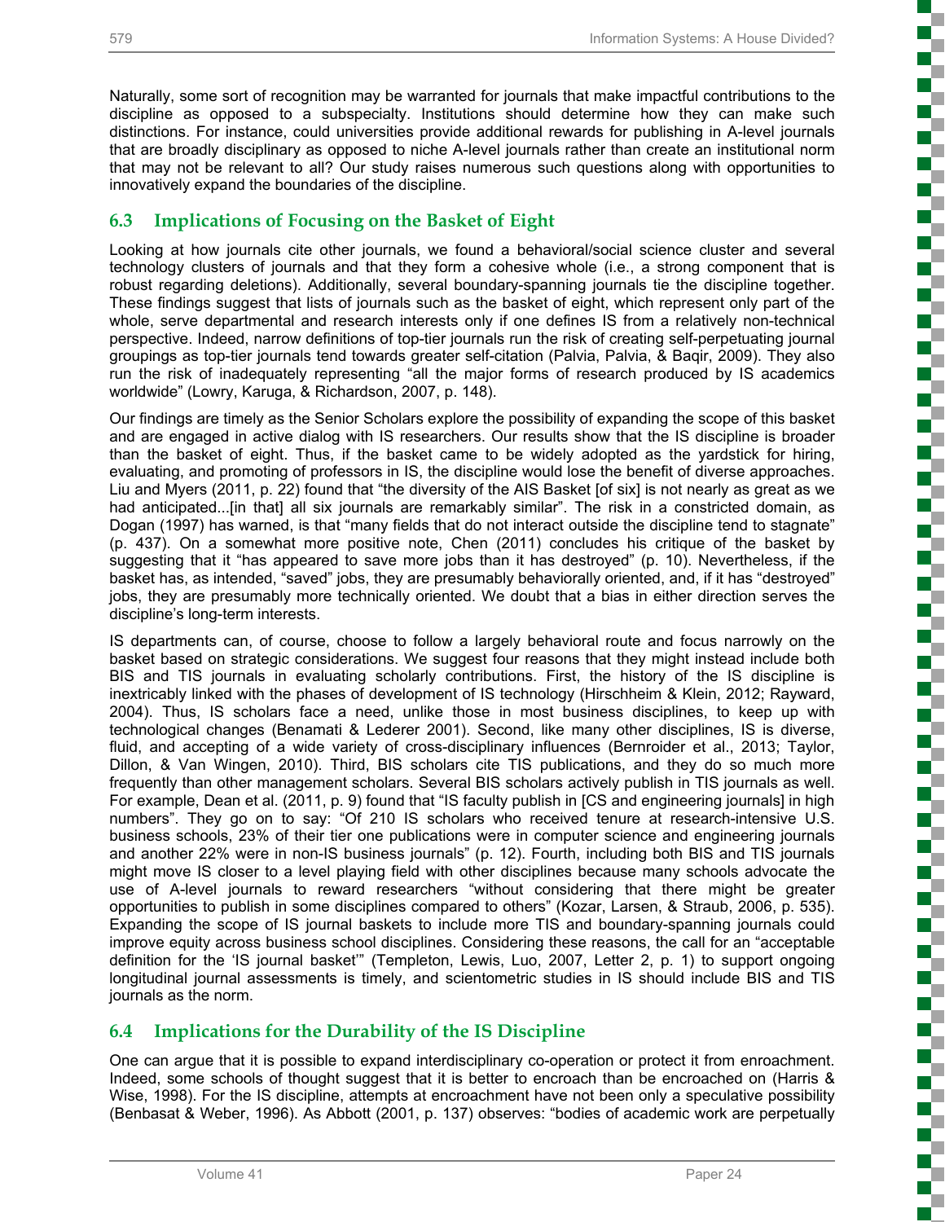Naturally, some sort of recognition may be warranted for journals that make impactful contributions to the discipline as opposed to a subspecialty. Institutions should determine how they can make such distinctions. For instance, could universities provide additional rewards for publishing in A-level journals that are broadly disciplinary as opposed to niche A-level journals rather than create an institutional norm that may not be relevant to all? Our study raises numerous such questions along with opportunities to innovatively expand the boundaries of the discipline.

## 6.3 Implications of Focusing on the Basket of Eight

Looking at how journals cite other journals, we found a behavioral/social science cluster and several technology clusters of journals and that they form a cohesive whole (i.e., a strong component that is robust regarding deletions). Additionally, several boundary-spanning journals tie the discipline together. These findings suggest that lists of journals such as the basket of eight, which represent only part of the whole, serve departmental and research interests only if one defines IS from a relatively non-technical perspective. Indeed, narrow definitions of top-tier journals run the risk of creating self-perpetuating journal groupings as top-tier journals tend towards greater self-citation (Palvia, Palvia, & Baqir, 2009). They also run the risk of inadequately representing "all the major forms of research produced by IS academics worldwide" (Lowry, Karuga, & Richardson, 2007, p. 148).

Our findings are timely as the Senior Scholars explore the possibility of expanding the scope of this basket and are engaged in active dialog with IS researchers. Our results show that the IS discipline is broader than the basket of eight. Thus, if the basket came to be widely adopted as the yardstick for hiring, evaluating, and promoting of professors in IS, the discipline would lose the benefit of diverse approaches. Liu and Myers (2011, p. 22) found that "the diversity of the AIS Basket [of six] is not nearly as great as we had anticipated...[in that] all six journals are remarkably similar". The risk in a constricted domain, as Dogan (1997) has warned, is that "many fields that do not interact outside the discipline tend to stagnate" (p. 437). On a somewhat more positive note, Chen (2011) concludes his critique of the basket by suggesting that it "has appeared to save more jobs than it has destroyed" (p. 10). Nevertheless, if the basket has, as intended, "saved" jobs, they are presumably behaviorally oriented, and, if it has "destroyed" jobs, they are presumably more technically oriented. We doubt that a bias in either direction serves the discipline's long-term interests.

IS departments can, of course, choose to follow a largely behavioral route and focus narrowly on the basket based on strategic considerations. We suggest four reasons that they might instead include both BIS and TIS journals in evaluating scholarly contributions. First, the history of the IS discipline is inextricably linked with the phases of development of IS technology (Hirschheim & Klein, 2012; Rayward, 2004). Thus, IS scholars face a need, unlike those in most business disciplines, to keep up with technological changes (Benamati & Lederer 2001). Second, like many other disciplines, IS is diverse, fluid, and accepting of a wide variety of cross-disciplinary influences (Bernroider et al., 2013; Taylor, Dillon, & Van Wingen, 2010). Third, BIS scholars cite TIS publications, and they do so much more frequently than other management scholars. Several BIS scholars actively publish in TIS journals as well. For example, Dean et al. (2011, p. 9) found that "IS faculty publish in [CS and engineering journals] in high numbers". They go on to say: "Of 210 IS scholars who received tenure at research-intensive U.S. business schools, 23% of their tier one publications were in computer science and engineering journals and another 22% were in non-IS business journals" (p. 12). Fourth, including both BIS and TIS journals might move IS closer to a level playing field with other disciplines because many schools advocate the use of A-level journals to reward researchers "without considering that there might be greater opportunities to publish in some disciplines compared to others" (Kozar, Larsen, & Straub, 2006, p. 535). Expanding the scope of IS journal baskets to include more TIS and boundary-spanning journals could improve equity across business school disciplines. Considering these reasons, the call for an "acceptable definition for the 'IS journal basket'" (Templeton, Lewis, Luo, 2007, Letter 2, p. 1) to support ongoing longitudinal journal assessments is timely, and scientometric studies in IS should include BIS and TIS journals as the norm.

## 6.4 Implications for the Durability of the IS Discipline

One can argue that it is possible to expand interdisciplinary co-operation or protect it from enroachment. Indeed, some schools of thought suggest that it is better to encroach than be encroached on (Harris & Wise, 1998). For the IS discipline, attempts at encroachment have not been only a speculative possibility (Benbasat & Weber, 1996). As Abbott (2001, p. 137) observes: "bodies of academic work are perpetually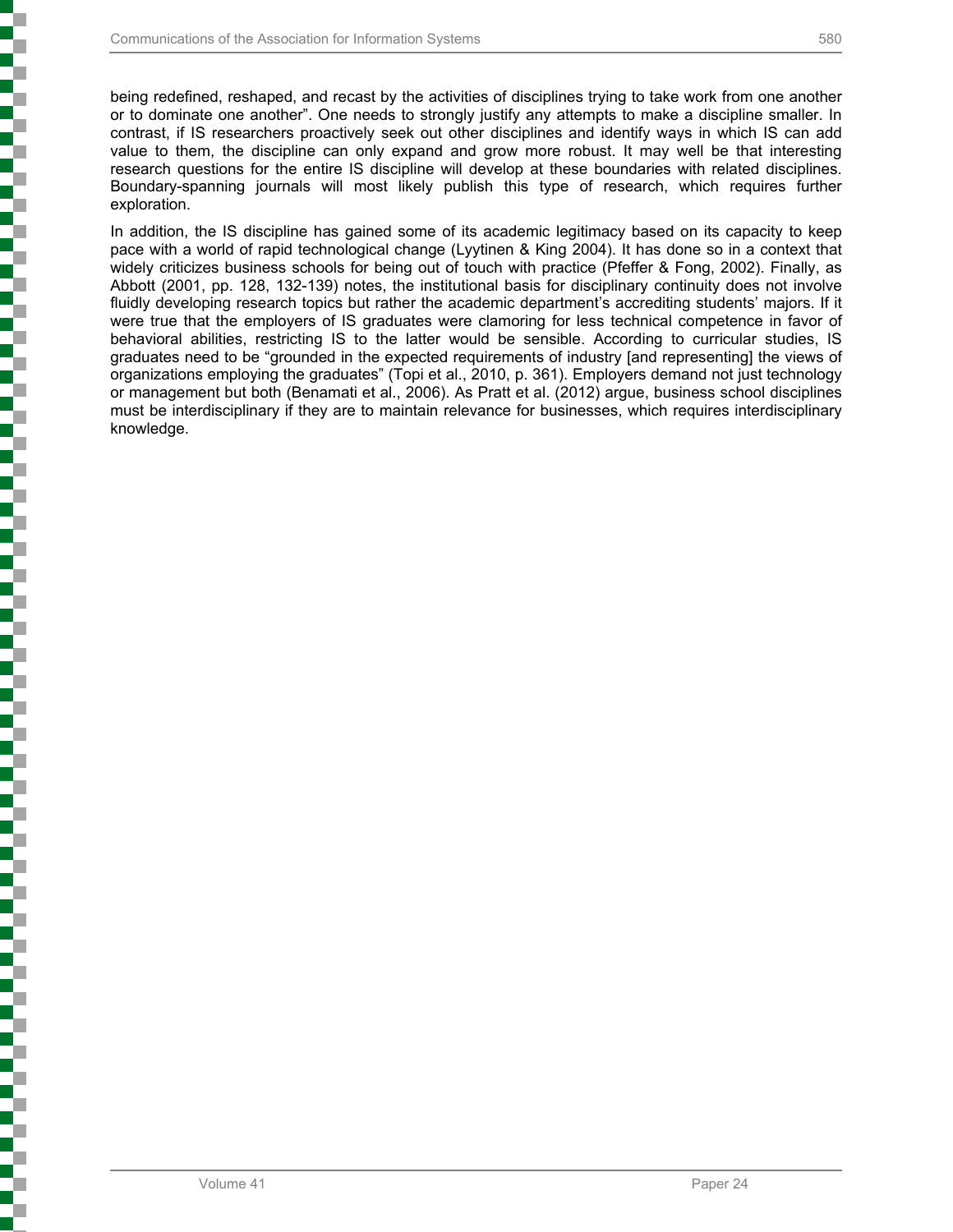being redefined, reshaped, and recast by the activities of disciplines trying to take work from one another or to dominate one another". One needs to strongly justify any attempts to make a discipline smaller. In contrast, if IS researchers proactively seek out other disciplines and identify ways in which IS can add value to them, the discipline can only expand and grow more robust. It may well be that interesting research questions for the entire IS discipline will develop at these boundaries with related disciplines. Boundary-spanning journals will most likely publish this type of research, which requires further exploration.

In addition, the IS discipline has gained some of its academic legitimacy based on its capacity to keep pace with a world of rapid technological change (Lyytinen & King 2004). It has done so in a context that widely criticizes business schools for being out of touch with practice (Pfeffer & Fong, 2002). Finally, as Abbott (2001, pp. 128, 132-139) notes, the institutional basis for disciplinary continuity does not involve fluidly developing research topics but rather the academic department's accrediting students' majors. If it were true that the employers of IS graduates were clamoring for less technical competence in favor of behavioral abilities, restricting IS to the latter would be sensible. According to curricular studies, IS graduates need to be "grounded in the expected requirements of industry [and representing] the views of organizations employing the graduates" (Topi et al., 2010, p. 361). Employers demand not just technology or management but both (Benamati et al., 2006). As Pratt et al. (2012) argue, business school disciplines must be interdisciplinary if they are to maintain relevance for businesses, which requires interdisciplinary knowledge.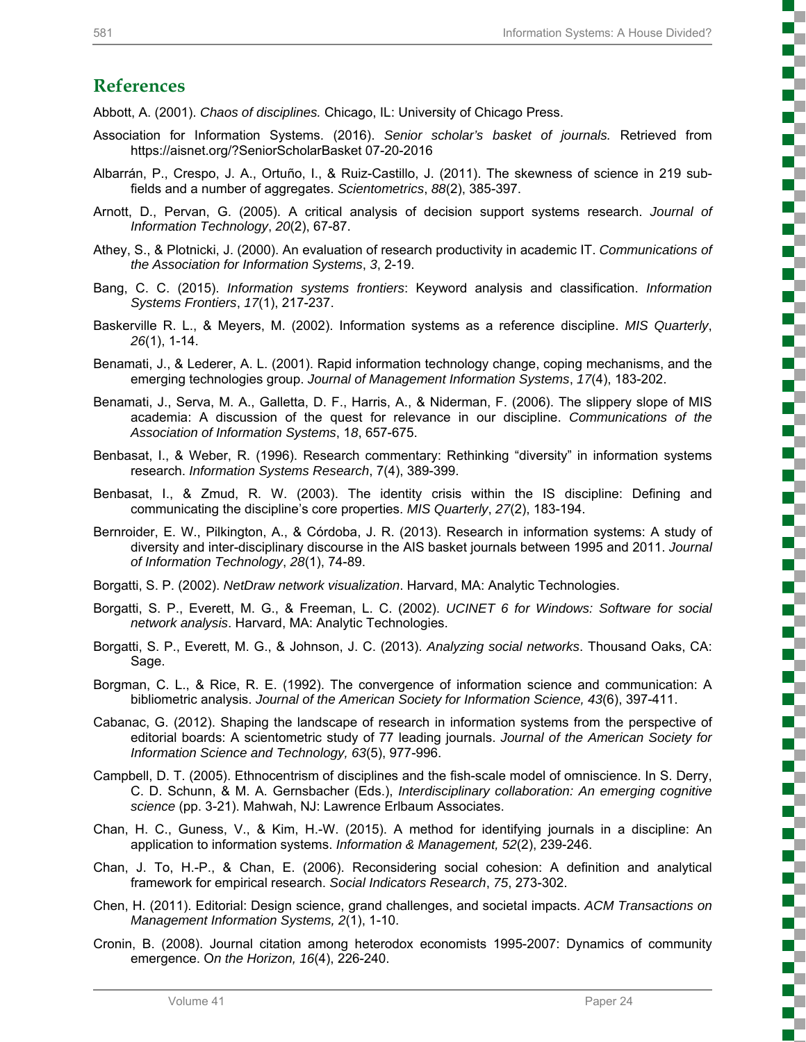## References

Abbott, A. (2001). *Chaos of disciplines.* Chicago, IL: University of Chicago Press.

Association for Information Systems. (2016). *Senior scholar's basket of journals.* Retrieved from https://aisnet.org/?SeniorScholarBasket 07-20-2016

Albarrán, P., Crespo, J. A., Ortuño, I., & Ruiz-Castillo, J. (2011). The skewness of science in 219 sub-fields and a number of aggregates. *Scientometrics*, *88*(2), 385-397.

Arnott, D., Pervan, G. (2005). A critical analysis of decision support systems research. *Journal of Information Technology*, *20*(2), 67-87.

Athey, S., & Plotnicki, J. (2000). An evaluation of research productivity in academic IT. *Communications of the Association for Information Systems*, *3*, 2-19.

Bang, C. C. (2015). *Information systems frontiers*: Keyword analysis and classification. *Information Systems Frontiers*, *17*(1), 217-237.

Baskerville R. L., & Meyers, M. (2002). Information systems as a reference discipline. *MIS Quarterly*, *26*(1), 1-14.

Benamati, J., & Lederer, A. L. (2001). Rapid information technology change, coping mechanisms, and the emerging technologies group. *Journal of Management Information Systems*, *17*(4), 183-202.

Benamati, J., Serva, M. A., Galletta, D. F., Harris, A., & Niderman, F. (2006). The slippery slope of MIS academia: A discussion of the quest for relevance in our discipline. *Communications of the Association of Information Systems*, 1*8*, 657-675.

Benbasat, I., & Weber, R. (1996). Research commentary: Rethinking "diversity" in information systems research. *Information Systems Research*, 7(4), 389-399.

Benbasat, I., & Zmud, R. W. (2003). The identity crisis within the IS discipline: Defining and communicating the discipline's core properties. *MIS Quarterly*, *27*(2), 183-194.

Bernroider, E. W., Pilkington, A., & Córdoba, J. R. (2013). Research in information systems: A study of diversity and inter-disciplinary discourse in the AIS basket journals between 1995 and 2011. *Journal of Information Technology*, *28*(1), 74-89.

Borgatti, S. P. (2002). *NetDraw network visualization*. Harvard, MA: Analytic Technologies.

Borgatti, S. P., Everett, M. G., & Freeman, L. C. (2002). *UCINET 6 for Windows: Software for social network analysis*. Harvard, MA: Analytic Technologies.

Borgatti, S. P., Everett, M. G., & Johnson, J. C. (2013). *Analyzing social networks*. Thousand Oaks, CA: Sage.

Borgman, C. L., & Rice, R. E. (1992). The convergence of information science and communication: A bibliometric analysis. *Journal of the American Society for Information Science, 43*(6), 397-411.

Cabanac, G. (2012). Shaping the landscape of research in information systems from the perspective of editorial boards: A scientometric study of 77 leading journals. *Journal of the American Society for Information Science and Technology, 63*(5), 977-996.

Campbell, D. T. (2005). Ethnocentrism of disciplines and the fish-scale model of omniscience. In S. Derry, C. D. Schunn, & M. A. Gernsbacher (Eds.), *Interdisciplinary collaboration: An emerging cognitive science* (pp. 3-21). Mahwah, NJ: Lawrence Erlbaum Associates.

Chan, H. C., Guness, V., & Kim, H.-W. (2015). A method for identifying journals in a discipline: An application to information systems. *Information & Management, 52*(2), 239-246.

Chan, J. To, H.-P., & Chan, E. (2006). Reconsidering social cohesion: A definition and analytical framework for empirical research. *Social Indicators Research*, *75*, 273-302.

Chen, H. (2011). Editorial: Design science, grand challenges, and societal impacts. *ACM Transactions on Management Information Systems, 2*(1), 1-10.

Cronin, B. (2008). Journal citation among heterodox economists 1995-2007: Dynamics of community emergence. O*n the Horizon, 16*(4), 226-240.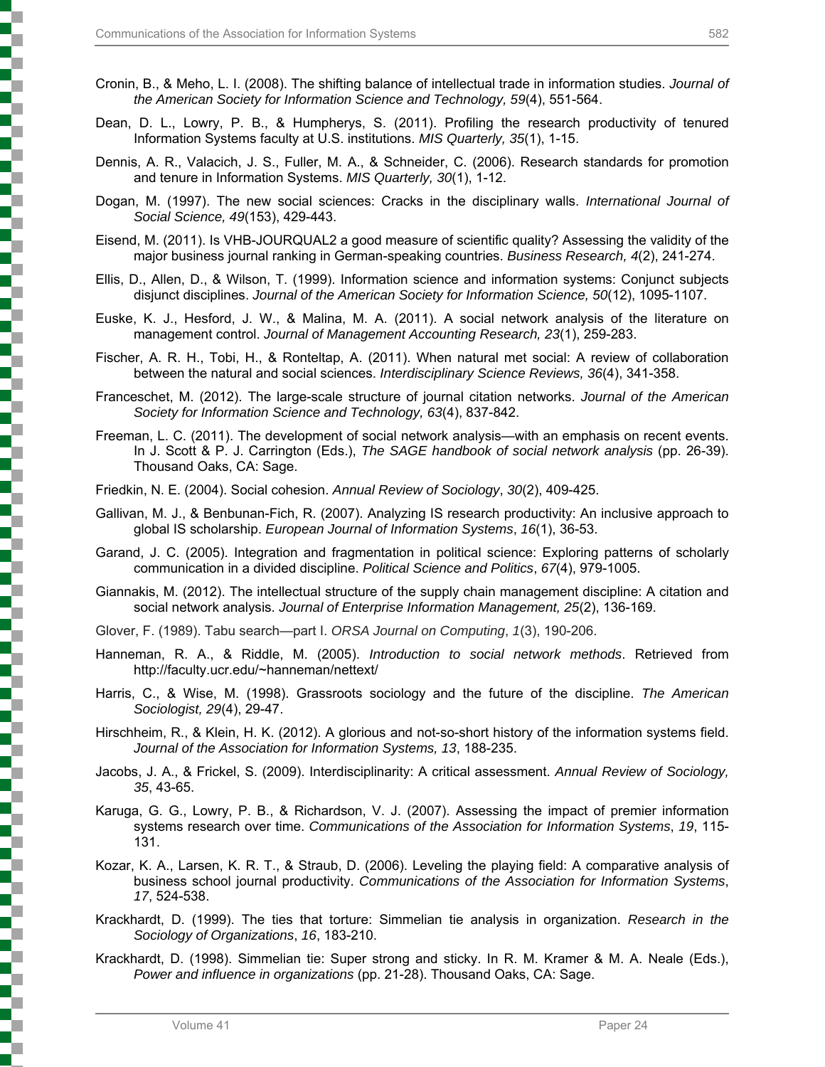Cronin, B., & Meho, L. I. (2008). The shifting balance of intellectual trade in information studies. *Journal of the American Society for Information Science and Technology, 59*(4), 551-564.

Dean, D. L., Lowry, P. B., & Humpherys, S. (2011). Profiling the research productivity of tenured Information Systems faculty at U.S. institutions. *MIS Quarterly, 35*(1), 1-15.

Dennis, A. R., Valacich, J. S., Fuller, M. A., & Schneider, C. (2006). Research standards for promotion and tenure in Information Systems. *MIS Quarterly, 30*(1), 1-12.

Dogan, M. (1997). The new social sciences: Cracks in the disciplinary walls. *International Journal of Social Science, 49*(153), 429-443.

Eisend, M. (2011). Is VHB-JOURQUAL2 a good measure of scientific quality? Assessing the validity of the major business journal ranking in German-speaking countries. *Business Research, 4*(2), 241-274.

Ellis, D., Allen, D., & Wilson, T. (1999). Information science and information systems: Conjunct subjects disjunct disciplines. *Journal of the American Society for Information Science, 50*(12), 1095-1107.

Euske, K. J., Hesford, J. W., & Malina, M. A. (2011). A social network analysis of the literature on management control. *Journal of Management Accounting Research, 23*(1), 259-283.

Fischer, A. R. H., Tobi, H., & Ronteltap, A. (2011). When natural met social: A review of collaboration between the natural and social sciences. *Interdisciplinary Science Reviews, 36*(4), 341-358.

Franceschet, M. (2012). The large-scale structure of journal citation networks. *Journal of the American Society for Information Science and Technology, 63*(4), 837-842.

Freeman, L. C. (2011). The development of social network analysis—with an emphasis on recent events. In J. Scott & P. J. Carrington (Eds.), *The SAGE handbook of social network analysis* (pp. 26-39). Thousand Oaks, CA: Sage.

Friedkin, N. E. (2004). Social cohesion. *Annual Review of Sociology*, *30*(2), 409-425.

Gallivan, M. J., & Benbunan-Fich, R. (2007). Analyzing IS research productivity: An inclusive approach to global IS scholarship. *European Journal of Information Systems*, *16*(1), 36-53.

Garand, J. C. (2005). Integration and fragmentation in political science: Exploring patterns of scholarly communication in a divided discipline. *Political Science and Politics*, *67*(4), 979-1005.

Giannakis, M. (2012). The intellectual structure of the supply chain management discipline: A citation and social network analysis. *Journal of Enterprise Information Management, 25*(2), 136-169.

Glover, F. (1989). Tabu search—part I. *ORSA Journal on Computing*, *1*(3), 190-206.

Hanneman, R. A., & Riddle, M. (2005). *Introduction to social network methods*. Retrieved from http://faculty.ucr.edu/~hanneman/nettext/

Harris, C., & Wise, M. (1998). Grassroots sociology and the future of the discipline. *The American Sociologist, 29*(4), 29-47.

Hirschheim, R., & Klein, H. K. (2012). A glorious and not-so-short history of the information systems field. *Journal of the Association for Information Systems, 13*, 188-235.

Jacobs, J. A., & Frickel, S. (2009). Interdisciplinarity: A critical assessment. *Annual Review of Sociology, 35*, 43-65.

Karuga, G. G., Lowry, P. B., & Richardson, V. J. (2007). Assessing the impact of premier information systems research over time. *Communications of the Association for Information Systems*, *19*, 115-131.

Kozar, K. A., Larsen, K. R. T., & Straub, D. (2006). Leveling the playing field: A comparative analysis of business school journal productivity. *Communications of the Association for Information Systems*, *17*, 524-538.

Krackhardt, D. (1999). The ties that torture: Simmelian tie analysis in organization. *Research in the Sociology of Organizations*, *16*, 183-210.

Krackhardt, D. (1998). Simmelian tie: Super strong and sticky. In R. M. Kramer & M. A. Neale (Eds.), *Power and influence in organizations* (pp. 21-28). Thousand Oaks, CA: Sage.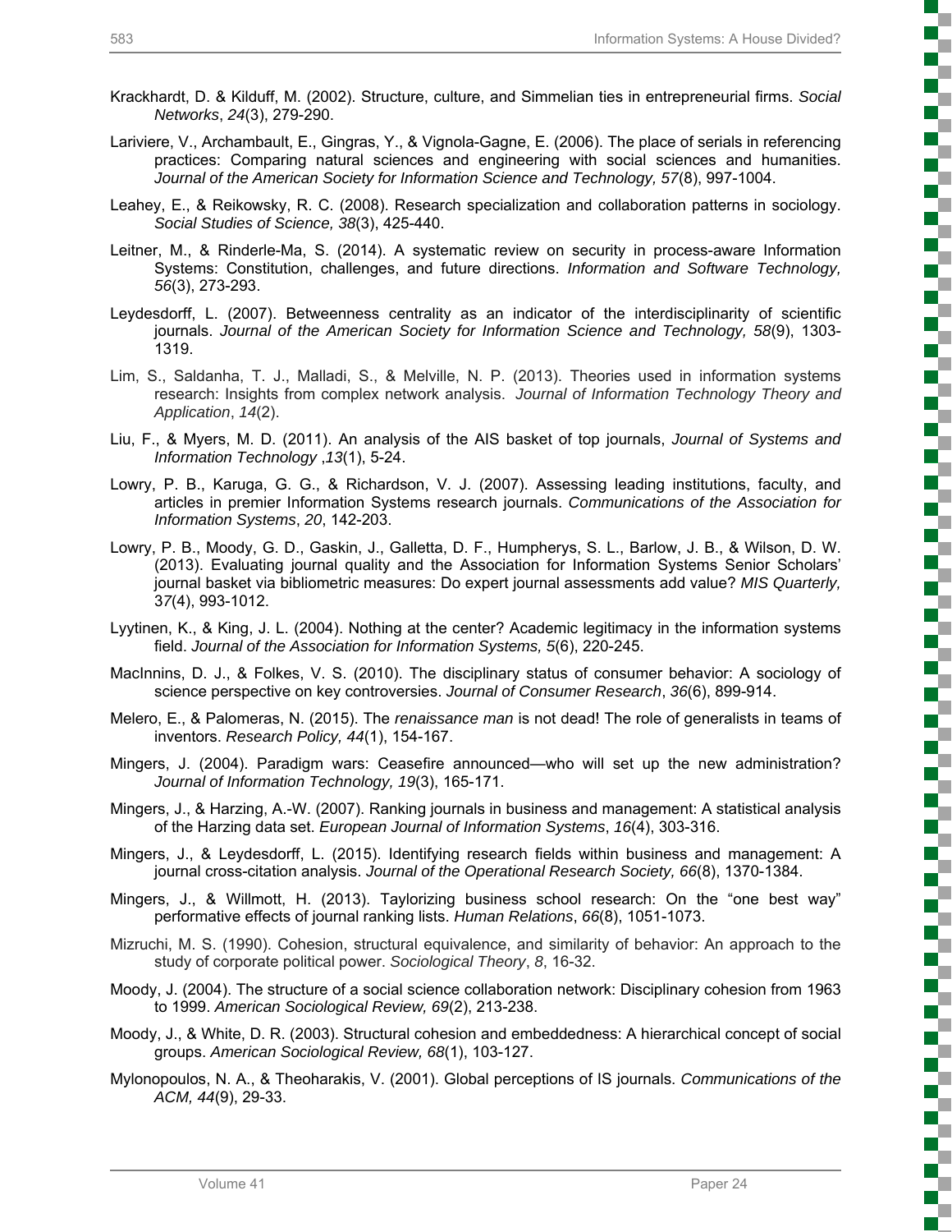Krackhardt, D. & Kilduff, M. (2002). Structure, culture, and Simmelian ties in entrepreneurial firms. *Social Networks*, *24*(3), 279-290.

Lariviere, V., Archambault, E., Gingras, Y., & Vignola-Gagne, E. (2006). The place of serials in referencing practices: Comparing natural sciences and engineering with social sciences and humanities. *Journal of the American Society for Information Science and Technology, 57*(8), 997-1004.

Leahey, E., & Reikowsky, R. C. (2008). Research specialization and collaboration patterns in sociology. *Social Studies of Science, 38*(3), 425-440.

Leitner, M., & Rinderle-Ma, S. (2014). A systematic review on security in process-aware Information Systems: Constitution, challenges, and future directions. *Information and Software Technology, 56*(3), 273-293.

Leydesdorff, L. (2007). Betweenness centrality as an indicator of the interdisciplinarity of scientific journals. *Journal of the American Society for Information Science and Technology, 58*(9), 1303-1319.

Lim, S., Saldanha, T. J., Malladi, S., & Melville, N. P. (2013). Theories used in information systems research: Insights from complex network analysis. *Journal of Information Technology Theory and Application*, *14*(2).

Liu, F., & Myers, M. D. (2011). An analysis of the AIS basket of top journals, *Journal of Systems and Information Technology* ,*13*(1), 5-24.

Lowry, P. B., Karuga, G. G., & Richardson, V. J. (2007). Assessing leading institutions, faculty, and articles in premier Information Systems research journals. *Communications of the Association for Information Systems*, *20*, 142-203.

Lowry, P. B., Moody, G. D., Gaskin, J., Galletta, D. F., Humpherys, S. L., Barlow, J. B., & Wilson, D. W. (2013). Evaluating journal quality and the Association for Information Systems Senior Scholars' journal basket via bibliometric measures: Do expert journal assessments add value? *MIS Quarterly, 37*(4), 993-1012.

Lyytinen, K., & King, J. L. (2004). Nothing at the center? Academic legitimacy in the information systems field. *Journal of the Association for Information Systems, 5*(6), 220-245.

MacInnins, D. J., & Folkes, V. S. (2010). The disciplinary status of consumer behavior: A sociology of science perspective on key controversies. *Journal of Consumer Research*, *36*(6), 899-914.

Melero, E., & Palomeras, N. (2015). The *renaissance man* is not dead! The role of generalists in teams of inventors. *Research Policy, 44*(1), 154-167.

Mingers, J. (2004). Paradigm wars: Ceasefire announced—who will set up the new administration? *Journal of Information Technology, 19*(3), 165-171.

Mingers, J., & Harzing, A.-W. (2007). Ranking journals in business and management: A statistical analysis of the Harzing data set. *European Journal of Information Systems*, *16*(4), 303-316.

Mingers, J., & Leydesdorff, L. (2015). Identifying research fields within business and management: A journal cross-citation analysis. *Journal of the Operational Research Society, 66*(8), 1370-1384.

Mingers, J., & Willmott, H. (2013). Taylorizing business school research: On the "one best way" performative effects of journal ranking lists. *Human Relations*, *66*(8), 1051-1073.

Mizruchi, M. S. (1990). Cohesion, structural equivalence, and similarity of behavior: An approach to the study of corporate political power. *Sociological Theory*, *8*, 16-32.

Moody, J. (2004). The structure of a social science collaboration network: Disciplinary cohesion from 1963 to 1999. *American Sociological Review, 69*(2), 213-238.

Moody, J., & White, D. R. (2003). Structural cohesion and embeddedness: A hierarchical concept of social groups. *American Sociological Review, 68*(1), 103-127.

Mylonopoulos, N. A., & Theoharakis, V. (2001). Global perceptions of IS journals. *Communications of the ACM, 44*(9), 29-33.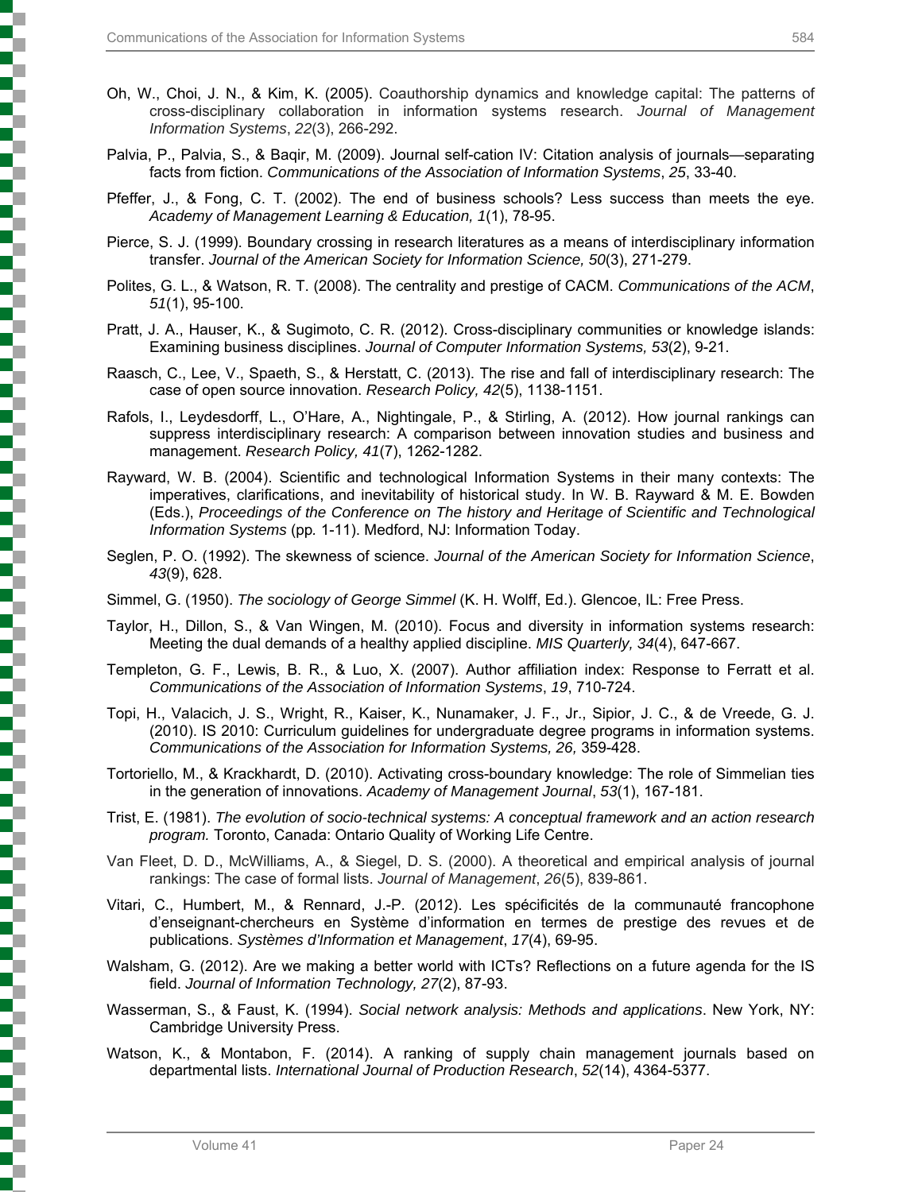Oh, W., Choi, J. N., & Kim, K. (2005). Coauthorship dynamics and knowledge capital: The patterns of cross-disciplinary collaboration in information systems research. *Journal of Management Information Systems*, *22*(3), 266-292.

Palvia, P., Palvia, S., & Baqir, M. (2009). Journal self-cation IV: Citation analysis of journals—separating facts from fiction. *Communications of the Association of Information Systems*, *25*, 33-40.

Pfeffer, J., & Fong, C. T. (2002). The end of business schools? Less success than meets the eye. *Academy of Management Learning & Education, 1*(1), 78-95.

Pierce, S. J. (1999). Boundary crossing in research literatures as a means of interdisciplinary information transfer. *Journal of the American Society for Information Science, 50*(3), 271-279.

Polites, G. L., & Watson, R. T. (2008). The centrality and prestige of CACM. *Communications of the ACM*, *51*(1), 95-100.

Pratt, J. A., Hauser, K., & Sugimoto, C. R. (2012). Cross-disciplinary communities or knowledge islands: Examining business disciplines. *Journal of Computer Information Systems, 53*(2), 9-21.

Raasch, C., Lee, V., Spaeth, S., & Herstatt, C. (2013). The rise and fall of interdisciplinary research: The case of open source innovation. *Research Policy, 42*(5), 1138-1151.

Rafols, I., Leydesdorff, L., O'Hare, A., Nightingale, P., & Stirling, A. (2012). How journal rankings can suppress interdisciplinary research: A comparison between innovation studies and business and management. *Research Policy, 41*(7), 1262-1282.

Rayward, W. B. (2004). Scientific and technological Information Systems in their many contexts: The imperatives, clarifications, and inevitability of historical study. In W. B. Rayward & M. E. Bowden (Eds.), *Proceedings of the Conference on The history and Heritage of Scientific and Technological Information Systems* (pp*.* 1-11). Medford, NJ: Information Today.

Seglen, P. O. (1992). The skewness of science. *Journal of the American Society for Information Science*, *43*(9), 628.

Simmel, G. (1950). *The sociology of George Simmel* (K. H. Wolff, Ed.). Glencoe, IL: Free Press.

Taylor, H., Dillon, S., & Van Wingen, M. (2010). Focus and diversity in information systems research: Meeting the dual demands of a healthy applied discipline. *MIS Quarterly, 34*(4), 647-667.

Templeton, G. F., Lewis, B. R., & Luo, X. (2007). Author affiliation index: Response to Ferratt et al. *Communications of the Association of Information Systems*, *19*, 710-724.

Topi, H., Valacich, J. S., Wright, R., Kaiser, K., Nunamaker, J. F., Jr., Sipior, J. C., & de Vreede, G. J. (2010). IS 2010: Curriculum guidelines for undergraduate degree programs in information systems. *Communications of the Association for Information Systems, 26,* 359-428.

Tortoriello, M., & Krackhardt, D. (2010). Activating cross-boundary knowledge: The role of Simmelian ties in the generation of innovations. *Academy of Management Journal*, *53*(1), 167-181.

Trist, E. (1981). *The evolution of socio-technical systems: A conceptual framework and an action research program.* Toronto, Canada: Ontario Quality of Working Life Centre.

Van Fleet, D. D., McWilliams, A., & Siegel, D. S. (2000). A theoretical and empirical analysis of journal rankings: The case of formal lists. *Journal of Management*, *26*(5), 839-861.

Vitari, C., Humbert, M., & Rennard, J.-P. (2012). Les spécificités de la communauté francophone d'enseignant-chercheurs en Système d'information en termes de prestige des revues et de publications. *Systèmes d'Information et Management*, *17*(4), 69-95.

Walsham, G. (2012). Are we making a better world with ICTs? Reflections on a future agenda for the IS field. *Journal of Information Technology, 27*(2), 87-93.

Wasserman, S., & Faust, K. (1994). *Social network analysis: Methods and applications*. New York, NY: Cambridge University Press.

Watson, K., & Montabon, F. (2014). A ranking of supply chain management journals based on departmental lists. *International Journal of Production Research*, *52*(14), 4364-5377.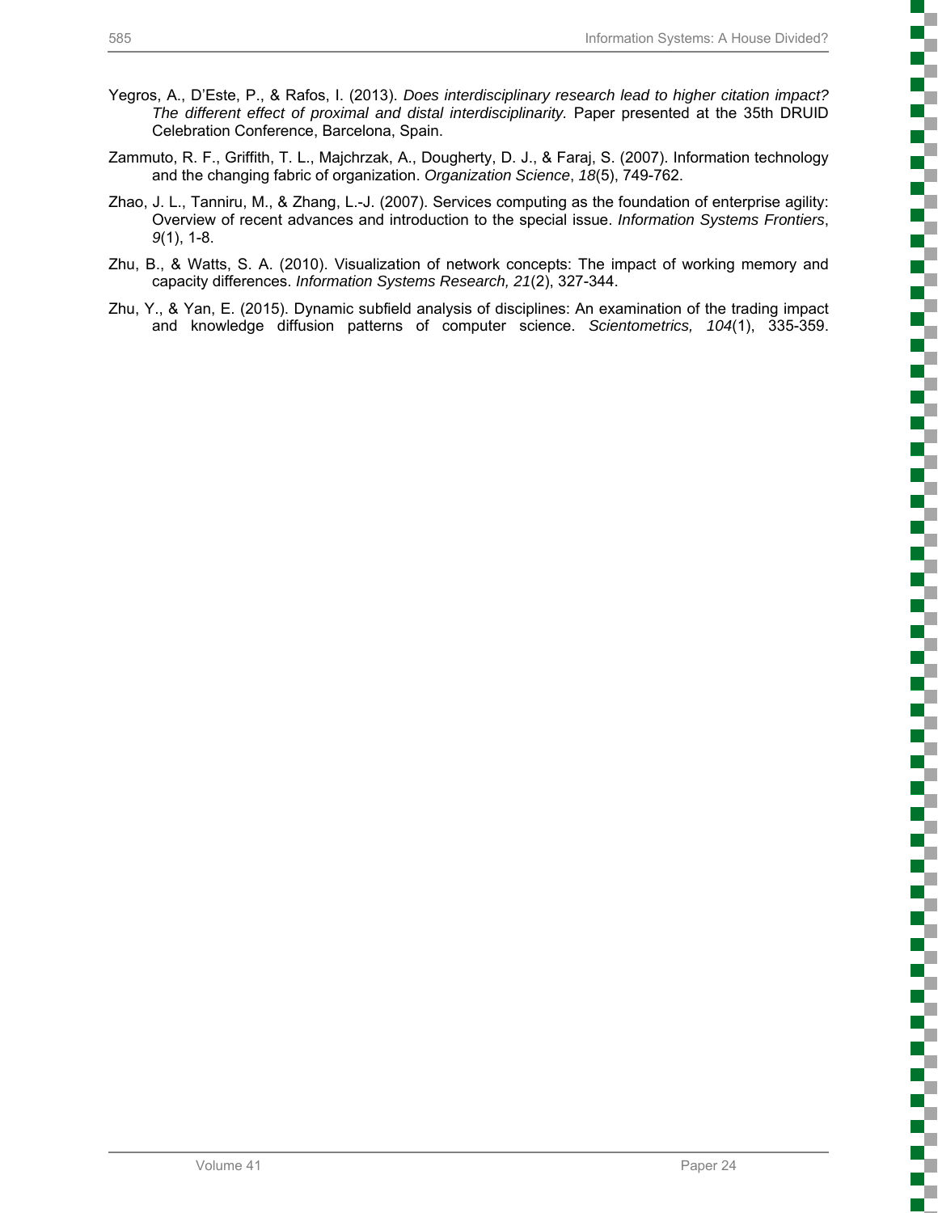Yegros, A., D'Este, P., & Rafos, I. (2013). *Does interdisciplinary research lead to higher citation impact? The different effect of proximal and distal interdisciplinarity.* Paper presented at the 35th DRUID Celebration Conference, Barcelona, Spain.

Zammuto, R. F., Griffith, T. L., Majchrzak, A., Dougherty, D. J., & Faraj, S. (2007). Information technology and the changing fabric of organization. *Organization Science*, *18*(5), 749-762.

Zhao, J. L., Tanniru, M., & Zhang, L.-J. (2007). Services computing as the foundation of enterprise agility: Overview of recent advances and introduction to the special issue. *Information Systems Frontiers*, *9*(1), 1-8.

Zhu, B., & Watts, S. A. (2010). Visualization of network concepts: The impact of working memory and capacity differences. *Information Systems Research, 21*(2), 327-344.

Zhu, Y., & Yan, E. (2015). Dynamic subfield analysis of disciplines: An examination of the trading impact and knowledge diffusion patterns of computer science. *Scientometrics, 104*(1), 335-359.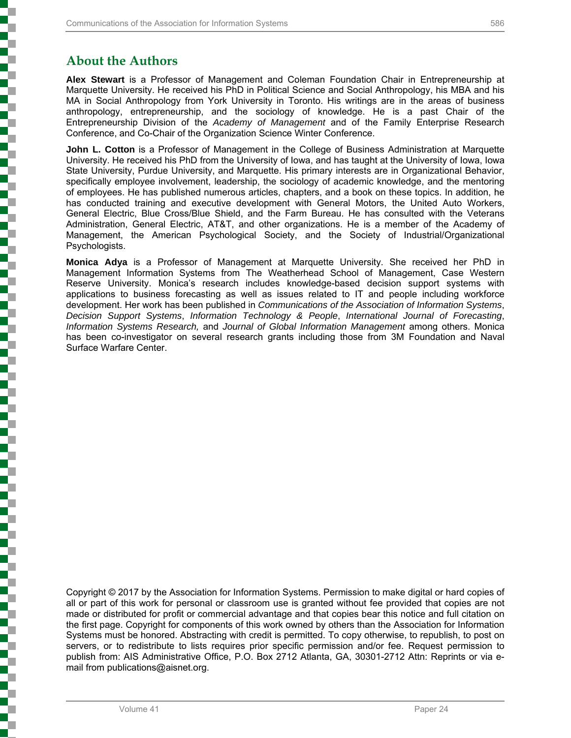## About the Authors

**Alex Stewart** is a Professor of Management and Coleman Foundation Chair in Entrepreneurship at Marquette University. He received his PhD in Political Science and Social Anthropology, his MBA and his MA in Social Anthropology from York University in Toronto. His writings are in the areas of business anthropology, entrepreneurship, and the sociology of knowledge. He is a past Chair of the Entrepreneurship Division of the *Academy of Management* and of the Family Enterprise Research Conference, and Co-Chair of the Organization Science Winter Conference.

**John L. Cotton** is a Professor of Management in the College of Business Administration at Marquette University. He received his PhD from the University of Iowa, and has taught at the University of Iowa, Iowa State University, Purdue University, and Marquette. His primary interests are in Organizational Behavior, specifically employee involvement, leadership, the sociology of academic knowledge, and the mentoring of employees. He has published numerous articles, chapters, and a book on these topics. In addition, he has conducted training and executive development with General Motors, the United Auto Workers, General Electric, Blue Cross/Blue Shield, and the Farm Bureau. He has consulted with the Veterans Administration, General Electric, AT&T, and other organizations. He is a member of the Academy of Management, the American Psychological Society, and the Society of Industrial/Organizational Psychologists.

**Monica Adya** is a Professor of Management at Marquette University. She received her PhD in Management Information Systems from The Weatherhead School of Management, Case Western Reserve University. Monica's research includes knowledge-based decision support systems with applications to business forecasting as well as issues related to IT and people including workforce development. Her work has been published in *Communications of the Association of Information Systems*, *Decision Support Systems*, *Information Technology & People*, *International Journal of Forecasting*, *Information Systems Research,* and *Journal of Global Information Management* among others. Monica has been co-investigator on several research grants including those from 3M Foundation and Naval Surface Warfare Center.

Copyright © 2017 by the Association for Information Systems. Permission to make digital or hard copies of all or part of this work for personal or classroom use is granted without fee provided that copies are not made or distributed for profit or commercial advantage and that copies bear this notice and full citation on the first page. Copyright for components of this work owned by others than the Association for Information Systems must be honored. Abstracting with credit is permitted. To copy otherwise, to republish, to post on servers, or to redistribute to lists requires prior specific permission and/or fee. Request permission to publish from: AIS Administrative Office, P.O. Box 2712 Atlanta, GA, 30301-2712 Attn: Reprints or via e-mail from publications@aisnet.org.